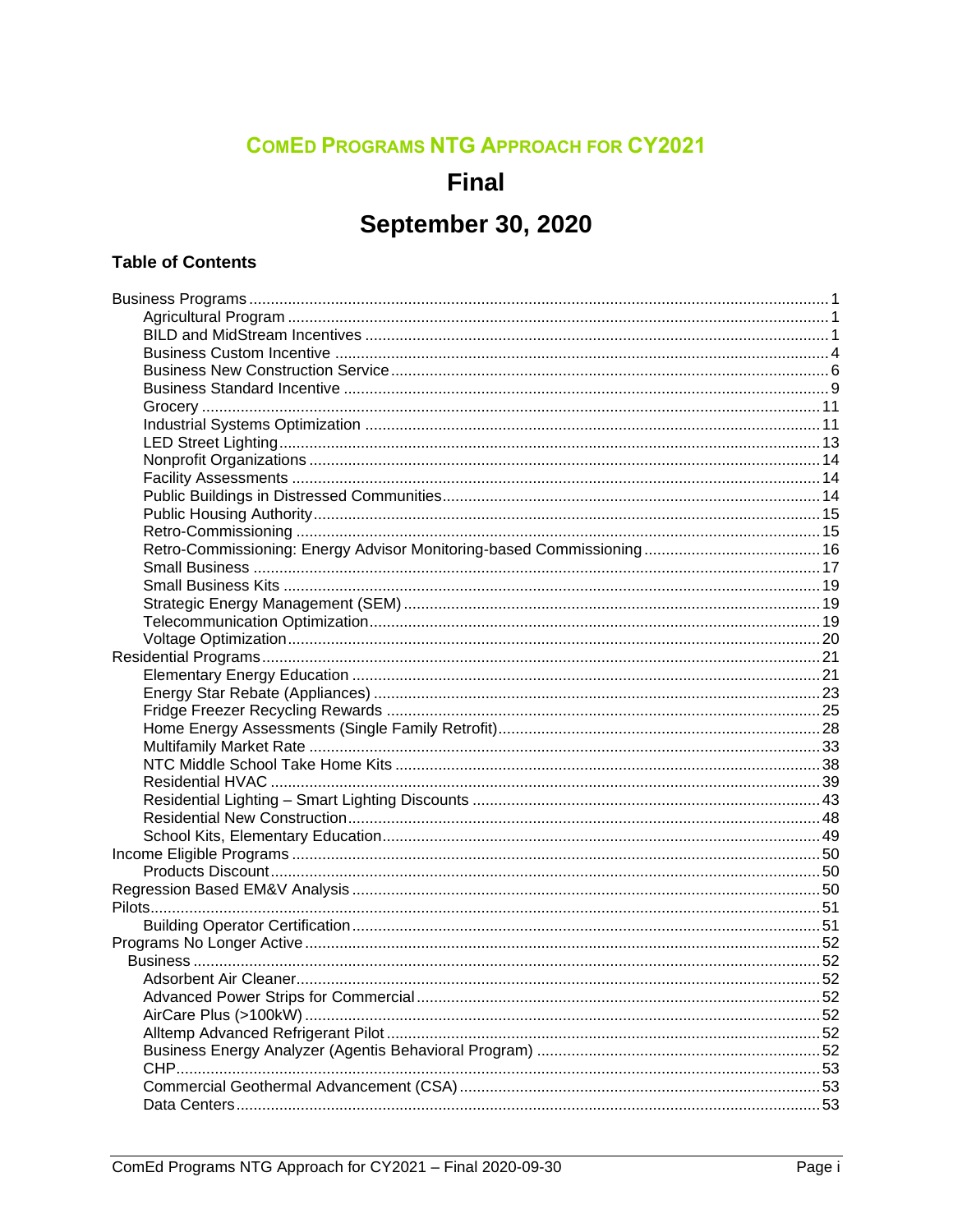# ComEd Programs NTG Approach for CY2021

## Final

## September 30, 2020

### Table of Contents

- Business Programs ... 1
  - Agricultural Program ... 1
  - BILD and MidStream Incentives ... 1
  - Business Custom Incentive ... 4
  - Business New Construction Service ... 6
  - Business Standard Incentive ... 9
  - Grocery ... 11
  - Industrial Systems Optimization ... 11
  - LED Street Lighting ... 13
  - Nonprofit Organizations ... 14
  - Facility Assessments ... 14
  - Public Buildings in Distressed Communities ... 14
  - Public Housing Authority ... 15
  - Retro-Commissioning ... 15
  - Retro-Commissioning: Energy Advisor Monitoring-based Commissioning ... 16
  - Small Business ... 17
  - Small Business Kits ... 19
  - Strategic Energy Management (SEM) ... 19
  - Telecommunication Optimization ... 19
  - Voltage Optimization ... 20
- Residential Programs ... 21
  - Elementary Energy Education ... 21
  - Energy Star Rebate (Appliances) ... 23
  - Fridge Freezer Recycling Rewards ... 25
  - Home Energy Assessments (Single Family Retrofit) ... 28
  - Multifamily Market Rate ... 33
  - NTC Middle School Take Home Kits ... 38
  - Residential HVAC ... 39
  - Residential Lighting – Smart Lighting Discounts ... 43
  - Residential New Construction ... 48
  - School Kits, Elementary Education ... 49
- Income Eligible Programs ... 50
  - Products Discount ... 50
- Regression Based EM&V Analysis ... 50
- Pilots ... 51
  - Building Operator Certification ... 51
- Programs No Longer Active ... 52
  - Business ... 52
    - Adsorbent Air Cleaner ... 52
    - Advanced Power Strips for Commercial ... 52
    - AirCare Plus (>100kW) ... 52
    - Alltemp Advanced Refrigerant Pilot ... 52
    - Business Energy Analyzer (Agentis Behavioral Program) ... 52
    - CHP ... 53
    - Commercial Geothermal Advancement (CSA) ... 53
    - Data Centers ... 53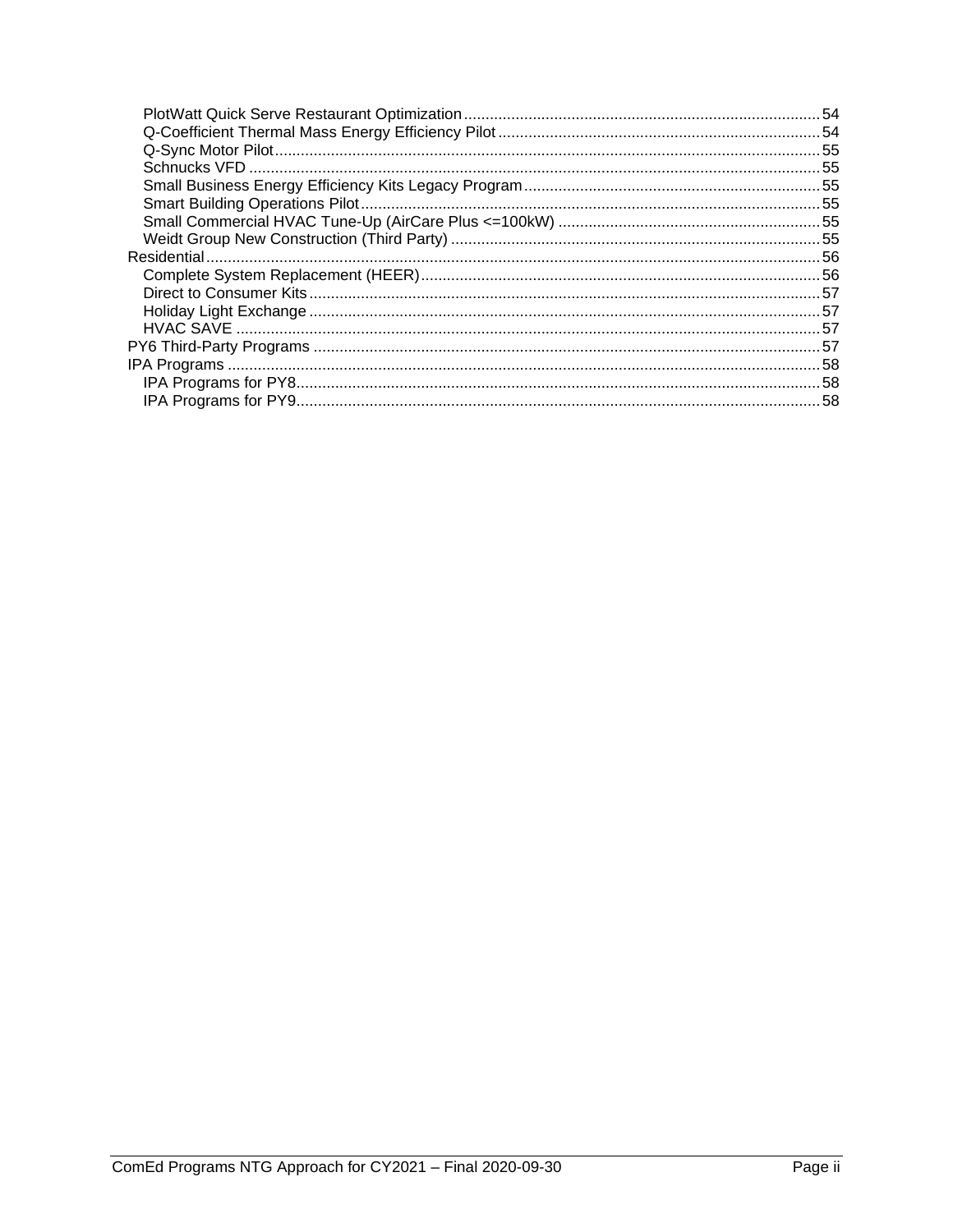- PlotWatt Quick Serve Restaurant Optimization ... 54
- Q-Coefficient Thermal Mass Energy Efficiency Pilot ... 54
- Q-Sync Motor Pilot ... 55
- Schnucks VFD ... 55
- Small Business Energy Efficiency Kits Legacy Program ... 55
- Smart Building Operations Pilot ... 55
- Small Commercial HVAC Tune-Up (AirCare Plus <=100kW) ... 55
- Weidt Group New Construction (Third Party) ... 55

Residential ... 56

- Complete System Replacement (HEER) ... 56
- Direct to Consumer Kits ... 57
- Holiday Light Exchange ... 57
- HVAC SAVE ... 57

PY6 Third-Party Programs ... 57

IPA Programs ... 58

- IPA Programs for PY8 ... 58
- IPA Programs for PY9 ... 58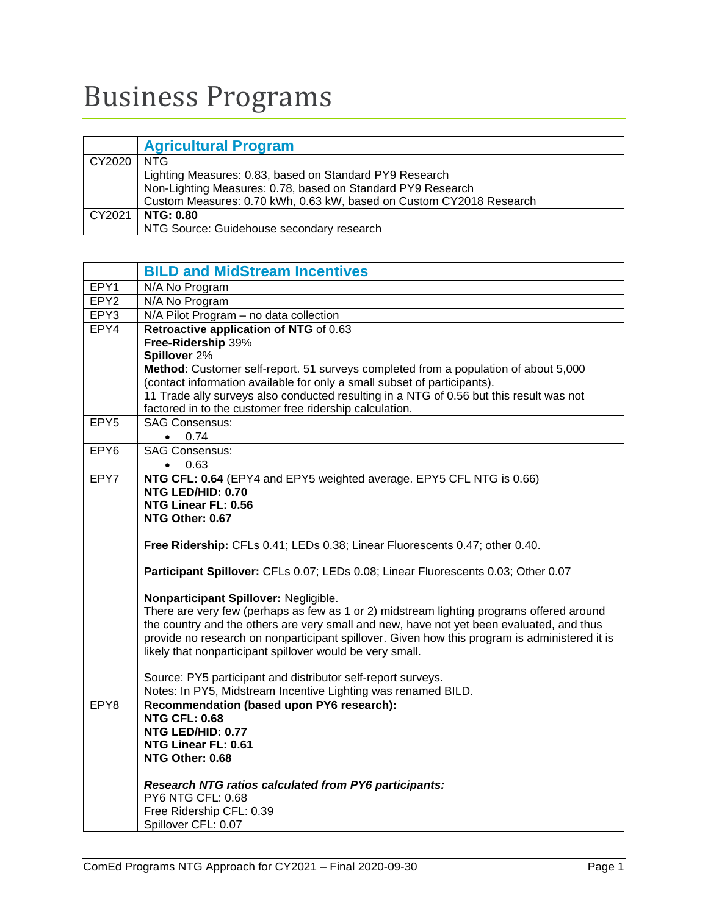# Business Programs

| | **Agricultural Program** |
|---|---|
| CY2020 | NTG<br>Lighting Measures: 0.83, based on Standard PY9 Research<br>Non-Lighting Measures: 0.78, based on Standard PY9 Research<br>Custom Measures: 0.70 kWh, 0.63 kW, based on Custom CY2018 Research |
| CY2021 | **NTG: 0.80**<br>NTG Source: Guidehouse secondary research |

| | **BILD and MidStream Incentives** |
|---|---|
| EPY1 | N/A No Program |
| EPY2 | N/A No Program |
| EPY3 | N/A Pilot Program – no data collection |
| EPY4 | **Retroactive application of NTG** of 0.63<br>**Free-Ridership** 39%<br>**Spillover** 2%<br>**Method**: Customer self-report. 51 surveys completed from a population of about 5,000 (contact information available for only a small subset of participants).<br>11 Trade ally surveys also conducted resulting in a NTG of 0.56 but this result was not factored in to the customer free ridership calculation. |
| EPY5 | SAG Consensus:<br>• 0.74 |
| EPY6 | SAG Consensus:<br>• 0.63 |
| EPY7 | **NTG CFL: 0.64** (EPY4 and EPY5 weighted average. EPY5 CFL NTG is 0.66)<br>**NTG LED/HID: 0.70**<br>**NTG Linear FL: 0.56**<br>**NTG Other: 0.67**<br><br>**Free Ridership:** CFLs 0.41; LEDs 0.38; Linear Fluorescents 0.47; other 0.40.<br><br>**Participant Spillover:** CFLs 0.07; LEDs 0.08; Linear Fluorescents 0.03; Other 0.07<br><br>**Nonparticipant Spillover:** Negligible.<br>There are very few (perhaps as few as 1 or 2) midstream lighting programs offered around the country and the others are very small and new, have not yet been evaluated, and thus provide no research on nonparticipant spillover. Given how this program is administered it is likely that nonparticipant spillover would be very small.<br><br>Source: PY5 participant and distributor self-report surveys.<br>Notes: In PY5, Midstream Incentive Lighting was renamed BILD. |
| EPY8 | **Recommendation (based upon PY6 research):**<br>**NTG CFL: 0.68**<br>**NTG LED/HID: 0.77**<br>**NTG Linear FL: 0.61**<br>**NTG Other: 0.68**<br><br>***Research NTG ratios calculated from PY6 participants:***<br>PY6 NTG CFL: 0.68<br>Free Ridership CFL: 0.39<br>Spillover CFL: 0.07 |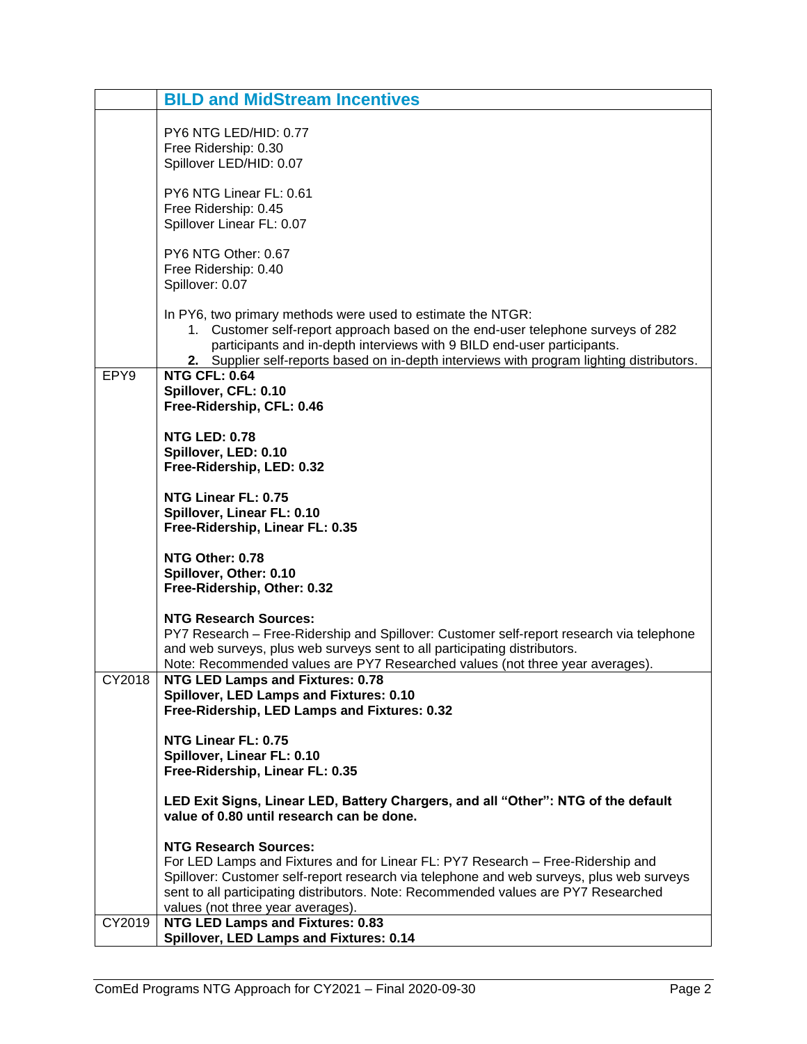| | BILD and MidStream Incentives |
|---|---|
| | PY6 NTG LED/HID: 0.77<br>Free Ridership: 0.30<br>Spillover LED/HID: 0.07<br><br>PY6 NTG Linear FL: 0.61<br>Free Ridership: 0.45<br>Spillover Linear FL: 0.07<br><br>PY6 NTG Other: 0.67<br>Free Ridership: 0.40<br>Spillover: 0.07<br><br>In PY6, two primary methods were used to estimate the NTGR:<br>1. Customer self-report approach based on the end-user telephone surveys of 282 participants and in-depth interviews with 9 BILD end-user participants.<br>**2.** Supplier self-reports based on in-depth interviews with program lighting distributors. |
| EPY9 | **NTG CFL: 0.64**<br>**Spillover, CFL: 0.10**<br>**Free-Ridership, CFL: 0.46**<br><br>**NTG LED: 0.78**<br>**Spillover, LED: 0.10**<br>**Free-Ridership, LED: 0.32**<br><br>**NTG Linear FL: 0.75**<br>**Spillover, Linear FL: 0.10**<br>**Free-Ridership, Linear FL: 0.35**<br><br>**NTG Other: 0.78**<br>**Spillover, Other: 0.10**<br>**Free-Ridership, Other: 0.32**<br><br>**NTG Research Sources:**<br>PY7 Research – Free-Ridership and Spillover: Customer self-report research via telephone and web surveys, plus web surveys sent to all participating distributors.<br>Note: Recommended values are PY7 Researched values (not three year averages). |
| CY2018 | **NTG LED Lamps and Fixtures: 0.78**<br>**Spillover, LED Lamps and Fixtures: 0.10**<br>**Free-Ridership, LED Lamps and Fixtures: 0.32**<br><br>**NTG Linear FL: 0.75**<br>**Spillover, Linear FL: 0.10**<br>**Free-Ridership, Linear FL: 0.35**<br><br>**LED Exit Signs, Linear LED, Battery Chargers, and all "Other": NTG of the default value of 0.80 until research can be done.**<br><br>**NTG Research Sources:**<br>For LED Lamps and Fixtures and for Linear FL: PY7 Research – Free-Ridership and Spillover: Customer self-report research via telephone and web surveys, plus web surveys sent to all participating distributors. Note: Recommended values are PY7 Researched values (not three year averages). |
| CY2019 | **NTG LED Lamps and Fixtures: 0.83**<br>**Spillover, LED Lamps and Fixtures: 0.14** |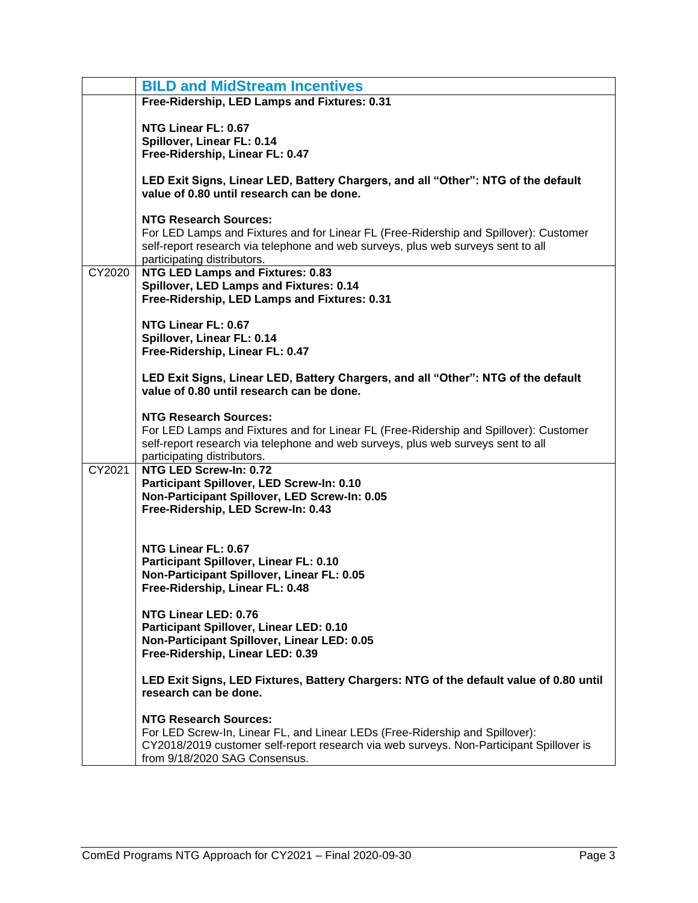| | BILD and MidStream Incentives |
|---|---|
| | **Free-Ridership, LED Lamps and Fixtures: 0.31**<br><br>**NTG Linear FL: 0.67**<br>**Spillover, Linear FL: 0.14**<br>**Free-Ridership, Linear FL: 0.47**<br><br>**LED Exit Signs, Linear LED, Battery Chargers, and all "Other": NTG of the default value of 0.80 until research can be done.**<br><br>**NTG Research Sources:**<br>For LED Lamps and Fixtures and for Linear FL (Free-Ridership and Spillover): Customer self-report research via telephone and web surveys, plus web surveys sent to all participating distributors. |
| CY2020 | **NTG LED Lamps and Fixtures: 0.83**<br>**Spillover, LED Lamps and Fixtures: 0.14**<br>**Free-Ridership, LED Lamps and Fixtures: 0.31**<br><br>**NTG Linear FL: 0.67**<br>**Spillover, Linear FL: 0.14**<br>**Free-Ridership, Linear FL: 0.47**<br><br>**LED Exit Signs, Linear LED, Battery Chargers, and all "Other": NTG of the default value of 0.80 until research can be done.**<br><br>**NTG Research Sources:**<br>For LED Lamps and Fixtures and for Linear FL (Free-Ridership and Spillover): Customer self-report research via telephone and web surveys, plus web surveys sent to all participating distributors. |
| CY2021 | **NTG LED Screw-In: 0.72**<br>**Participant Spillover, LED Screw-In: 0.10**<br>**Non-Participant Spillover, LED Screw-In: 0.05**<br>**Free-Ridership, LED Screw-In: 0.43**<br><br>**NTG Linear FL: 0.67**<br>**Participant Spillover, Linear FL: 0.10**<br>**Non-Participant Spillover, Linear FL: 0.05**<br>**Free-Ridership, Linear FL: 0.48**<br><br>**NTG Linear LED: 0.76**<br>**Participant Spillover, Linear LED: 0.10**<br>**Non-Participant Spillover, Linear LED: 0.05**<br>**Free-Ridership, Linear LED: 0.39**<br><br>**LED Exit Signs, LED Fixtures, Battery Chargers: NTG of the default value of 0.80 until research can be done.**<br><br>**NTG Research Sources:**<br>For LED Screw-In, Linear FL, and Linear LEDs (Free-Ridership and Spillover): CY2018/2019 customer self-report research via web surveys. Non-Participant Spillover is from 9/18/2020 SAG Consensus. |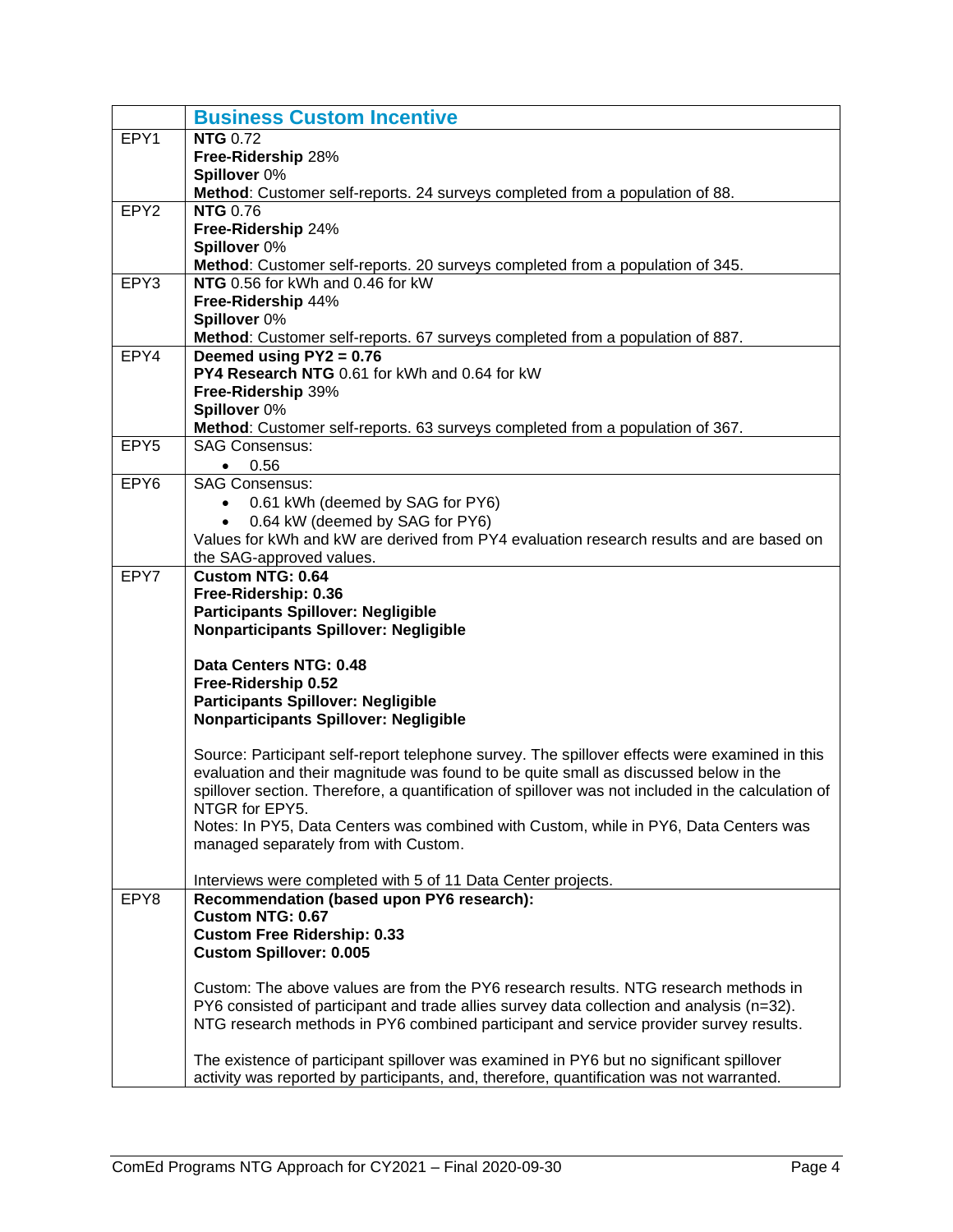| | **Business Custom Incentive** |
|---|---|
| EPY1 | **NTG** 0.72<br>**Free-Ridership** 28%<br>**Spillover** 0%<br>**Method**: Customer self-reports. 24 surveys completed from a population of 88. |
| EPY2 | **NTG** 0.76<br>**Free-Ridership** 24%<br>**Spillover** 0%<br>**Method**: Customer self-reports. 20 surveys completed from a population of 345. |
| EPY3 | **NTG** 0.56 for kWh and 0.46 for kW<br>**Free-Ridership** 44%<br>**Spillover** 0%<br>**Method**: Customer self-reports. 67 surveys completed from a population of 887. |
| EPY4 | **Deemed using PY2 = 0.76**<br>**PY4 Research NTG** 0.61 for kWh and 0.64 for kW<br>**Free-Ridership** 39%<br>**Spillover** 0%<br>**Method**: Customer self-reports. 63 surveys completed from a population of 367. |
| EPY5 | SAG Consensus:<br>• 0.56 |
| EPY6 | SAG Consensus:<br>• 0.61 kWh (deemed by SAG for PY6)<br>• 0.64 kW (deemed by SAG for PY6)<br>Values for kWh and kW are derived from PY4 evaluation research results and are based on the SAG-approved values. |
| EPY7 | **Custom NTG: 0.64**<br>**Free-Ridership: 0.36**<br>**Participants Spillover: Negligible**<br>**Nonparticipants Spillover: Negligible**<br><br>**Data Centers NTG: 0.48**<br>**Free-Ridership 0.52**<br>**Participants Spillover: Negligible**<br>**Nonparticipants Spillover: Negligible**<br><br>Source: Participant self-report telephone survey. The spillover effects were examined in this evaluation and their magnitude was found to be quite small as discussed below in the spillover section. Therefore, a quantification of spillover was not included in the calculation of NTGR for EPY5.<br>Notes: In PY5, Data Centers was combined with Custom, while in PY6, Data Centers was managed separately from with Custom.<br><br>Interviews were completed with 5 of 11 Data Center projects. |
| EPY8 | **Recommendation (based upon PY6 research):**<br>**Custom NTG: 0.67**<br>**Custom Free Ridership: 0.33**<br>**Custom Spillover: 0.005**<br><br>Custom: The above values are from the PY6 research results. NTG research methods in PY6 consisted of participant and trade allies survey data collection and analysis (n=32). NTG research methods in PY6 combined participant and service provider survey results.<br><br>The existence of participant spillover was examined in PY6 but no significant spillover activity was reported by participants, and, therefore, quantification was not warranted. |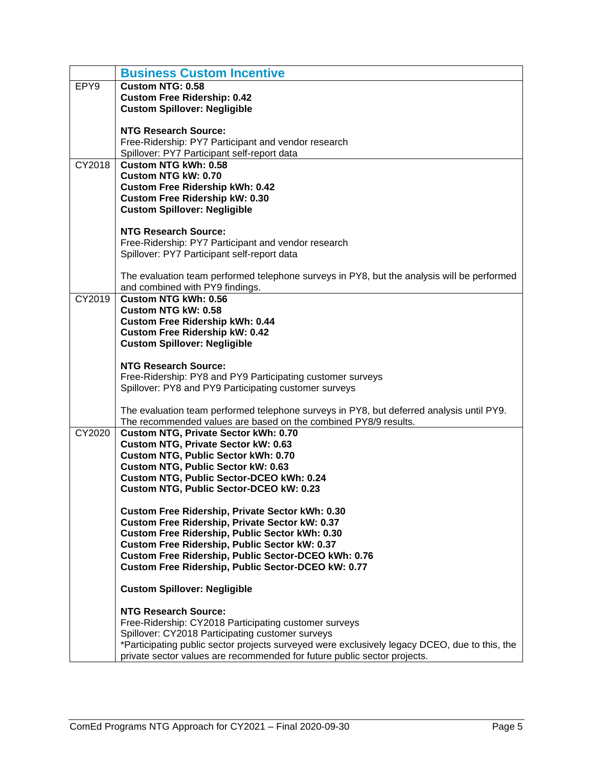| | **Business Custom Incentive** |
|---|---|
| EPY9 | **Custom NTG: 0.58**<br>**Custom Free Ridership: 0.42**<br>**Custom Spillover: Negligible**<br><br>**NTG Research Source:**<br>Free-Ridership: PY7 Participant and vendor research<br>Spillover: PY7 Participant self-report data |
| CY2018 | **Custom NTG kWh: 0.58**<br>**Custom NTG kW: 0.70**<br>**Custom Free Ridership kWh: 0.42**<br>**Custom Free Ridership kW: 0.30**<br>**Custom Spillover: Negligible**<br><br>**NTG Research Source:**<br>Free-Ridership: PY7 Participant and vendor research<br>Spillover: PY7 Participant self-report data<br><br>The evaluation team performed telephone surveys in PY8, but the analysis will be performed and combined with PY9 findings. |
| CY2019 | **Custom NTG kWh: 0.56**<br>**Custom NTG kW: 0.58**<br>**Custom Free Ridership kWh: 0.44**<br>**Custom Free Ridership kW: 0.42**<br>**Custom Spillover: Negligible**<br><br>**NTG Research Source:**<br>Free-Ridership: PY8 and PY9 Participating customer surveys<br>Spillover: PY8 and PY9 Participating customer surveys<br><br>The evaluation team performed telephone surveys in PY8, but deferred analysis until PY9. The recommended values are based on the combined PY8/9 results. |
| CY2020 | **Custom NTG, Private Sector kWh: 0.70**<br>**Custom NTG, Private Sector kW: 0.63**<br>**Custom NTG, Public Sector kWh: 0.70**<br>**Custom NTG, Public Sector kW: 0.63**<br>**Custom NTG, Public Sector-DCEO kWh: 0.24**<br>**Custom NTG, Public Sector-DCEO kW: 0.23**<br><br>**Custom Free Ridership, Private Sector kWh: 0.30**<br>**Custom Free Ridership, Private Sector kW: 0.37**<br>**Custom Free Ridership, Public Sector kWh: 0.30**<br>**Custom Free Ridership, Public Sector kW: 0.37**<br>**Custom Free Ridership, Public Sector-DCEO kWh: 0.76**<br>**Custom Free Ridership, Public Sector-DCEO kW: 0.77**<br><br>**Custom Spillover: Negligible**<br><br>**NTG Research Source:**<br>Free-Ridership: CY2018 Participating customer surveys<br>Spillover: CY2018 Participating customer surveys<br>*Participating public sector projects surveyed were exclusively legacy DCEO, due to this, the private sector values are recommended for future public sector projects. |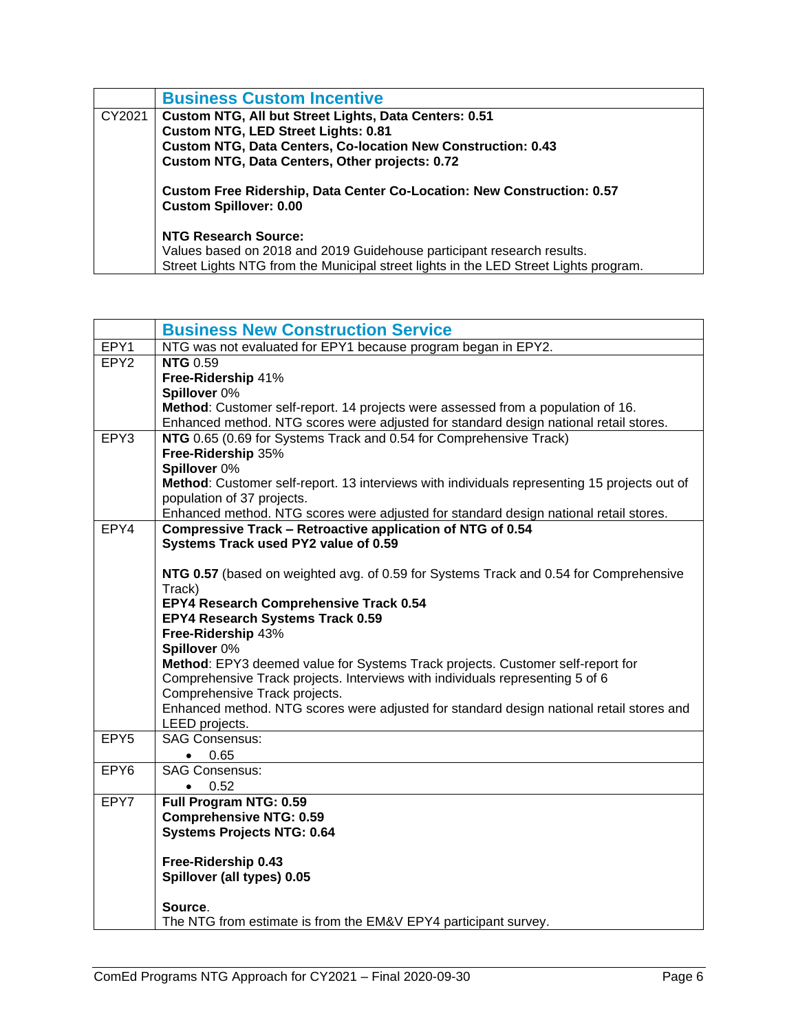| | Business Custom Incentive |
|---|---|
| CY2021 | **Custom NTG, All but Street Lights, Data Centers: 0.51**<br>**Custom NTG, LED Street Lights: 0.81**<br>**Custom NTG, Data Centers, Co-location New Construction: 0.43**<br>**Custom NTG, Data Centers, Other projects: 0.72**<br><br>**Custom Free Ridership, Data Center Co-Location: New Construction: 0.57**<br>**Custom Spillover: 0.00**<br><br>**NTG Research Source:**<br>Values based on 2018 and 2019 Guidehouse participant research results.<br>Street Lights NTG from the Municipal street lights in the LED Street Lights program. |

| | Business New Construction Service |
|---|---|
| EPY1 | NTG was not evaluated for EPY1 because program began in EPY2. |
| EPY2 | **NTG** 0.59<br>**Free-Ridership** 41%<br>**Spillover** 0%<br>**Method**: Customer self-report. 14 projects were assessed from a population of 16.<br>Enhanced method. NTG scores were adjusted for standard design national retail stores. |
| EPY3 | **NTG** 0.65 (0.69 for Systems Track and 0.54 for Comprehensive Track)<br>**Free-Ridership** 35%<br>**Spillover** 0%<br>**Method**: Customer self-report. 13 interviews with individuals representing 15 projects out of population of 37 projects.<br>Enhanced method. NTG scores were adjusted for standard design national retail stores. |
| EPY4 | **Compressive Track – Retroactive application of NTG of 0.54**<br>**Systems Track used PY2 value of 0.59**<br><br>**NTG 0.57** (based on weighted avg. of 0.59 for Systems Track and 0.54 for Comprehensive Track)<br>**EPY4 Research Comprehensive Track 0.54**<br>**EPY4 Research Systems Track 0.59**<br>**Free-Ridership** 43%<br>**Spillover** 0%<br>**Method**: EPY3 deemed value for Systems Track projects. Customer self-report for Comprehensive Track projects. Interviews with individuals representing 5 of 6 Comprehensive Track projects.<br>Enhanced method. NTG scores were adjusted for standard design national retail stores and LEED projects. |
| EPY5 | SAG Consensus:<br>• 0.65 |
| EPY6 | SAG Consensus:<br>• 0.52 |
| EPY7 | **Full Program NTG: 0.59**<br>**Comprehensive NTG: 0.59**<br>**Systems Projects NTG: 0.64**<br><br>**Free-Ridership 0.43**<br>**Spillover (all types) 0.05**<br><br>**Source**.<br>The NTG from estimate is from the EM&V EPY4 participant survey. |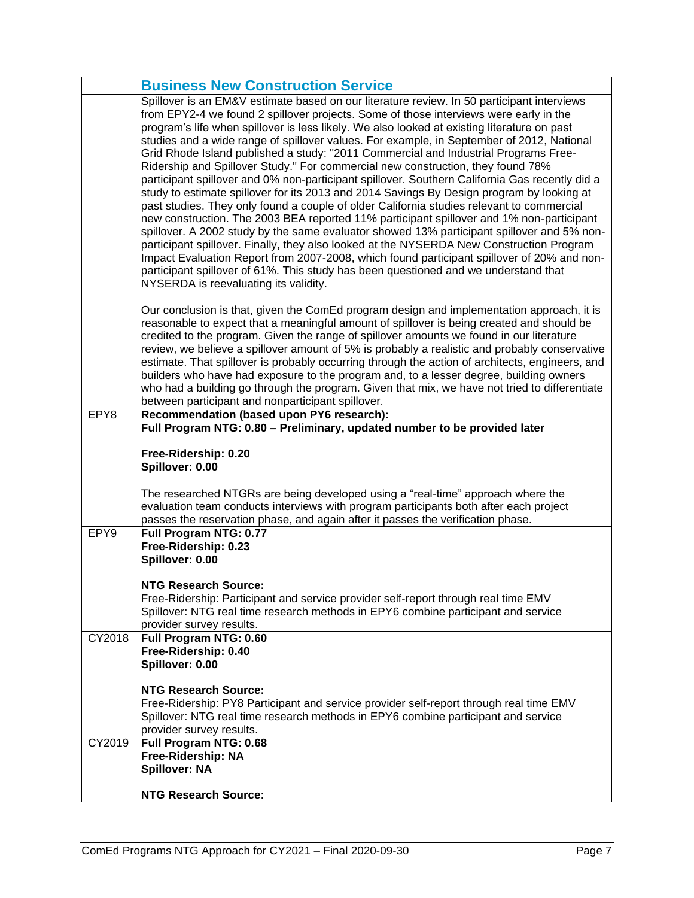| | **Business New Construction Service** |
|---|---|
| | Spillover is an EM&V estimate based on our literature review. In 50 participant interviews from EPY2-4 we found 2 spillover projects. Some of those interviews were early in the program's life when spillover is less likely. We also looked at existing literature on past studies and a wide range of spillover values. For example, in September of 2012, National Grid Rhode Island published a study: "2011 Commercial and Industrial Programs Free-Ridership and Spillover Study." For commercial new construction, they found 78% participant spillover and 0% non-participant spillover. Southern California Gas recently did a study to estimate spillover for its 2013 and 2014 Savings By Design program by looking at past studies. They only found a couple of older California studies relevant to commercial new construction. The 2003 BEA reported 11% participant spillover and 1% non-participant spillover. A 2002 study by the same evaluator showed 13% participant spillover and 5% non-participant spillover. Finally, they also looked at the NYSERDA New Construction Program Impact Evaluation Report from 2007-2008, which found participant spillover of 20% and non-participant spillover of 61%. This study has been questioned and we understand that NYSERDA is reevaluating its validity.<br><br>Our conclusion is that, given the ComEd program design and implementation approach, it is reasonable to expect that a meaningful amount of spillover is being created and should be credited to the program. Given the range of spillover amounts we found in our literature review, we believe a spillover amount of 5% is probably a realistic and probably conservative estimate. That spillover is probably occurring through the action of architects, engineers, and builders who have had exposure to the program and, to a lesser degree, building owners who had a building go through the program. Given that mix, we have not tried to differentiate between participant and nonparticipant spillover. |
| EPY8 | **Recommendation (based upon PY6 research):**<br>**Full Program NTG: 0.80 – Preliminary, updated number to be provided later**<br><br>**Free-Ridership: 0.20**<br>**Spillover: 0.00**<br><br>The researched NTGRs are being developed using a "real-time" approach where the evaluation team conducts interviews with program participants both after each project passes the reservation phase, and again after it passes the verification phase. |
| EPY9 | **Full Program NTG: 0.77**<br>**Free-Ridership: 0.23**<br>**Spillover: 0.00**<br><br>**NTG Research Source:**<br>Free-Ridership: Participant and service provider self-report through real time EMV<br>Spillover: NTG real time research methods in EPY6 combine participant and service provider survey results. |
| CY2018 | **Full Program NTG: 0.60**<br>**Free-Ridership: 0.40**<br>**Spillover: 0.00**<br><br>**NTG Research Source:**<br>Free-Ridership: PY8 Participant and service provider self-report through real time EMV<br>Spillover: NTG real time research methods in EPY6 combine participant and service provider survey results. |
| CY2019 | **Full Program NTG: 0.68**<br>**Free-Ridership: NA**<br>**Spillover: NA**<br><br>**NTG Research Source:** |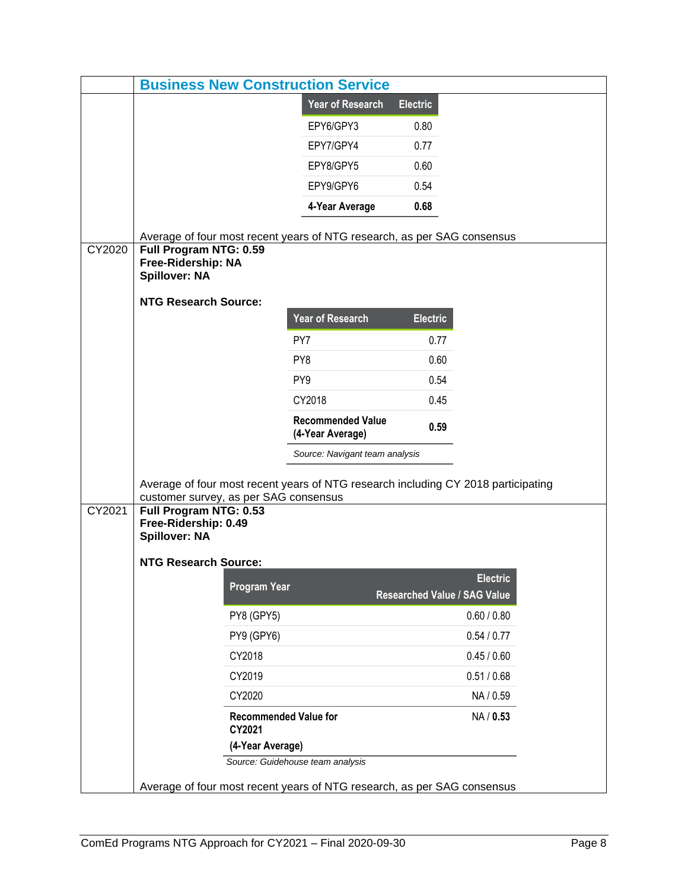## Business New Construction Service

| Year of Research | Electric |
|---|---|
| EPY6/GPY3 | 0.80 |
| EPY7/GPY4 | 0.77 |
| EPY8/GPY5 | 0.60 |
| EPY9/GPY6 | 0.54 |
| **4-Year Average** | **0.68** |

Average of four most recent years of NTG research, as per SAG consensus

**CY2020**

**Full Program NTG: 0.59**
**Free-Ridership: NA**
**Spillover: NA**

**NTG Research Source:**

| Year of Research | Electric |
|---|---|
| PY7 | 0.77 |
| PY8 | 0.60 |
| PY9 | 0.54 |
| CY2018 | 0.45 |
| **Recommended Value (4-Year Average)** | **0.59** |

*Source: Navigant team analysis*

Average of four most recent years of NTG research including CY 2018 participating customer survey, as per SAG consensus

**CY2021**

**Full Program NTG: 0.53**
**Free-Ridership: 0.49**
**Spillover: NA**

**NTG Research Source:**

| Program Year | Electric Researched Value / SAG Value |
|---|---|
| PY8 (GPY5) | 0.60 / 0.80 |
| PY9 (GPY6) | 0.54 / 0.77 |
| CY2018 | 0.45 / 0.60 |
| CY2019 | 0.51 / 0.68 |
| CY2020 | NA / 0.59 |
| **Recommended Value for CY2021 (4-Year Average)** | NA / **0.53** |

*Source: Guidehouse team analysis*

Average of four most recent years of NTG research, as per SAG consensus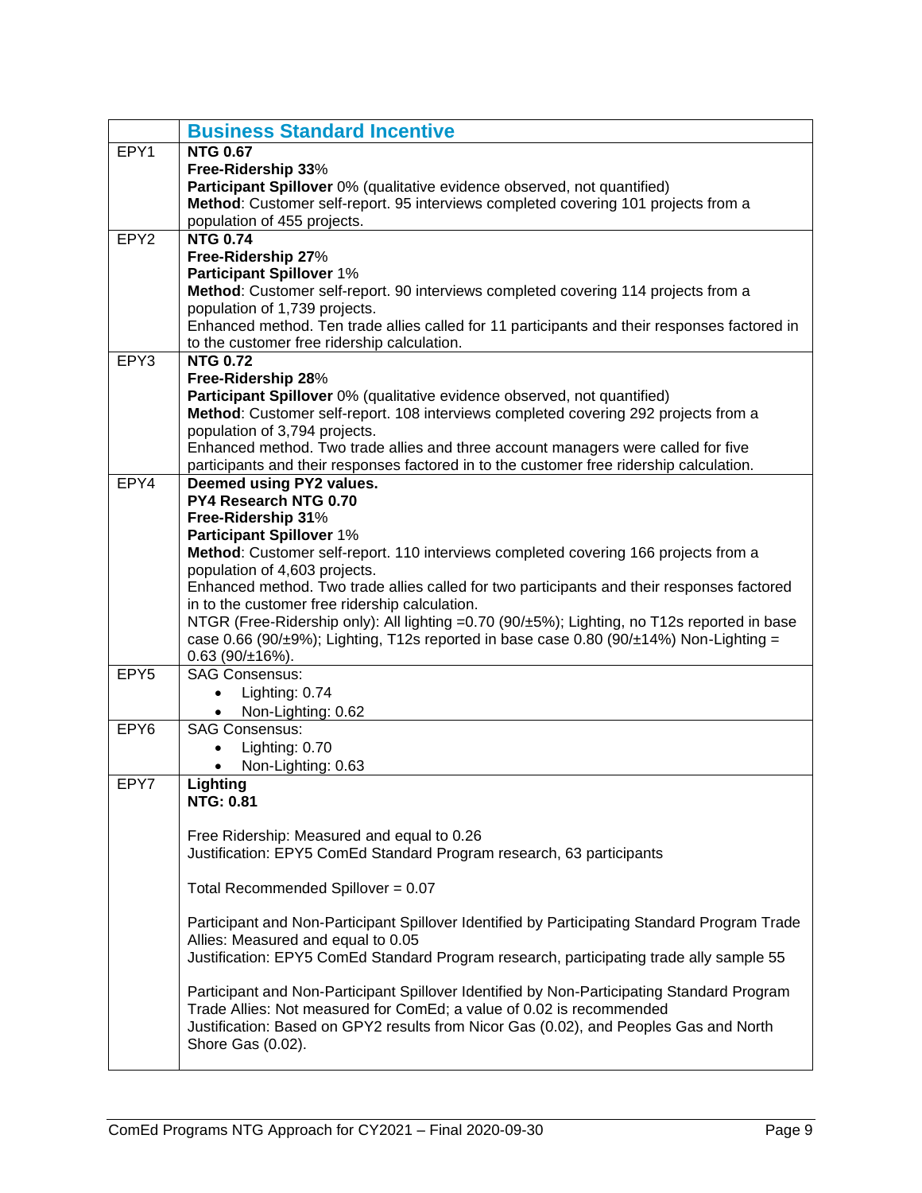| | **Business Standard Incentive** |
|---|---|
| EPY1 | **NTG 0.67**<br>**Free-Ridership 33**%<br>**Participant Spillover** 0% (qualitative evidence observed, not quantified)<br>**Method**: Customer self-report. 95 interviews completed covering 101 projects from a population of 455 projects. |
| EPY2 | **NTG 0.74**<br>**Free-Ridership 27**%<br>**Participant Spillover** 1%<br>**Method**: Customer self-report. 90 interviews completed covering 114 projects from a population of 1,739 projects.<br>Enhanced method. Ten trade allies called for 11 participants and their responses factored in to the customer free ridership calculation. |
| EPY3 | **NTG 0.72**<br>**Free-Ridership 28**%<br>**Participant Spillover** 0% (qualitative evidence observed, not quantified)<br>**Method**: Customer self-report. 108 interviews completed covering 292 projects from a population of 3,794 projects.<br>Enhanced method. Two trade allies and three account managers were called for five participants and their responses factored in to the customer free ridership calculation. |
| EPY4 | **Deemed using PY2 values.**<br>**PY4 Research NTG 0.70**<br>**Free-Ridership 31**%<br>**Participant Spillover** 1%<br>**Method**: Customer self-report. 110 interviews completed covering 166 projects from a population of 4,603 projects.<br>Enhanced method. Two trade allies called for two participants and their responses factored in to the customer free ridership calculation.<br>NTGR (Free-Ridership only): All lighting =0.70 (90/±5%); Lighting, no T12s reported in base case 0.66 (90/±9%); Lighting, T12s reported in base case 0.80 (90/±14%) Non-Lighting = 0.63 (90/±16%). |
| EPY5 | SAG Consensus:<br>• Lighting: 0.74<br>• Non-Lighting: 0.62 |
| EPY6 | SAG Consensus:<br>• Lighting: 0.70<br>• Non-Lighting: 0.63 |
| EPY7 | **Lighting**<br>**NTG: 0.81**<br><br>Free Ridership: Measured and equal to 0.26<br>Justification: EPY5 ComEd Standard Program research, 63 participants<br><br>Total Recommended Spillover = 0.07<br><br>Participant and Non-Participant Spillover Identified by Participating Standard Program Trade Allies: Measured and equal to 0.05<br>Justification: EPY5 ComEd Standard Program research, participating trade ally sample 55<br><br>Participant and Non-Participant Spillover Identified by Non-Participating Standard Program Trade Allies: Not measured for ComEd; a value of 0.02 is recommended<br>Justification: Based on GPY2 results from Nicor Gas (0.02), and Peoples Gas and North Shore Gas (0.02). |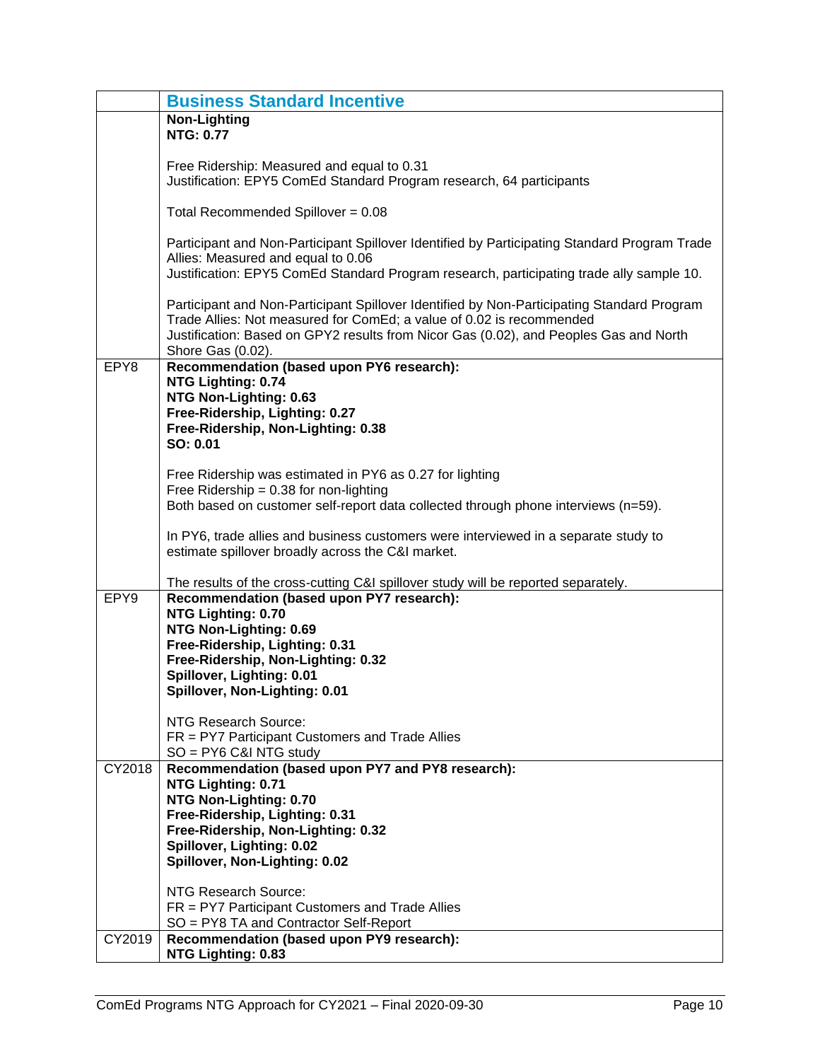| | Business Standard Incentive |
|---|---|
| | **Non-Lighting**<br>**NTG: 0.77**<br><br>Free Ridership: Measured and equal to 0.31<br>Justification: EPY5 ComEd Standard Program research, 64 participants<br><br>Total Recommended Spillover = 0.08<br><br>Participant and Non-Participant Spillover Identified by Participating Standard Program Trade Allies: Measured and equal to 0.06<br>Justification: EPY5 ComEd Standard Program research, participating trade ally sample 10.<br><br>Participant and Non-Participant Spillover Identified by Non-Participating Standard Program Trade Allies: Not measured for ComEd; a value of 0.02 is recommended<br>Justification: Based on GPY2 results from Nicor Gas (0.02), and Peoples Gas and North Shore Gas (0.02). |
| EPY8 | **Recommendation (based upon PY6 research):**<br>**NTG Lighting: 0.74**<br>**NTG Non-Lighting: 0.63**<br>**Free-Ridership, Lighting: 0.27**<br>**Free-Ridership, Non-Lighting: 0.38**<br>**SO: 0.01**<br><br>Free Ridership was estimated in PY6 as 0.27 for lighting<br>Free Ridership = 0.38 for non-lighting<br>Both based on customer self-report data collected through phone interviews (n=59).<br><br>In PY6, trade allies and business customers were interviewed in a separate study to estimate spillover broadly across the C&I market.<br><br>The results of the cross-cutting C&I spillover study will be reported separately. |
| EPY9 | **Recommendation (based upon PY7 research):**<br>**NTG Lighting: 0.70**<br>**NTG Non-Lighting: 0.69**<br>**Free-Ridership, Lighting: 0.31**<br>**Free-Ridership, Non-Lighting: 0.32**<br>**Spillover, Lighting: 0.01**<br>**Spillover, Non-Lighting: 0.01**<br><br>NTG Research Source:<br>FR = PY7 Participant Customers and Trade Allies<br>SO = PY6 C&I NTG study |
| CY2018 | **Recommendation (based upon PY7 and PY8 research):**<br>**NTG Lighting: 0.71**<br>**NTG Non-Lighting: 0.70**<br>**Free-Ridership, Lighting: 0.31**<br>**Free-Ridership, Non-Lighting: 0.32**<br>**Spillover, Lighting: 0.02**<br>**Spillover, Non-Lighting: 0.02**<br><br>NTG Research Source:<br>FR = PY7 Participant Customers and Trade Allies<br>SO = PY8 TA and Contractor Self-Report |
| CY2019 | **Recommendation (based upon PY9 research):**<br>**NTG Lighting: 0.83** |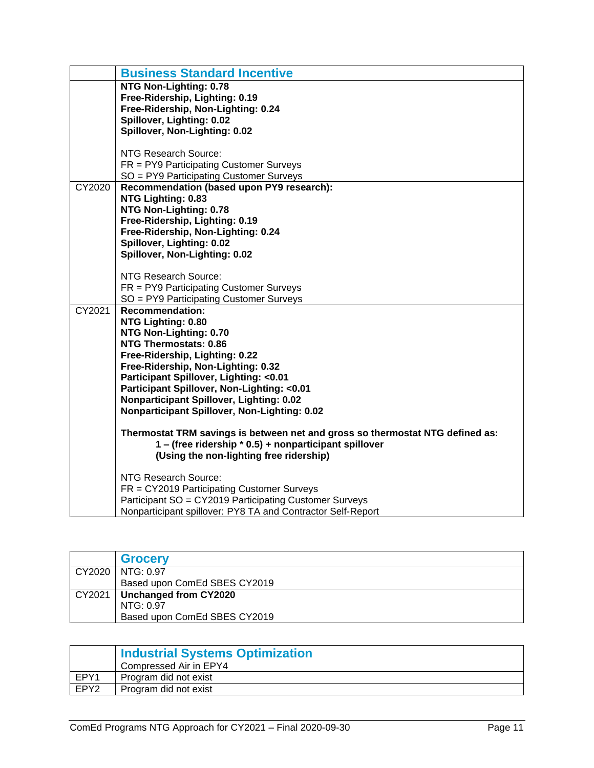| | **Business Standard Incentive** |
|---|---|
| | **NTG Non-Lighting: 0.78**<br>**Free-Ridership, Lighting: 0.19**<br>**Free-Ridership, Non-Lighting: 0.24**<br>**Spillover, Lighting: 0.02**<br>**Spillover, Non-Lighting: 0.02**<br><br>NTG Research Source:<br>FR = PY9 Participating Customer Surveys<br>SO = PY9 Participating Customer Surveys |
| CY2020 | **Recommendation (based upon PY9 research):**<br>**NTG Lighting: 0.83**<br>**NTG Non-Lighting: 0.78**<br>**Free-Ridership, Lighting: 0.19**<br>**Free-Ridership, Non-Lighting: 0.24**<br>**Spillover, Lighting: 0.02**<br>**Spillover, Non-Lighting: 0.02**<br><br>NTG Research Source:<br>FR = PY9 Participating Customer Surveys<br>SO = PY9 Participating Customer Surveys |
| CY2021 | **Recommendation:**<br>**NTG Lighting: 0.80**<br>**NTG Non-Lighting: 0.70**<br>**NTG Thermostats: 0.86**<br>**Free-Ridership, Lighting: 0.22**<br>**Free-Ridership, Non-Lighting: 0.32**<br>**Participant Spillover, Lighting: <0.01**<br>**Participant Spillover, Non-Lighting: <0.01**<br>**Nonparticipant Spillover, Lighting: 0.02**<br>**Nonparticipant Spillover, Non-Lighting: 0.02**<br><br>**Thermostat TRM savings is between net and gross so thermostat NTG defined as:**<br>**1 – (free ridership * 0.5) + nonparticipant spillover**<br>**(Using the non-lighting free ridership)**<br><br>NTG Research Source:<br>FR = CY2019 Participating Customer Surveys<br>Participant SO = CY2019 Participating Customer Surveys<br>Nonparticipant spillover: PY8 TA and Contractor Self-Report |

| | **Grocery** |
|---|---|
| CY2020 | NTG: 0.97<br>Based upon ComEd SBES CY2019 |
| CY2021 | **Unchanged from CY2020**<br>NTG: 0.97<br>Based upon ComEd SBES CY2019 |

| | **Industrial Systems Optimization**<br>Compressed Air in EPY4 |
|---|---|
| EPY1 | Program did not exist |
| EPY2 | Program did not exist |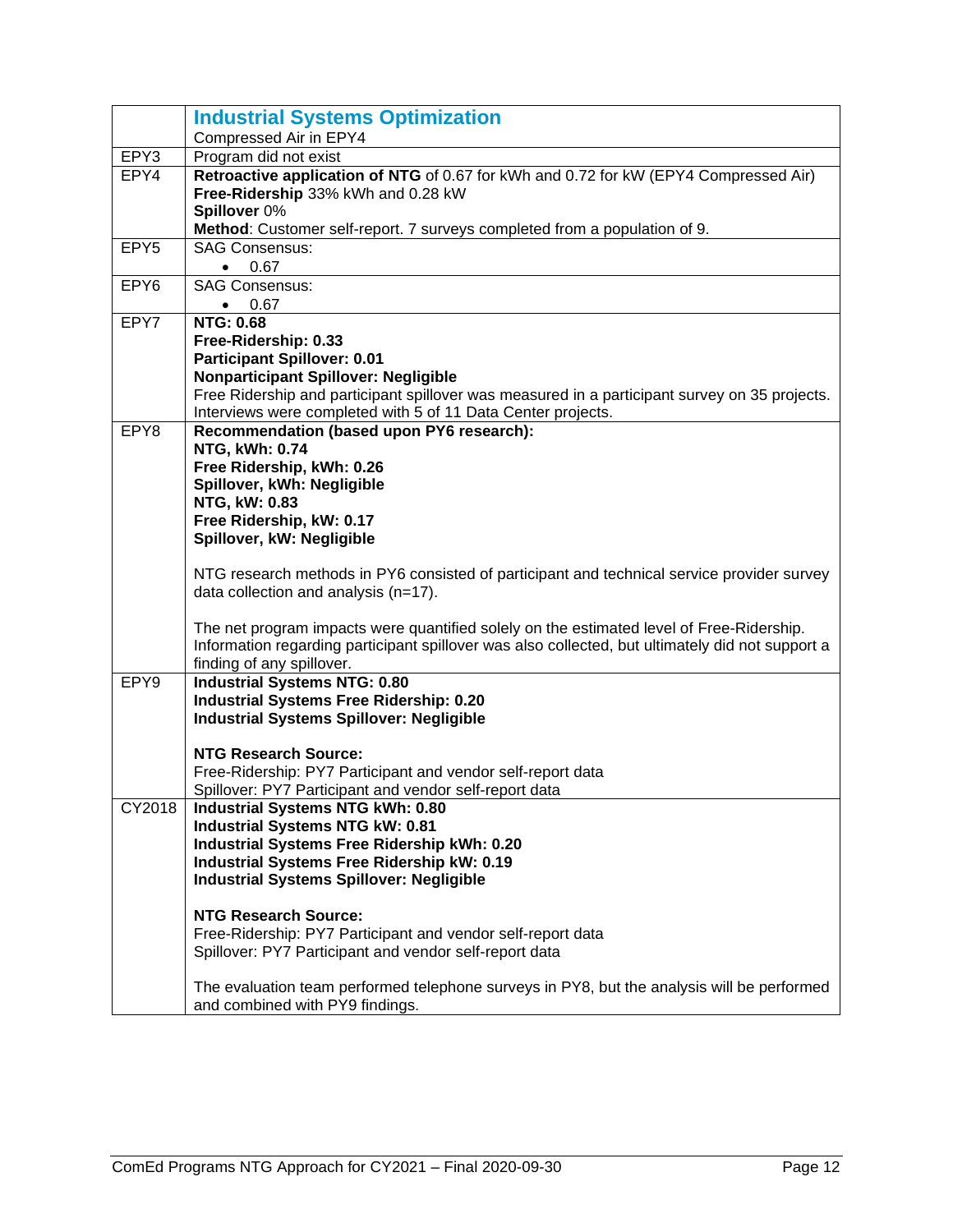| | **Industrial Systems Optimization**<br>Compressed Air in EPY4 |
|---|---|
| EPY3 | Program did not exist |
| EPY4 | **Retroactive application of NTG** of 0.67 for kWh and 0.72 for kW (EPY4 Compressed Air)<br>**Free-Ridership** 33% kWh and 0.28 kW<br>**Spillover** 0%<br>**Method**: Customer self-report. 7 surveys completed from a population of 9. |
| EPY5 | SAG Consensus:<br>• 0.67 |
| EPY6 | SAG Consensus:<br>• 0.67 |
| EPY7 | **NTG: 0.68**<br>**Free-Ridership: 0.33**<br>**Participant Spillover: 0.01**<br>**Nonparticipant Spillover: Negligible**<br>Free Ridership and participant spillover was measured in a participant survey on 35 projects. Interviews were completed with 5 of 11 Data Center projects. |
| EPY8 | **Recommendation (based upon PY6 research):**<br>**NTG, kWh: 0.74**<br>**Free Ridership, kWh: 0.26**<br>**Spillover, kWh: Negligible**<br>**NTG, kW: 0.83**<br>**Free Ridership, kW: 0.17**<br>**Spillover, kW: Negligible**<br><br>NTG research methods in PY6 consisted of participant and technical service provider survey data collection and analysis (n=17).<br><br>The net program impacts were quantified solely on the estimated level of Free-Ridership. Information regarding participant spillover was also collected, but ultimately did not support a finding of any spillover. |
| EPY9 | **Industrial Systems NTG: 0.80**<br>**Industrial Systems Free Ridership: 0.20**<br>**Industrial Systems Spillover: Negligible**<br><br>**NTG Research Source:**<br>Free-Ridership: PY7 Participant and vendor self-report data<br>Spillover: PY7 Participant and vendor self-report data |
| CY2018 | **Industrial Systems NTG kWh: 0.80**<br>**Industrial Systems NTG kW: 0.81**<br>**Industrial Systems Free Ridership kWh: 0.20**<br>**Industrial Systems Free Ridership kW: 0.19**<br>**Industrial Systems Spillover: Negligible**<br><br>**NTG Research Source:**<br>Free-Ridership: PY7 Participant and vendor self-report data<br>Spillover: PY7 Participant and vendor self-report data<br><br>The evaluation team performed telephone surveys in PY8, but the analysis will be performed and combined with PY9 findings. |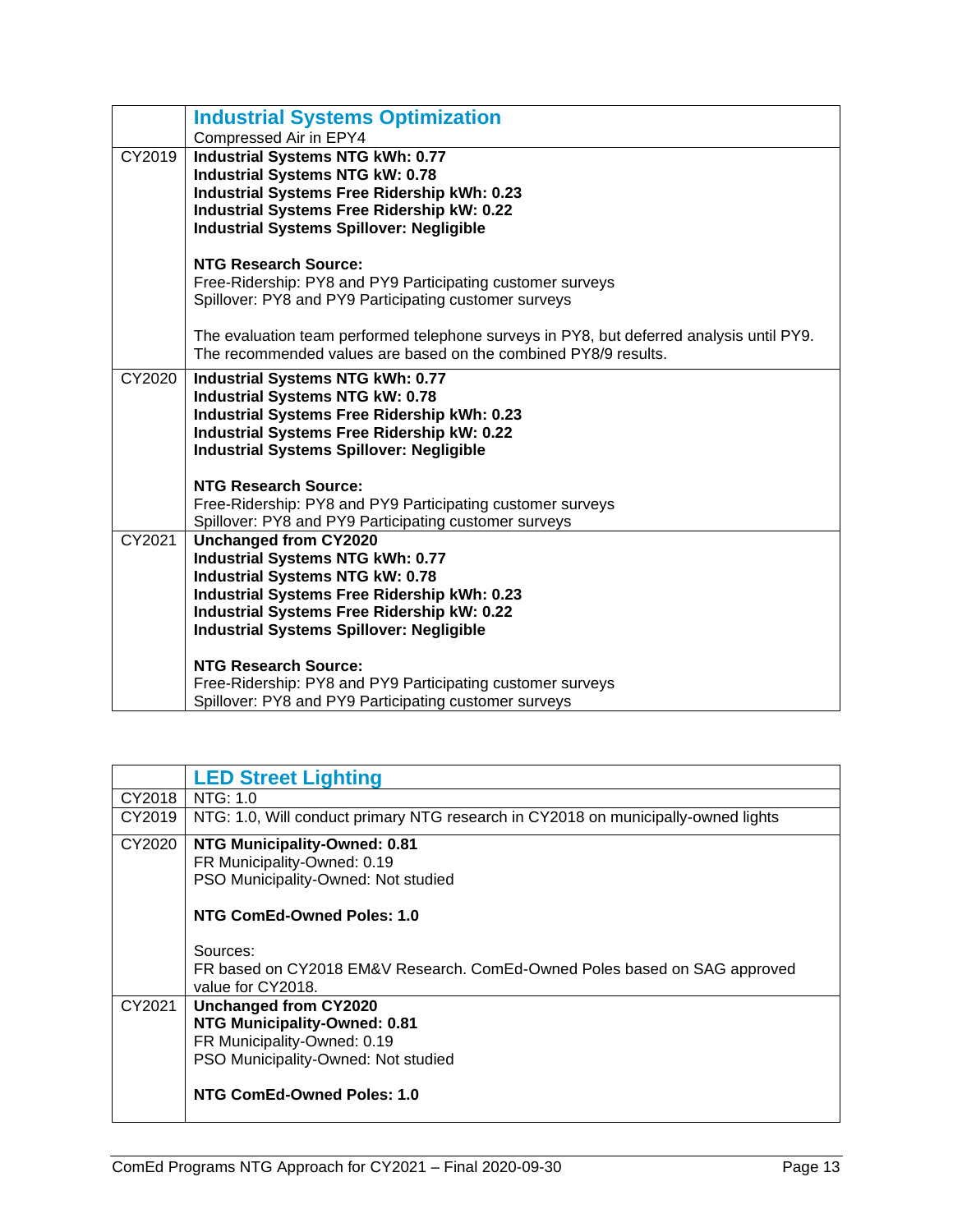| | **Industrial Systems Optimization**<br>Compressed Air in EPY4 |
|---|---|
| CY2019 | **Industrial Systems NTG kWh: 0.77**<br>**Industrial Systems NTG kW: 0.78**<br>**Industrial Systems Free Ridership kWh: 0.23**<br>**Industrial Systems Free Ridership kW: 0.22**<br>**Industrial Systems Spillover: Negligible**<br><br>**NTG Research Source:**<br>Free-Ridership: PY8 and PY9 Participating customer surveys<br>Spillover: PY8 and PY9 Participating customer surveys<br><br>The evaluation team performed telephone surveys in PY8, but deferred analysis until PY9. The recommended values are based on the combined PY8/9 results. |
| CY2020 | **Industrial Systems NTG kWh: 0.77**<br>**Industrial Systems NTG kW: 0.78**<br>**Industrial Systems Free Ridership kWh: 0.23**<br>**Industrial Systems Free Ridership kW: 0.22**<br>**Industrial Systems Spillover: Negligible**<br><br>**NTG Research Source:**<br>Free-Ridership: PY8 and PY9 Participating customer surveys<br>Spillover: PY8 and PY9 Participating customer surveys |
| CY2021 | **Unchanged from CY2020**<br>**Industrial Systems NTG kWh: 0.77**<br>**Industrial Systems NTG kW: 0.78**<br>**Industrial Systems Free Ridership kWh: 0.23**<br>**Industrial Systems Free Ridership kW: 0.22**<br>**Industrial Systems Spillover: Negligible**<br><br>**NTG Research Source:**<br>Free-Ridership: PY8 and PY9 Participating customer surveys<br>Spillover: PY8 and PY9 Participating customer surveys |

| | **LED Street Lighting** |
|---|---|
| CY2018 | NTG: 1.0 |
| CY2019 | NTG: 1.0, Will conduct primary NTG research in CY2018 on municipally-owned lights |
| CY2020 | **NTG Municipality-Owned: 0.81**<br>FR Municipality-Owned: 0.19<br>PSO Municipality-Owned: Not studied<br><br>**NTG ComEd-Owned Poles: 1.0**<br><br>Sources:<br>FR based on CY2018 EM&V Research. ComEd-Owned Poles based on SAG approved value for CY2018. |
| CY2021 | **Unchanged from CY2020**<br>**NTG Municipality-Owned: 0.81**<br>FR Municipality-Owned: 0.19<br>PSO Municipality-Owned: Not studied<br><br>**NTG ComEd-Owned Poles: 1.0** |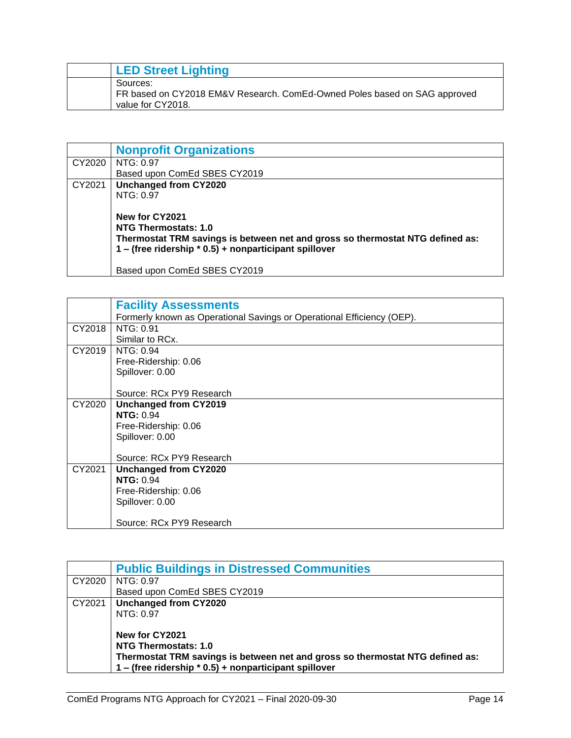| | **LED Street Lighting** |
|---|---|
| | Sources:<br>FR based on CY2018 EM&V Research. ComEd-Owned Poles based on SAG approved value for CY2018. |

| | **Nonprofit Organizations** |
|---|---|
| CY2020 | NTG: 0.97<br>Based upon ComEd SBES CY2019 |
| CY2021 | **Unchanged from CY2020**<br>NTG: 0.97<br><br>**New for CY2021**<br>**NTG Thermostats: 1.0**<br>**Thermostat TRM savings is between net and gross so thermostat NTG defined as: 1 – (free ridership * 0.5) + nonparticipant spillover**<br><br>Based upon ComEd SBES CY2019 |

| | **Facility Assessments**<br>Formerly known as Operational Savings or Operational Efficiency (OEP). |
|---|---|
| CY2018 | NTG: 0.91<br>Similar to RCx. |
| CY2019 | NTG: 0.94<br>Free-Ridership: 0.06<br>Spillover: 0.00<br><br>Source: RCx PY9 Research |
| CY2020 | **Unchanged from CY2019**<br>**NTG:** 0.94<br>Free-Ridership: 0.06<br>Spillover: 0.00<br><br>Source: RCx PY9 Research |
| CY2021 | **Unchanged from CY2020**<br>**NTG:** 0.94<br>Free-Ridership: 0.06<br>Spillover: 0.00<br><br>Source: RCx PY9 Research |

| | **Public Buildings in Distressed Communities** |
|---|---|
| CY2020 | NTG: 0.97<br>Based upon ComEd SBES CY2019 |
| CY2021 | **Unchanged from CY2020**<br>NTG: 0.97<br><br>**New for CY2021**<br>**NTG Thermostats: 1.0**<br>**Thermostat TRM savings is between net and gross so thermostat NTG defined as: 1 – (free ridership * 0.5) + nonparticipant spillover** |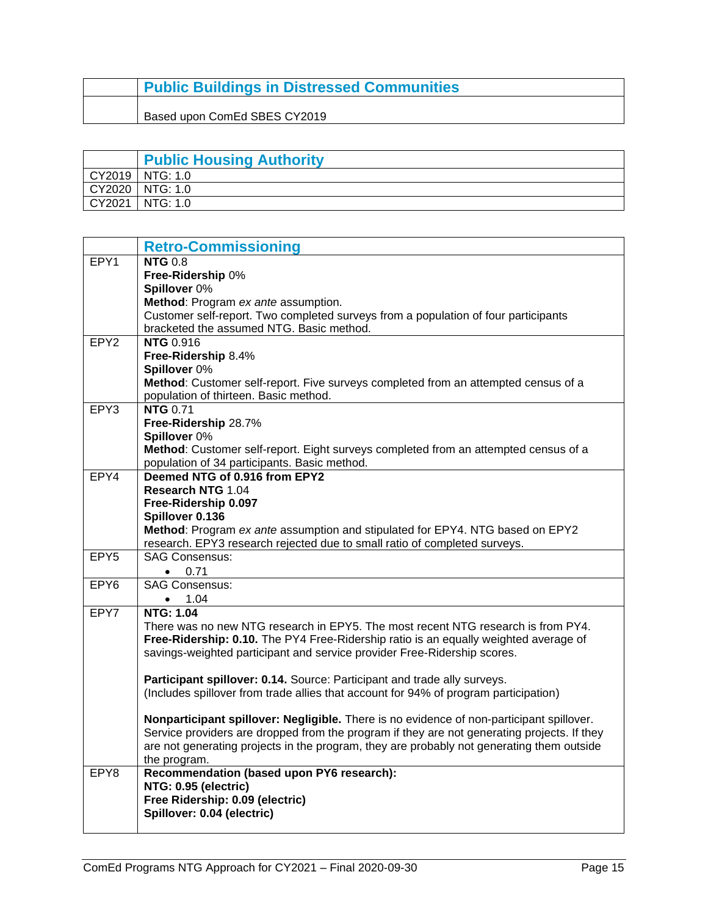| | Public Buildings in Distressed Communities |
|---|---|
| | Based upon ComEd SBES CY2019 |

| | Public Housing Authority |
|---|---|
| CY2019 | NTG: 1.0 |
| CY2020 | NTG: 1.0 |
| CY2021 | NTG: 1.0 |

| | Retro-Commissioning |
|---|---|
| EPY1 | **NTG** 0.8<br>**Free-Ridership** 0%<br>**Spillover** 0%<br>**Method**: Program *ex ante* assumption.<br>Customer self-report. Two completed surveys from a population of four participants bracketed the assumed NTG. Basic method. |
| EPY2 | **NTG** 0.916<br>**Free-Ridership** 8.4%<br>**Spillover** 0%<br>**Method**: Customer self-report. Five surveys completed from an attempted census of a population of thirteen. Basic method. |
| EPY3 | **NTG** 0.71<br>**Free-Ridership** 28.7%<br>**Spillover** 0%<br>**Method**: Customer self-report. Eight surveys completed from an attempted census of a population of 34 participants. Basic method. |
| EPY4 | **Deemed NTG of 0.916 from EPY2**<br>**Research NTG** 1.04<br>**Free-Ridership 0.097**<br>**Spillover 0.136**<br>**Method**: Program *ex ante* assumption and stipulated for EPY4. NTG based on EPY2 research. EPY3 research rejected due to small ratio of completed surveys. |
| EPY5 | SAG Consensus:<br>• 0.71 |
| EPY6 | SAG Consensus:<br>• 1.04 |
| EPY7 | **NTG: 1.04**<br>There was no new NTG research in EPY5. The most recent NTG research is from PY4.<br>**Free-Ridership: 0.10.** The PY4 Free-Ridership ratio is an equally weighted average of savings-weighted participant and service provider Free-Ridership scores.<br><br>**Participant spillover: 0.14.** Source: Participant and trade ally surveys.<br>(Includes spillover from trade allies that account for 94% of program participation)<br><br>**Nonparticipant spillover: Negligible.** There is no evidence of non-participant spillover. Service providers are dropped from the program if they are not generating projects. If they are not generating projects in the program, they are probably not generating them outside the program. |
| EPY8 | **Recommendation (based upon PY6 research):**<br>**NTG: 0.95 (electric)**<br>**Free Ridership: 0.09 (electric)**<br>**Spillover: 0.04 (electric)** |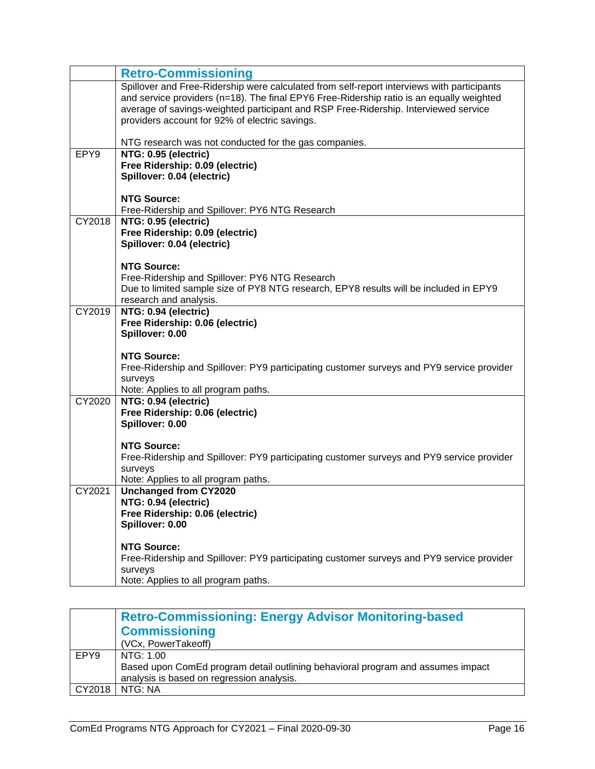| | **Retro-Commissioning** |
|---|---|
| | Spillover and Free-Ridership were calculated from self-report interviews with participants and service providers (n=18). The final EPY6 Free-Ridership ratio is an equally weighted average of savings-weighted participant and RSP Free-Ridership. Interviewed service providers account for 92% of electric savings.<br><br>NTG research was not conducted for the gas companies. |
| EPY9 | **NTG: 0.95 (electric)**<br>**Free Ridership: 0.09 (electric)**<br>**Spillover: 0.04 (electric)**<br><br>**NTG Source:**<br>Free-Ridership and Spillover: PY6 NTG Research |
| CY2018 | **NTG: 0.95 (electric)**<br>**Free Ridership: 0.09 (electric)**<br>**Spillover: 0.04 (electric)**<br><br>**NTG Source:**<br>Free-Ridership and Spillover: PY6 NTG Research<br>Due to limited sample size of PY8 NTG research, EPY8 results will be included in EPY9 research and analysis. |
| CY2019 | **NTG: 0.94 (electric)**<br>**Free Ridership: 0.06 (electric)**<br>**Spillover: 0.00**<br><br>**NTG Source:**<br>Free-Ridership and Spillover: PY9 participating customer surveys and PY9 service provider surveys<br>Note: Applies to all program paths. |
| CY2020 | **NTG: 0.94 (electric)**<br>**Free Ridership: 0.06 (electric)**<br>**Spillover: 0.00**<br><br>**NTG Source:**<br>Free-Ridership and Spillover: PY9 participating customer surveys and PY9 service provider surveys<br>Note: Applies to all program paths. |
| CY2021 | **Unchanged from CY2020**<br>**NTG: 0.94 (electric)**<br>**Free Ridership: 0.06 (electric)**<br>**Spillover: 0.00**<br><br>**NTG Source:**<br>Free-Ridership and Spillover: PY9 participating customer surveys and PY9 service provider surveys<br>Note: Applies to all program paths. |

| | **Retro-Commissioning: Energy Advisor Monitoring-based Commissioning**<br>(VCx, PowerTakeoff) |
|---|---|
| EPY9 | NTG: 1.00<br>Based upon ComEd program detail outlining behavioral program and assumes impact analysis is based on regression analysis. |
| CY2018 | NTG: NA |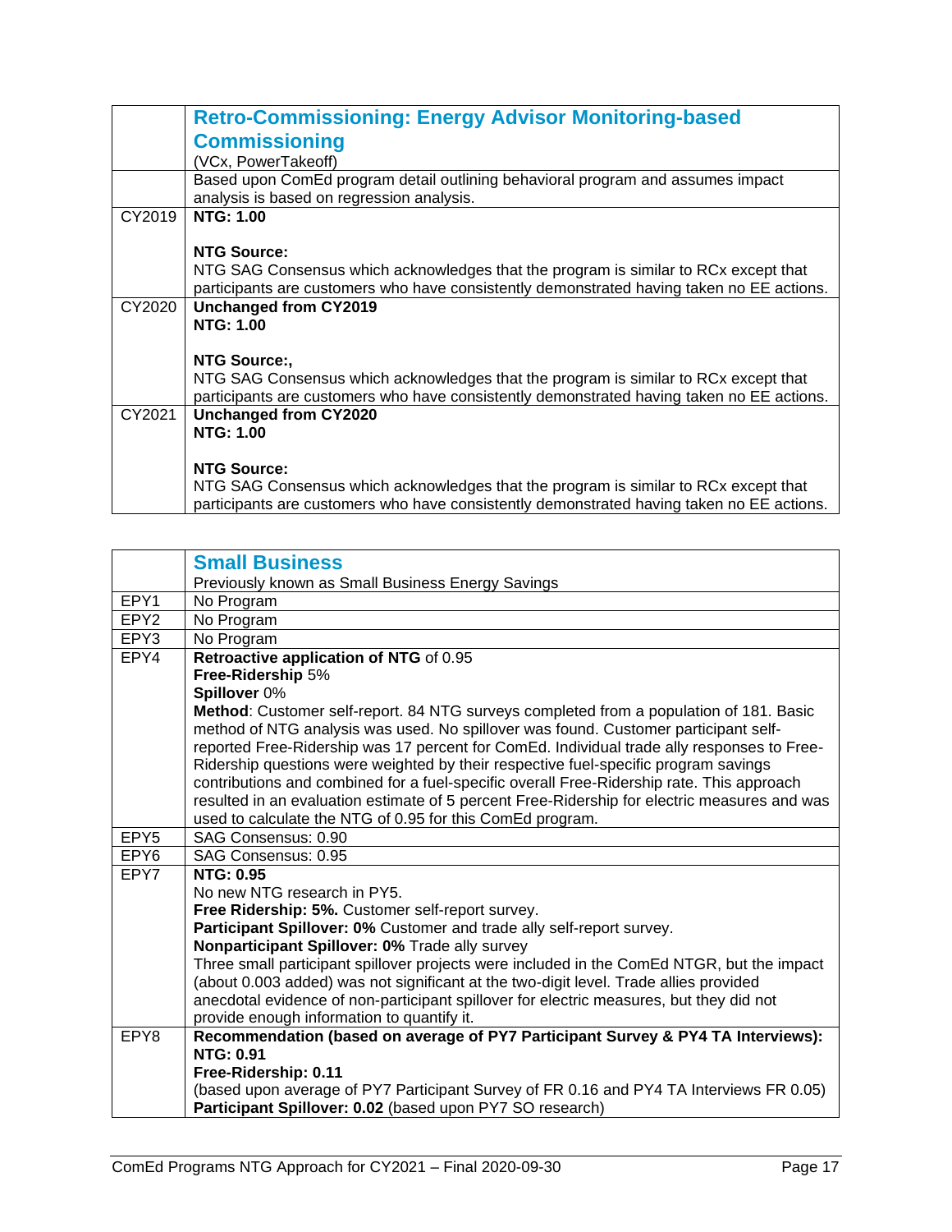| | **Retro-Commissioning: Energy Advisor Monitoring-based Commissioning**<br>(VCx, PowerTakeoff) |
|---|---|
| | Based upon ComEd program detail outlining behavioral program and assumes impact analysis is based on regression analysis. |
| CY2019 | **NTG: 1.00**<br><br>**NTG Source:**<br>NTG SAG Consensus which acknowledges that the program is similar to RCx except that participants are customers who have consistently demonstrated having taken no EE actions. |
| CY2020 | **Unchanged from CY2019**<br>**NTG: 1.00**<br><br>**NTG Source:,**<br>NTG SAG Consensus which acknowledges that the program is similar to RCx except that participants are customers who have consistently demonstrated having taken no EE actions. |
| CY2021 | **Unchanged from CY2020**<br>**NTG: 1.00**<br><br>**NTG Source:**<br>NTG SAG Consensus which acknowledges that the program is similar to RCx except that participants are customers who have consistently demonstrated having taken no EE actions. |

| | **Small Business**<br>Previously known as Small Business Energy Savings |
|---|---|
| EPY1 | No Program |
| EPY2 | No Program |
| EPY3 | No Program |
| EPY4 | **Retroactive application of NTG** of 0.95<br>**Free-Ridership** 5%<br>**Spillover** 0%<br>**Method**: Customer self-report. 84 NTG surveys completed from a population of 181. Basic method of NTG analysis was used. No spillover was found. Customer participant self-reported Free-Ridership was 17 percent for ComEd. Individual trade ally responses to Free-Ridership questions were weighted by their respective fuel-specific program savings contributions and combined for a fuel-specific overall Free-Ridership rate. This approach resulted in an evaluation estimate of 5 percent Free-Ridership for electric measures and was used to calculate the NTG of 0.95 for this ComEd program. |
| EPY5 | SAG Consensus: 0.90 |
| EPY6 | SAG Consensus: 0.95 |
| EPY7 | **NTG: 0.95**<br>No new NTG research in PY5.<br>**Free Ridership: 5%.** Customer self-report survey.<br>**Participant Spillover: 0%** Customer and trade ally self-report survey.<br>**Nonparticipant Spillover: 0%** Trade ally survey<br>Three small participant spillover projects were included in the ComEd NTGR, but the impact (about 0.003 added) was not significant at the two-digit level. Trade allies provided anecdotal evidence of non-participant spillover for electric measures, but they did not provide enough information to quantify it. |
| EPY8 | **Recommendation (based on average of PY7 Participant Survey & PY4 TA Interviews):**<br>**NTG: 0.91**<br>**Free-Ridership: 0.11**<br>(based upon average of PY7 Participant Survey of FR 0.16 and PY4 TA Interviews FR 0.05)<br>**Participant Spillover: 0.02** (based upon PY7 SO research) |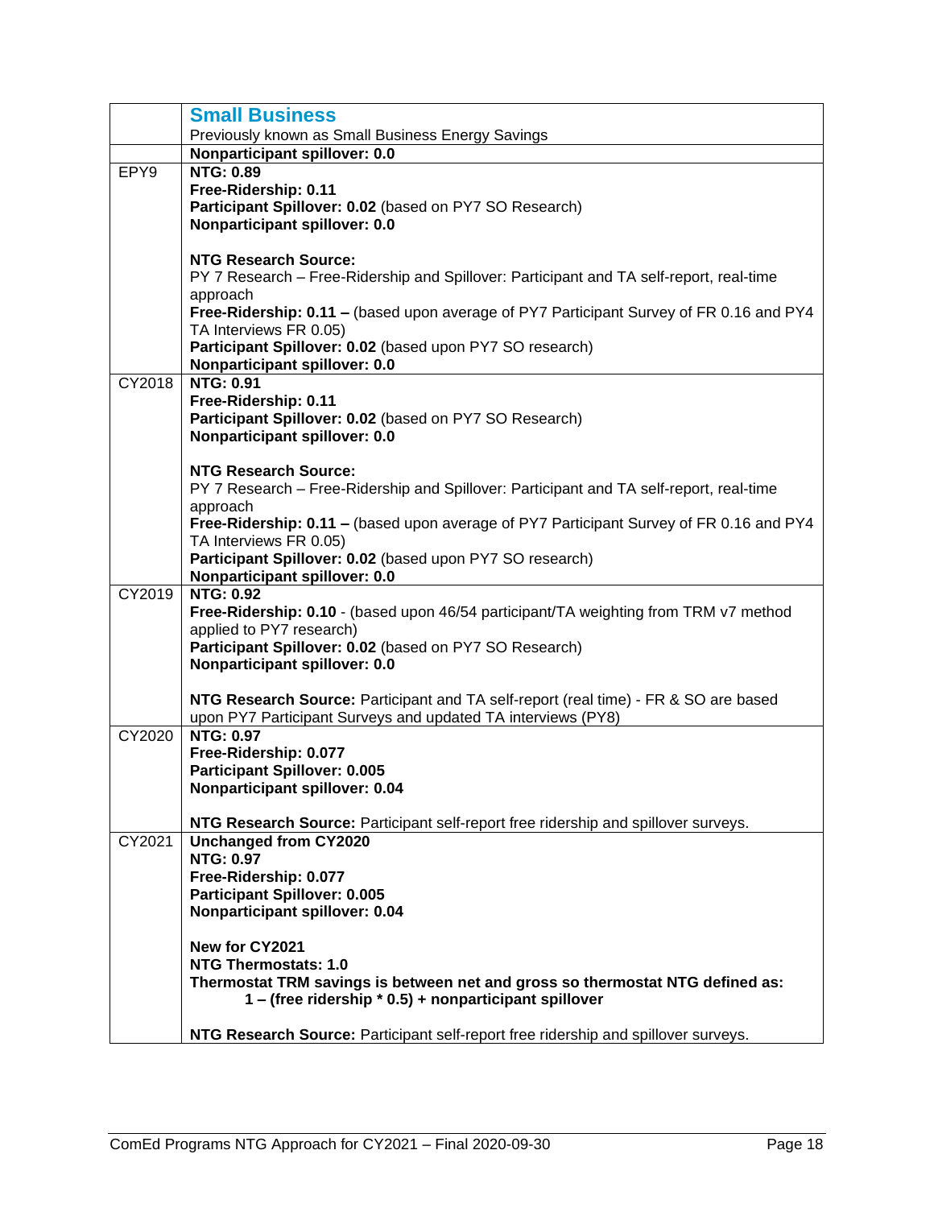| | **Small Business**<br>Previously known as Small Business Energy Savings |
|---|---|
| | **Nonparticipant spillover: 0.0** |
| EPY9 | **NTG: 0.89**<br>**Free-Ridership: 0.11**<br>**Participant Spillover: 0.02** (based on PY7 SO Research)<br>**Nonparticipant spillover: 0.0**<br><br>**NTG Research Source:**<br>PY 7 Research – Free-Ridership and Spillover: Participant and TA self-report, real-time approach<br>**Free-Ridership: 0.11 –** (based upon average of PY7 Participant Survey of FR 0.16 and PY4 TA Interviews FR 0.05)<br>**Participant Spillover: 0.02** (based upon PY7 SO research)<br>**Nonparticipant spillover: 0.0** |
| CY2018 | **NTG: 0.91**<br>**Free-Ridership: 0.11**<br>**Participant Spillover: 0.02** (based on PY7 SO Research)<br>**Nonparticipant spillover: 0.0**<br><br>**NTG Research Source:**<br>PY 7 Research – Free-Ridership and Spillover: Participant and TA self-report, real-time approach<br>**Free-Ridership: 0.11 –** (based upon average of PY7 Participant Survey of FR 0.16 and PY4 TA Interviews FR 0.05)<br>**Participant Spillover: 0.02** (based upon PY7 SO research)<br>**Nonparticipant spillover: 0.0** |
| CY2019 | **NTG: 0.92**<br>**Free-Ridership: 0.10** - (based upon 46/54 participant/TA weighting from TRM v7 method applied to PY7 research)<br>**Participant Spillover: 0.02** (based on PY7 SO Research)<br>**Nonparticipant spillover: 0.0**<br><br>**NTG Research Source:** Participant and TA self-report (real time) - FR & SO are based upon PY7 Participant Surveys and updated TA interviews (PY8) |
| CY2020 | **NTG: 0.97**<br>**Free-Ridership: 0.077**<br>**Participant Spillover: 0.005**<br>**Nonparticipant spillover: 0.04**<br><br>**NTG Research Source:** Participant self-report free ridership and spillover surveys. |
| CY2021 | **Unchanged from CY2020**<br>**NTG: 0.97**<br>**Free-Ridership: 0.077**<br>**Participant Spillover: 0.005**<br>**Nonparticipant spillover: 0.04**<br><br>**New for CY2021**<br>**NTG Thermostats: 1.0**<br>**Thermostat TRM savings is between net and gross so thermostat NTG defined as:**<br>**1 – (free ridership * 0.5) + nonparticipant spillover**<br><br>**NTG Research Source:** Participant self-report free ridership and spillover surveys. |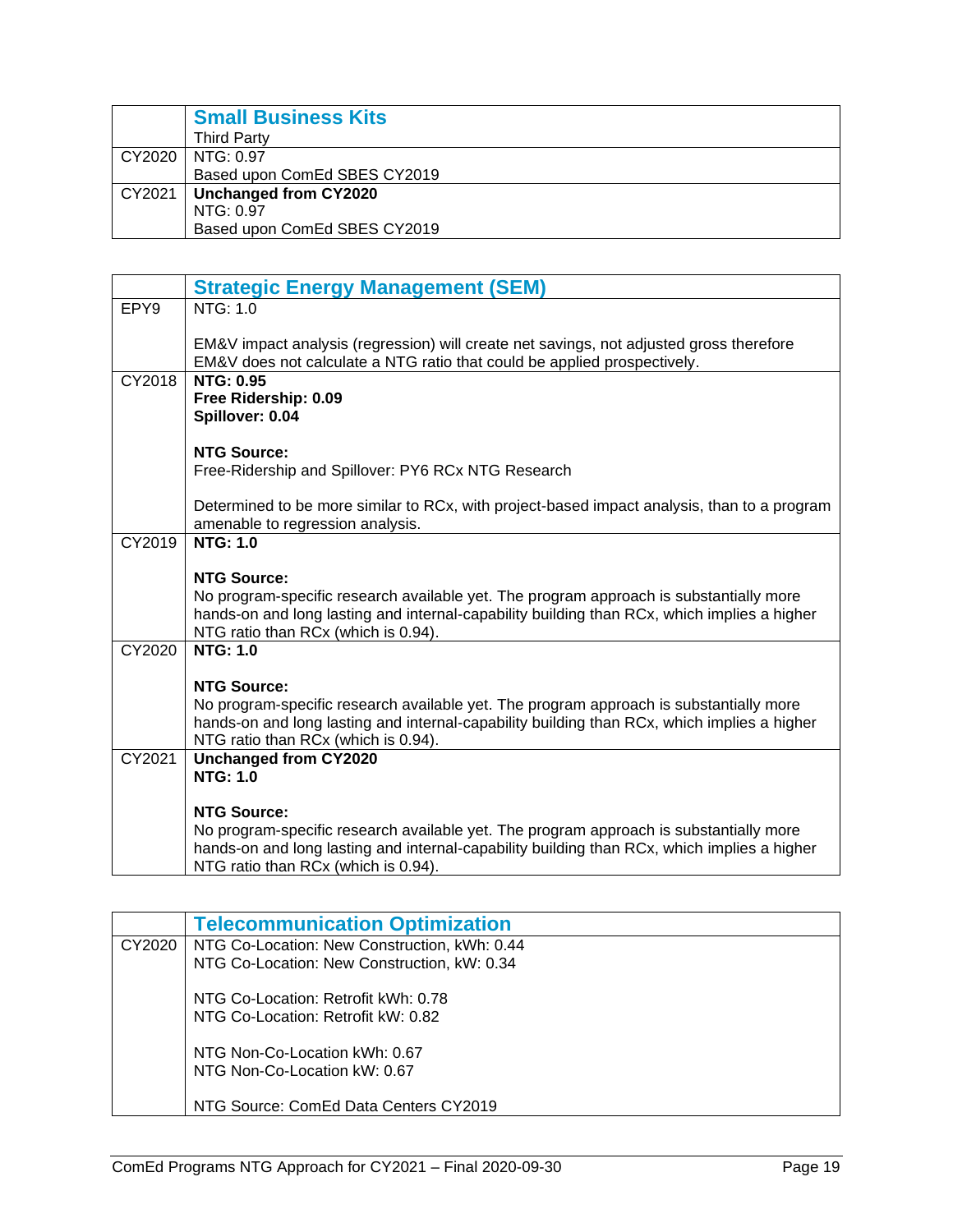| | **Small Business Kits**<br>Third Party |
|---|---|
| CY2020 | NTG: 0.97<br>Based upon ComEd SBES CY2019 |
| CY2021 | **Unchanged from CY2020**<br>NTG: 0.97<br>Based upon ComEd SBES CY2019 |

| | **Strategic Energy Management (SEM)** |
|---|---|
| EPY9 | NTG: 1.0<br><br>EM&V impact analysis (regression) will create net savings, not adjusted gross therefore EM&V does not calculate a NTG ratio that could be applied prospectively. |
| CY2018 | **NTG: 0.95**<br>**Free Ridership: 0.09**<br>**Spillover: 0.04**<br><br>**NTG Source:**<br>Free-Ridership and Spillover: PY6 RCx NTG Research<br><br>Determined to be more similar to RCx, with project-based impact analysis, than to a program amenable to regression analysis. |
| CY2019 | **NTG: 1.0**<br><br>**NTG Source:**<br>No program-specific research available yet. The program approach is substantially more hands-on and long lasting and internal-capability building than RCx, which implies a higher NTG ratio than RCx (which is 0.94). |
| CY2020 | **NTG: 1.0**<br><br>**NTG Source:**<br>No program-specific research available yet. The program approach is substantially more hands-on and long lasting and internal-capability building than RCx, which implies a higher NTG ratio than RCx (which is 0.94). |
| CY2021 | **Unchanged from CY2020**<br>**NTG: 1.0**<br><br>**NTG Source:**<br>No program-specific research available yet. The program approach is substantially more hands-on and long lasting and internal-capability building than RCx, which implies a higher NTG ratio than RCx (which is 0.94). |

| | **Telecommunication Optimization** |
|---|---|
| CY2020 | NTG Co-Location: New Construction, kWh: 0.44<br>NTG Co-Location: New Construction, kW: 0.34<br><br>NTG Co-Location: Retrofit kWh: 0.78<br>NTG Co-Location: Retrofit kW: 0.82<br><br>NTG Non-Co-Location kWh: 0.67<br>NTG Non-Co-Location kW: 0.67<br><br>NTG Source: ComEd Data Centers CY2019 |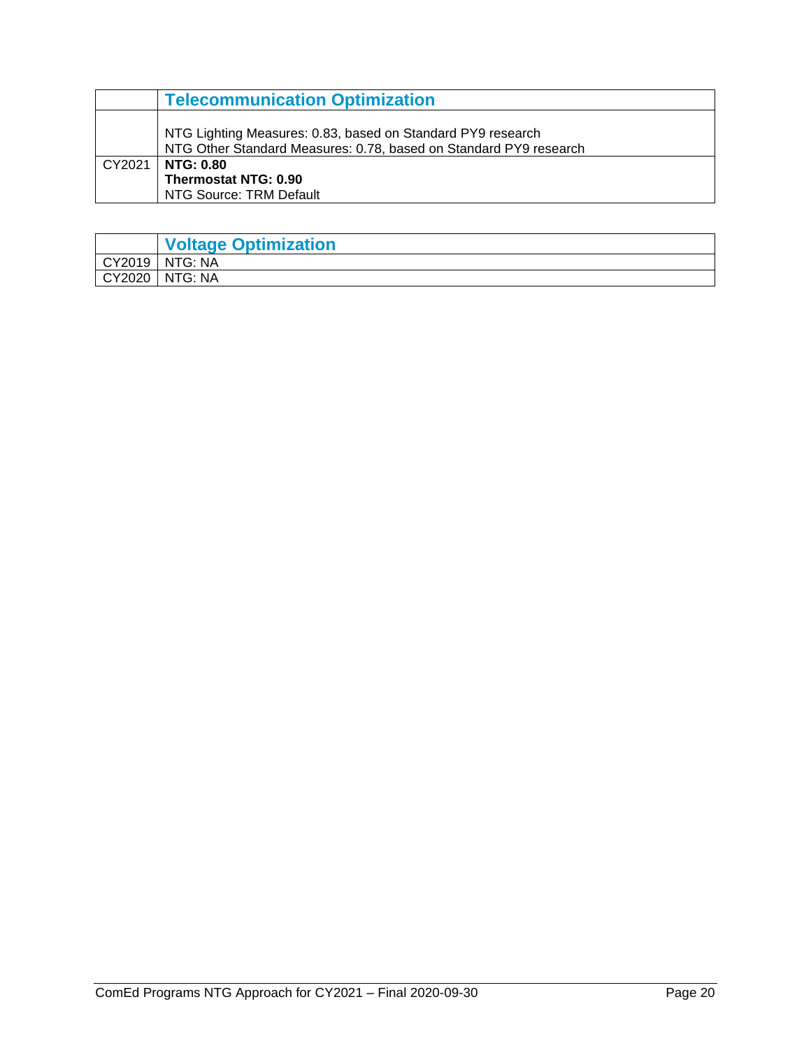| | Telecommunication Optimization |
|---|---|
| | NTG Lighting Measures: 0.83, based on Standard PY9 research<br>NTG Other Standard Measures: 0.78, based on Standard PY9 research |
| CY2021 | **NTG: 0.80**<br>**Thermostat NTG: 0.90**<br>NTG Source: TRM Default |

| | Voltage Optimization |
|---|---|
| CY2019 | NTG: NA |
| CY2020 | NTG: NA |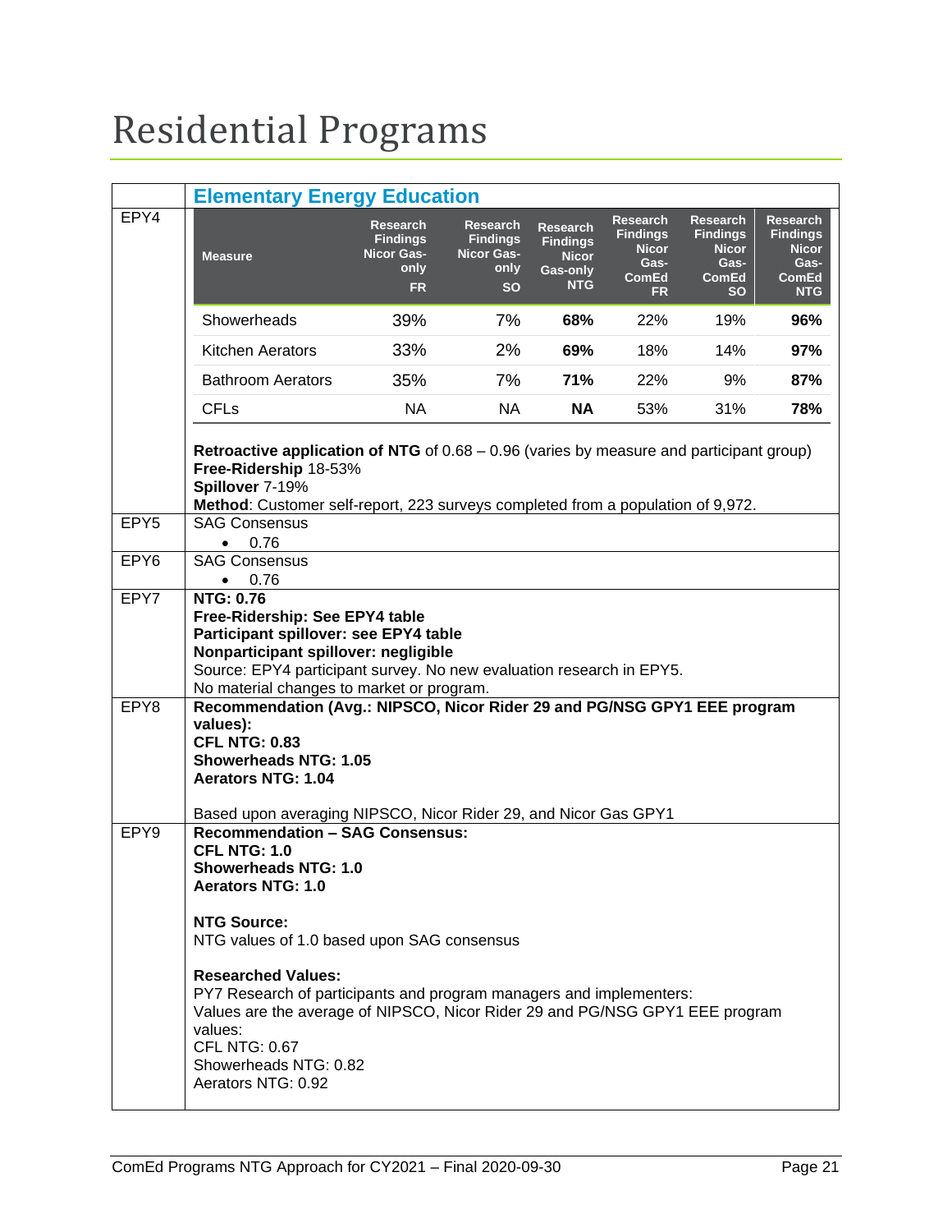# Residential Programs

| | Elementary Energy Education |
|---|---|
| EPY4 | (see table below) **Retroactive application of NTG** of 0.68 – 0.96 (varies by measure and participant group) **Free-Ridership** 18-53% **Spillover** 7-19% **Method**: Customer self-report, 223 surveys completed from a population of 9,972. |
| EPY5 | SAG Consensus<br>• 0.76 |
| EPY6 | SAG Consensus<br>• 0.76 |
| EPY7 | **NTG: 0.76**<br>**Free-Ridership: See EPY4 table**<br>**Participant spillover: see EPY4 table**<br>**Nonparticipant spillover: negligible**<br>Source: EPY4 participant survey. No new evaluation research in EPY5.<br>No material changes to market or program. |
| EPY8 | **Recommendation (Avg.: NIPSCO, Nicor Rider 29 and PG/NSG GPY1 EEE program values):**<br>**CFL NTG: 0.83**<br>**Showerheads NTG: 1.05**<br>**Aerators NTG: 1.04**<br><br>Based upon averaging NIPSCO, Nicor Rider 29, and Nicor Gas GPY1 |
| EPY9 | **Recommendation – SAG Consensus:**<br>**CFL NTG: 1.0**<br>**Showerheads NTG: 1.0**<br>**Aerators NTG: 1.0**<br><br>**NTG Source:**<br>NTG values of 1.0 based upon SAG consensus<br><br>**Researched Values:**<br>PY7 Research of participants and program managers and implementers:<br>Values are the average of NIPSCO, Nicor Rider 29 and PG/NSG GPY1 EEE program values:<br>CFL NTG: 0.67<br>Showerheads NTG: 0.82<br>Aerators NTG: 0.92 |

EPY4 table:

| Measure | Research Findings Nicor Gas-only FR | Research Findings Nicor Gas-only SO | Research Findings Nicor Gas-only NTG | Research Findings Nicor Gas-ComEd FR | Research Findings Nicor Gas-ComEd SO | Research Findings Nicor Gas-ComEd NTG |
|---|---|---|---|---|---|---|
| Showerheads | 39% | 7% | **68%** | 22% | 19% | **96%** |
| Kitchen Aerators | 33% | 2% | **69%** | 18% | 14% | **97%** |
| Bathroom Aerators | 35% | 7% | **71%** | 22% | 9% | **87%** |
| CFLs | NA | NA | **NA** | 53% | 31% | **78%** |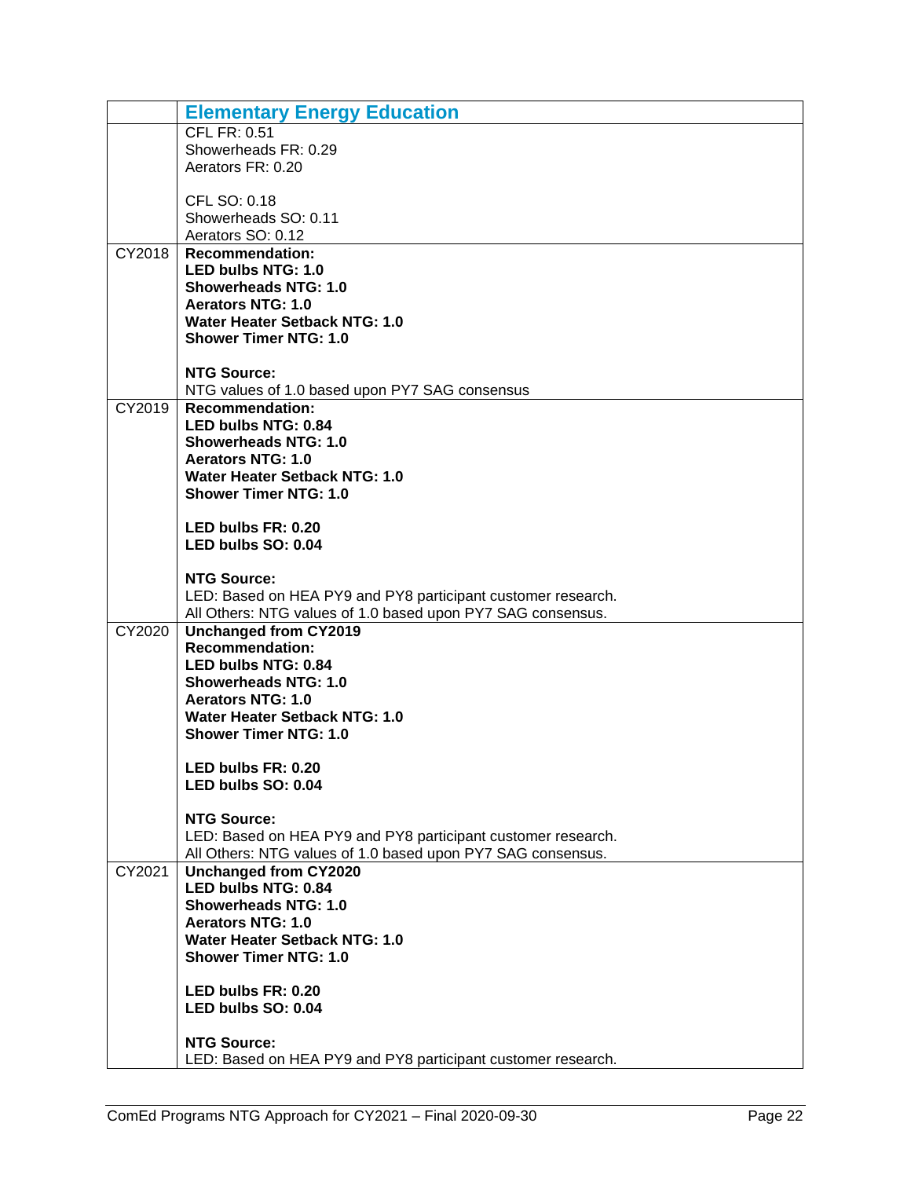| | **Elementary Energy Education** |
|---|---|
| | CFL FR: 0.51<br>Showerheads FR: 0.29<br>Aerators FR: 0.20<br><br>CFL SO: 0.18<br>Showerheads SO: 0.11<br>Aerators SO: 0.12 |
| CY2018 | **Recommendation:**<br>**LED bulbs NTG: 1.0**<br>**Showerheads NTG: 1.0**<br>**Aerators NTG: 1.0**<br>**Water Heater Setback NTG: 1.0**<br>**Shower Timer NTG: 1.0**<br><br>**NTG Source:**<br>NTG values of 1.0 based upon PY7 SAG consensus |
| CY2019 | **Recommendation:**<br>**LED bulbs NTG: 0.84**<br>**Showerheads NTG: 1.0**<br>**Aerators NTG: 1.0**<br>**Water Heater Setback NTG: 1.0**<br>**Shower Timer NTG: 1.0**<br><br>**LED bulbs FR: 0.20**<br>**LED bulbs SO: 0.04**<br><br>**NTG Source:**<br>LED: Based on HEA PY9 and PY8 participant customer research.<br>All Others: NTG values of 1.0 based upon PY7 SAG consensus. |
| CY2020 | **Unchanged from CY2019**<br>**Recommendation:**<br>**LED bulbs NTG: 0.84**<br>**Showerheads NTG: 1.0**<br>**Aerators NTG: 1.0**<br>**Water Heater Setback NTG: 1.0**<br>**Shower Timer NTG: 1.0**<br><br>**LED bulbs FR: 0.20**<br>**LED bulbs SO: 0.04**<br><br>**NTG Source:**<br>LED: Based on HEA PY9 and PY8 participant customer research.<br>All Others: NTG values of 1.0 based upon PY7 SAG consensus. |
| CY2021 | **Unchanged from CY2020**<br>**LED bulbs NTG: 0.84**<br>**Showerheads NTG: 1.0**<br>**Aerators NTG: 1.0**<br>**Water Heater Setback NTG: 1.0**<br>**Shower Timer NTG: 1.0**<br><br>**LED bulbs FR: 0.20**<br>**LED bulbs SO: 0.04**<br><br>**NTG Source:**<br>LED: Based on HEA PY9 and PY8 participant customer research. |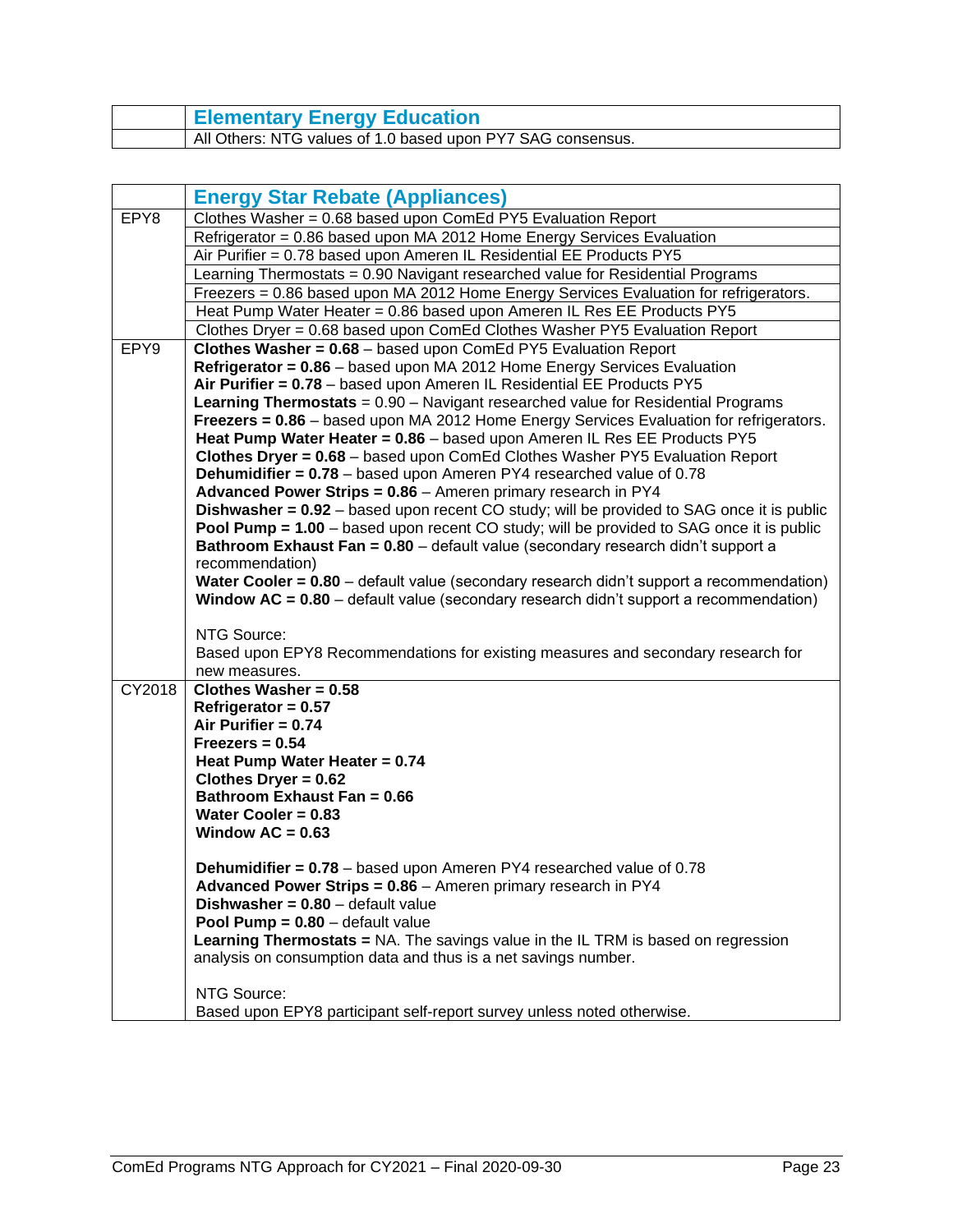| | **Elementary Energy Education** |
|---|---|
| | All Others: NTG values of 1.0 based upon PY7 SAG consensus. |

| | **Energy Star Rebate (Appliances)** |
|---|---|
| EPY8 | Clothes Washer = 0.68 based upon ComEd PY5 Evaluation Report |
| | Refrigerator = 0.86 based upon MA 2012 Home Energy Services Evaluation |
| | Air Purifier = 0.78 based upon Ameren IL Residential EE Products PY5 |
| | Learning Thermostats = 0.90 Navigant researched value for Residential Programs |
| | Freezers = 0.86 based upon MA 2012 Home Energy Services Evaluation for refrigerators. |
| | Heat Pump Water Heater = 0.86 based upon Ameren IL Res EE Products PY5 |
| | Clothes Dryer = 0.68 based upon ComEd Clothes Washer PY5 Evaluation Report |
| EPY9 | **Clothes Washer = 0.68** – based upon ComEd PY5 Evaluation Report<br>**Refrigerator = 0.86** – based upon MA 2012 Home Energy Services Evaluation<br>**Air Purifier = 0.78** – based upon Ameren IL Residential EE Products PY5<br>**Learning Thermostats** = 0.90 – Navigant researched value for Residential Programs<br>**Freezers = 0.86** – based upon MA 2012 Home Energy Services Evaluation for refrigerators.<br>**Heat Pump Water Heater = 0.86** – based upon Ameren IL Res EE Products PY5<br>**Clothes Dryer = 0.68** – based upon ComEd Clothes Washer PY5 Evaluation Report<br>**Dehumidifier = 0.78** – based upon Ameren PY4 researched value of 0.78<br>**Advanced Power Strips = 0.86** – Ameren primary research in PY4<br>**Dishwasher = 0.92** – based upon recent CO study; will be provided to SAG once it is public<br>**Pool Pump = 1.00** – based upon recent CO study; will be provided to SAG once it is public<br>**Bathroom Exhaust Fan = 0.80** – default value (secondary research didn't support a recommendation)<br>**Water Cooler = 0.80** – default value (secondary research didn't support a recommendation)<br>**Window AC = 0.80** – default value (secondary research didn't support a recommendation)<br><br>NTG Source:<br>Based upon EPY8 Recommendations for existing measures and secondary research for new measures. |
| CY2018 | **Clothes Washer = 0.58**<br>**Refrigerator = 0.57**<br>**Air Purifier = 0.74**<br>**Freezers = 0.54**<br>**Heat Pump Water Heater = 0.74**<br>**Clothes Dryer = 0.62**<br>**Bathroom Exhaust Fan = 0.66**<br>**Water Cooler = 0.83**<br>**Window AC = 0.63**<br><br>**Dehumidifier = 0.78** – based upon Ameren PY4 researched value of 0.78<br>**Advanced Power Strips = 0.86** – Ameren primary research in PY4<br>**Dishwasher = 0.80** – default value<br>**Pool Pump = 0.80** – default value<br>**Learning Thermostats =** NA. The savings value in the IL TRM is based on regression analysis on consumption data and thus is a net savings number.<br><br>NTG Source:<br>Based upon EPY8 participant self-report survey unless noted otherwise. |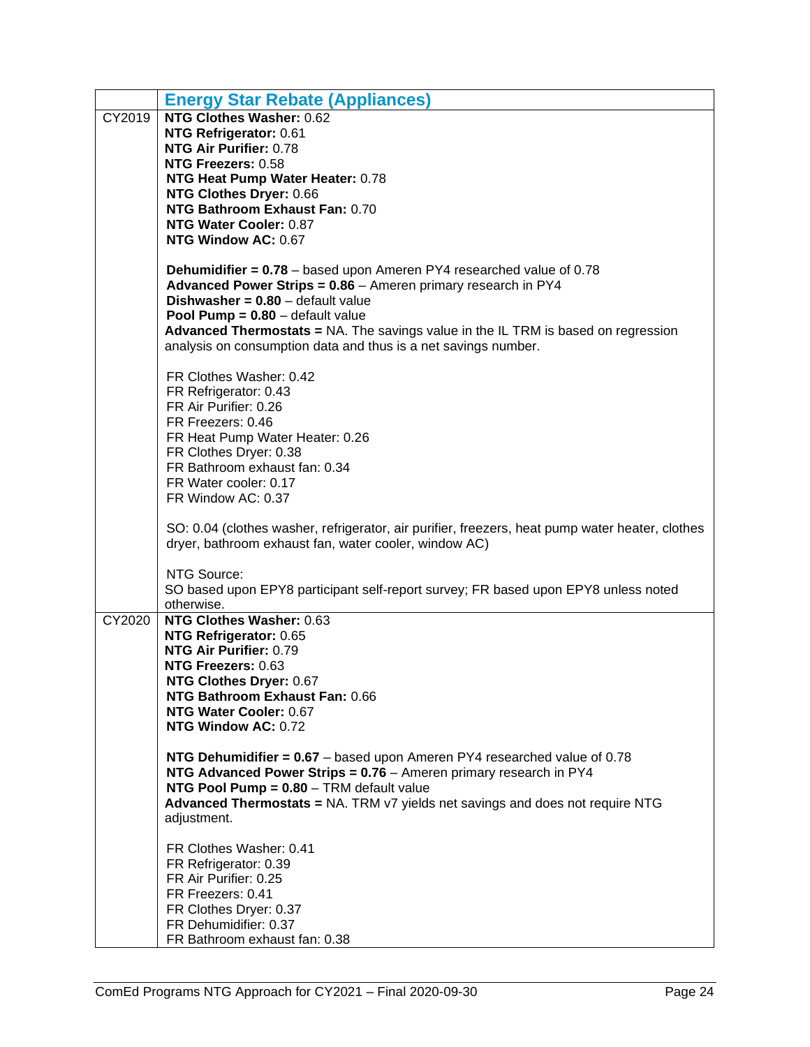| | Energy Star Rebate (Appliances) |
|---|---|
| CY2019 | **NTG Clothes Washer:** 0.62<br>**NTG Refrigerator:** 0.61<br>**NTG Air Purifier:** 0.78<br>**NTG Freezers:** 0.58<br>**NTG Heat Pump Water Heater:** 0.78<br>**NTG Clothes Dryer:** 0.66<br>**NTG Bathroom Exhaust Fan:** 0.70<br>**NTG Water Cooler:** 0.87<br>**NTG Window AC:** 0.67<br><br>**Dehumidifier = 0.78** – based upon Ameren PY4 researched value of 0.78<br>**Advanced Power Strips = 0.86** – Ameren primary research in PY4<br>**Dishwasher = 0.80** – default value<br>**Pool Pump = 0.80** – default value<br>**Advanced Thermostats =** NA. The savings value in the IL TRM is based on regression analysis on consumption data and thus is a net savings number.<br><br>FR Clothes Washer: 0.42<br>FR Refrigerator: 0.43<br>FR Air Purifier: 0.26<br>FR Freezers: 0.46<br>FR Heat Pump Water Heater: 0.26<br>FR Clothes Dryer: 0.38<br>FR Bathroom exhaust fan: 0.34<br>FR Water cooler: 0.17<br>FR Window AC: 0.37<br><br>SO: 0.04 (clothes washer, refrigerator, air purifier, freezers, heat pump water heater, clothes dryer, bathroom exhaust fan, water cooler, window AC)<br><br>NTG Source:<br>SO based upon EPY8 participant self-report survey; FR based upon EPY8 unless noted otherwise. |
| CY2020 | **NTG Clothes Washer:** 0.63<br>**NTG Refrigerator:** 0.65<br>**NTG Air Purifier:** 0.79<br>**NTG Freezers:** 0.63<br>**NTG Clothes Dryer:** 0.67<br>**NTG Bathroom Exhaust Fan:** 0.66<br>**NTG Water Cooler:** 0.67<br>**NTG Window AC:** 0.72<br><br>**NTG Dehumidifier = 0.67** – based upon Ameren PY4 researched value of 0.78<br>**NTG Advanced Power Strips = 0.76** – Ameren primary research in PY4<br>**NTG Pool Pump = 0.80** – TRM default value<br>**Advanced Thermostats =** NA. TRM v7 yields net savings and does not require NTG adjustment.<br><br>FR Clothes Washer: 0.41<br>FR Refrigerator: 0.39<br>FR Air Purifier: 0.25<br>FR Freezers: 0.41<br>FR Clothes Dryer: 0.37<br>FR Dehumidifier: 0.37<br>FR Bathroom exhaust fan: 0.38 |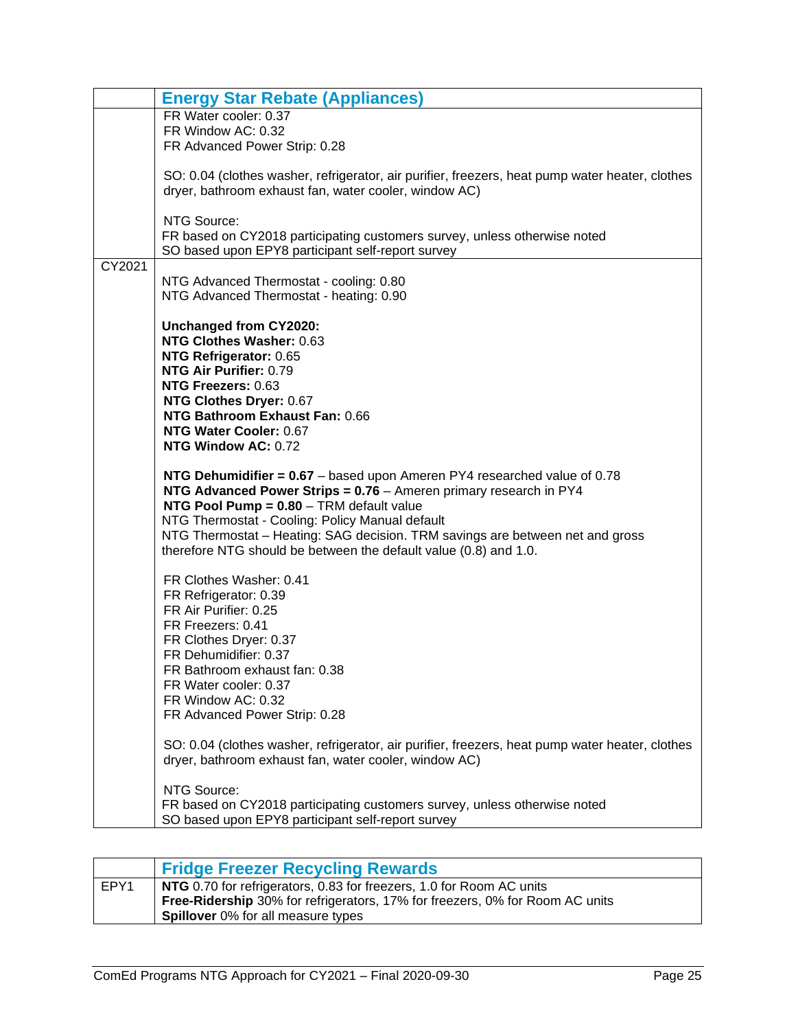| | **Energy Star Rebate (Appliances)** |
|---|---|
| | FR Water cooler: 0.37<br>FR Window AC: 0.32<br>FR Advanced Power Strip: 0.28<br><br>SO: 0.04 (clothes washer, refrigerator, air purifier, freezers, heat pump water heater, clothes dryer, bathroom exhaust fan, water cooler, window AC)<br><br>NTG Source:<br>FR based on CY2018 participating customers survey, unless otherwise noted<br>SO based upon EPY8 participant self-report survey |
| CY2021 | NTG Advanced Thermostat - cooling: 0.80<br>NTG Advanced Thermostat - heating: 0.90<br><br>**Unchanged from CY2020:**<br>**NTG Clothes Washer:** 0.63<br>**NTG Refrigerator:** 0.65<br>**NTG Air Purifier:** 0.79<br>**NTG Freezers:** 0.63<br>**NTG Clothes Dryer:** 0.67<br>**NTG Bathroom Exhaust Fan:** 0.66<br>**NTG Water Cooler:** 0.67<br>**NTG Window AC:** 0.72<br><br>**NTG Dehumidifier = 0.67** – based upon Ameren PY4 researched value of 0.78<br>**NTG Advanced Power Strips = 0.76** – Ameren primary research in PY4<br>**NTG Pool Pump = 0.80** – TRM default value<br>NTG Thermostat - Cooling: Policy Manual default<br>NTG Thermostat – Heating: SAG decision. TRM savings are between net and gross therefore NTG should be between the default value (0.8) and 1.0.<br><br>FR Clothes Washer: 0.41<br>FR Refrigerator: 0.39<br>FR Air Purifier: 0.25<br>FR Freezers: 0.41<br>FR Clothes Dryer: 0.37<br>FR Dehumidifier: 0.37<br>FR Bathroom exhaust fan: 0.38<br>FR Water cooler: 0.37<br>FR Window AC: 0.32<br>FR Advanced Power Strip: 0.28<br><br>SO: 0.04 (clothes washer, refrigerator, air purifier, freezers, heat pump water heater, clothes dryer, bathroom exhaust fan, water cooler, window AC)<br><br>NTG Source:<br>FR based on CY2018 participating customers survey, unless otherwise noted<br>SO based upon EPY8 participant self-report survey |

| | **Fridge Freezer Recycling Rewards** |
|---|---|
| EPY1 | **NTG** 0.70 for refrigerators, 0.83 for freezers, 1.0 for Room AC units<br>**Free-Ridership** 30% for refrigerators, 17% for freezers, 0% for Room AC units<br>**Spillover** 0% for all measure types |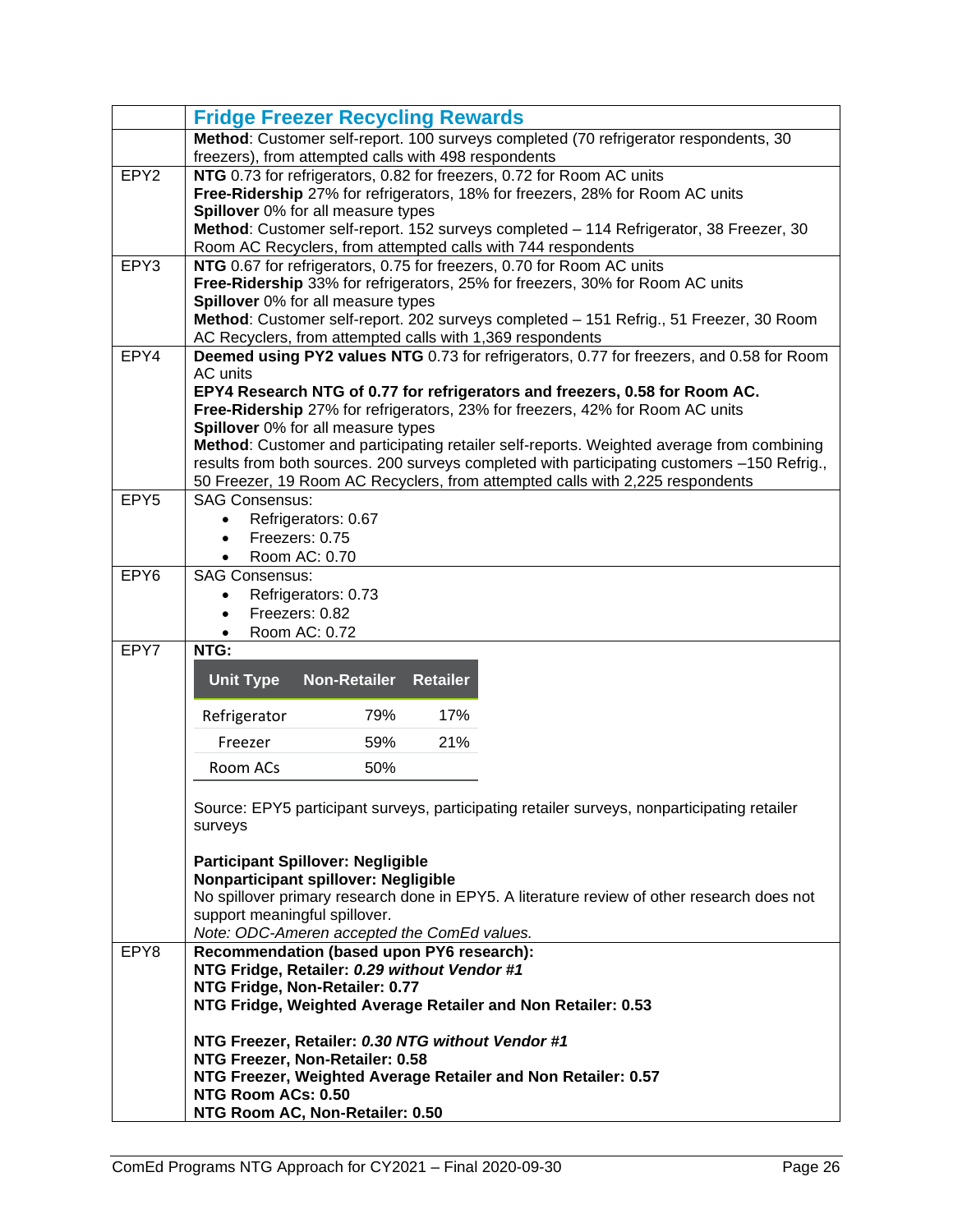| | Fridge Freezer Recycling Rewards |
|---|---|
| | **Method**: Customer self-report. 100 surveys completed (70 refrigerator respondents, 30 freezers), from attempted calls with 498 respondents |
| EPY2 | **NTG** 0.73 for refrigerators, 0.82 for freezers, 0.72 for Room AC units<br>**Free-Ridership** 27% for refrigerators, 18% for freezers, 28% for Room AC units<br>**Spillover** 0% for all measure types<br>**Method**: Customer self-report. 152 surveys completed – 114 Refrigerator, 38 Freezer, 30 Room AC Recyclers, from attempted calls with 744 respondents |
| EPY3 | **NTG** 0.67 for refrigerators, 0.75 for freezers, 0.70 for Room AC units<br>**Free-Ridership** 33% for refrigerators, 25% for freezers, 30% for Room AC units<br>**Spillover** 0% for all measure types<br>**Method**: Customer self-report. 202 surveys completed – 151 Refrig., 51 Freezer, 30 Room AC Recyclers, from attempted calls with 1,369 respondents |
| EPY4 | **Deemed using PY2 values NTG** 0.73 for refrigerators, 0.77 for freezers, and 0.58 for Room AC units<br>**EPY4 Research NTG of 0.77 for refrigerators and freezers, 0.58 for Room AC.**<br>**Free-Ridership** 27% for refrigerators, 23% for freezers, 42% for Room AC units<br>**Spillover** 0% for all measure types<br>**Method**: Customer and participating retailer self-reports. Weighted average from combining results from both sources. 200 surveys completed with participating customers –150 Refrig., 50 Freezer, 19 Room AC Recyclers, from attempted calls with 2,225 respondents |
| EPY5 | SAG Consensus:<br>• Refrigerators: 0.67<br>• Freezers: 0.75<br>• Room AC: 0.70 |
| EPY6 | SAG Consensus:<br>• Refrigerators: 0.73<br>• Freezers: 0.82<br>• Room AC: 0.72 |
| EPY7 | **NTG:**<br>Unit Type / Non-Retailer / Retailer<br>Refrigerator: 79% / 17%<br>Freezer: 59% / 21%<br>Room ACs: 50%<br><br>Source: EPY5 participant surveys, participating retailer surveys, nonparticipating retailer surveys<br><br>**Participant Spillover: Negligible**<br>**Nonparticipant spillover: Negligible**<br>No spillover primary research done in EPY5. A literature review of other research does not support meaningful spillover.<br>*Note: ODC-Ameren accepted the ComEd values.* |
| EPY8 | **Recommendation (based upon PY6 research):**<br>**NTG Fridge, Retailer: *0.29 without Vendor #1***<br>**NTG Fridge, Non-Retailer: 0.77**<br>**NTG Fridge, Weighted Average Retailer and Non Retailer: 0.53**<br><br>**NTG Freezer, Retailer: *0.30 NTG without Vendor #1***<br>**NTG Freezer, Non-Retailer: 0.58**<br>**NTG Freezer, Weighted Average Retailer and Non Retailer: 0.57**<br>**NTG Room ACs: 0.50**<br>**NTG Room AC, Non-Retailer: 0.50** |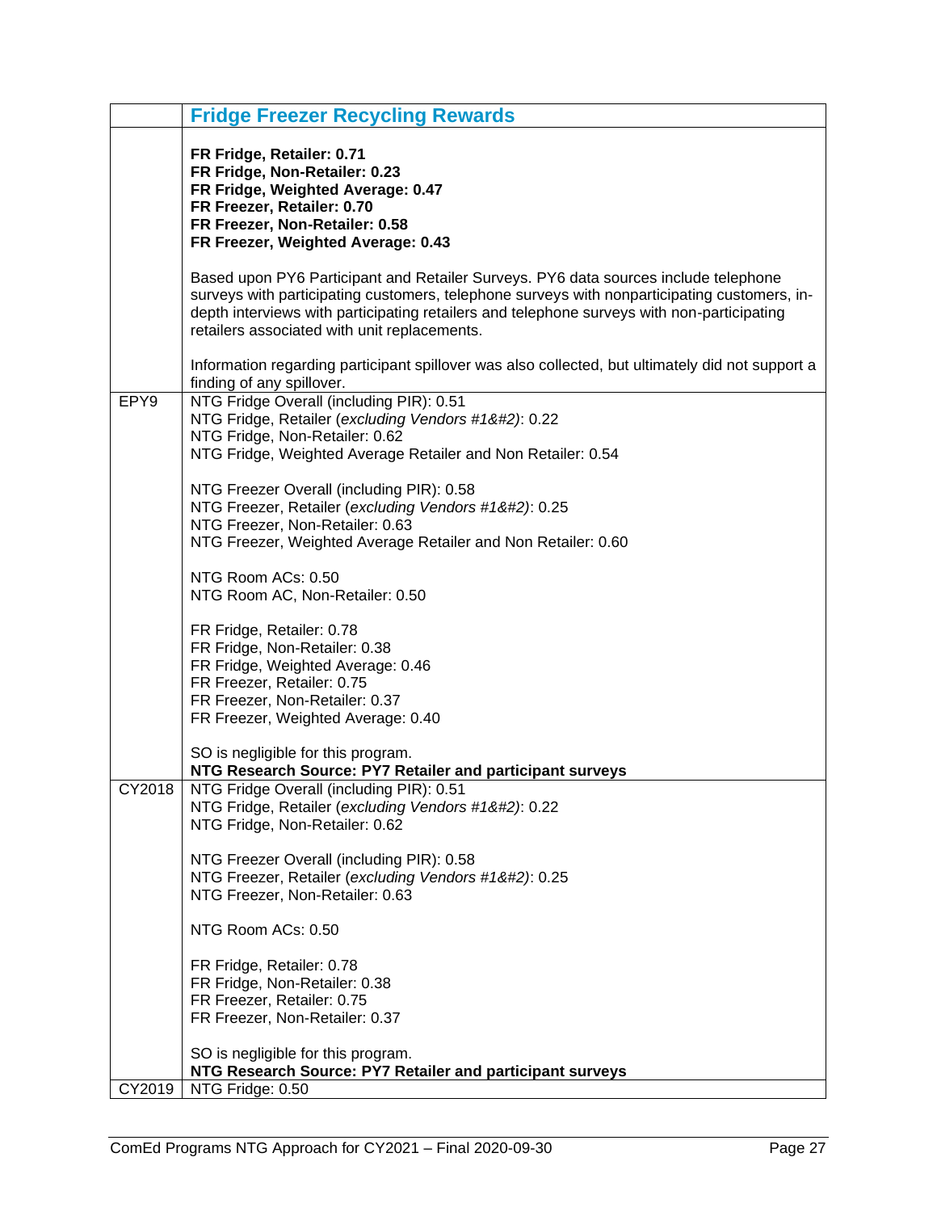| | Fridge Freezer Recycling Rewards |
|---|---|
| | **FR Fridge, Retailer: 0.71**<br>**FR Fridge, Non-Retailer: 0.23**<br>**FR Fridge, Weighted Average: 0.47**<br>**FR Freezer, Retailer: 0.70**<br>**FR Freezer, Non-Retailer: 0.58**<br>**FR Freezer, Weighted Average: 0.43**<br><br>Based upon PY6 Participant and Retailer Surveys. PY6 data sources include telephone surveys with participating customers, telephone surveys with nonparticipating customers, in-depth interviews with participating retailers and telephone surveys with non-participating retailers associated with unit replacements.<br><br>Information regarding participant spillover was also collected, but ultimately did not support a finding of any spillover. |
| EPY9 | NTG Fridge Overall (including PIR): 0.51<br>NTG Fridge, Retailer (*excluding Vendors #1&#2*): 0.22<br>NTG Fridge, Non-Retailer: 0.62<br>NTG Fridge, Weighted Average Retailer and Non Retailer: 0.54<br><br>NTG Freezer Overall (including PIR): 0.58<br>NTG Freezer, Retailer (*excluding Vendors #1&#2*): 0.25<br>NTG Freezer, Non-Retailer: 0.63<br>NTG Freezer, Weighted Average Retailer and Non Retailer: 0.60<br><br>NTG Room ACs: 0.50<br>NTG Room AC, Non-Retailer: 0.50<br><br>FR Fridge, Retailer: 0.78<br>FR Fridge, Non-Retailer: 0.38<br>FR Fridge, Weighted Average: 0.46<br>FR Freezer, Retailer: 0.75<br>FR Freezer, Non-Retailer: 0.37<br>FR Freezer, Weighted Average: 0.40<br><br>SO is negligible for this program.<br>**NTG Research Source: PY7 Retailer and participant surveys** |
| CY2018 | NTG Fridge Overall (including PIR): 0.51<br>NTG Fridge, Retailer (*excluding Vendors #1&#2*): 0.22<br>NTG Fridge, Non-Retailer: 0.62<br><br>NTG Freezer Overall (including PIR): 0.58<br>NTG Freezer, Retailer (*excluding Vendors #1&#2*): 0.25<br>NTG Freezer, Non-Retailer: 0.63<br><br>NTG Room ACs: 0.50<br><br>FR Fridge, Retailer: 0.78<br>FR Fridge, Non-Retailer: 0.38<br>FR Freezer, Retailer: 0.75<br>FR Freezer, Non-Retailer: 0.37<br><br>SO is negligible for this program.<br>**NTG Research Source: PY7 Retailer and participant surveys** |
| CY2019 | NTG Fridge: 0.50 |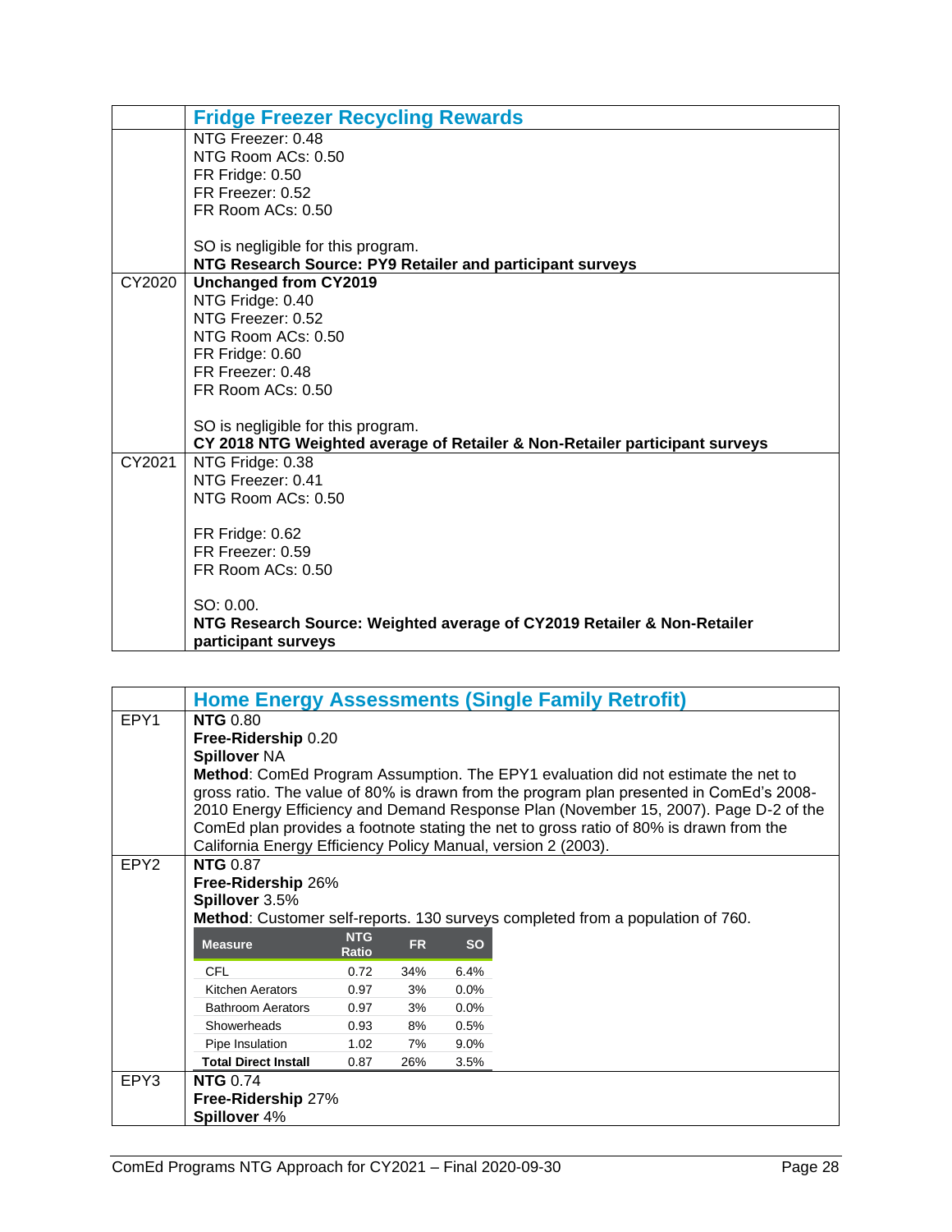| | Fridge Freezer Recycling Rewards |
|---|---|
| | NTG Freezer: 0.48<br>NTG Room ACs: 0.50<br>FR Fridge: 0.50<br>FR Freezer: 0.52<br>FR Room ACs: 0.50<br><br>SO is negligible for this program.<br>**NTG Research Source: PY9 Retailer and participant surveys** |
| CY2020 | **Unchanged from CY2019**<br>NTG Fridge: 0.40<br>NTG Freezer: 0.52<br>NTG Room ACs: 0.50<br>FR Fridge: 0.60<br>FR Freezer: 0.48<br>FR Room ACs: 0.50<br><br>SO is negligible for this program.<br>**CY 2018 NTG Weighted average of Retailer & Non-Retailer participant surveys** |
| CY2021 | NTG Fridge: 0.38<br>NTG Freezer: 0.41<br>NTG Room ACs: 0.50<br><br>FR Fridge: 0.62<br>FR Freezer: 0.59<br>FR Room ACs: 0.50<br><br>SO: 0.00.<br>**NTG Research Source: Weighted average of CY2019 Retailer & Non-Retailer participant surveys** |

| | Home Energy Assessments (Single Family Retrofit) |
|---|---|
| EPY1 | **NTG** 0.80<br>**Free-Ridership** 0.20<br>**Spillover** NA<br>**Method**: ComEd Program Assumption. The EPY1 evaluation did not estimate the net to gross ratio. The value of 80% is drawn from the program plan presented in ComEd's 2008-2010 Energy Efficiency and Demand Response Plan (November 15, 2007). Page D-2 of the ComEd plan provides a footnote stating the net to gross ratio of 80% is drawn from the California Energy Efficiency Policy Manual, version 2 (2003). |
| EPY2 | **NTG** 0.87<br>**Free-Ridership** 26%<br>**Spillover** 3.5%<br>**Method**: Customer self-reports. 130 surveys completed from a population of 760. |
| EPY3 | **NTG** 0.74<br>**Free-Ridership** 27%<br>**Spillover** 4% |

EPY2 measure detail:

| Measure | NTG Ratio | FR | SO |
|---|---|---|---|
| CFL | 0.72 | 34% | 6.4% |
| Kitchen Aerators | 0.97 | 3% | 0.0% |
| Bathroom Aerators | 0.97 | 3% | 0.0% |
| Showerheads | 0.93 | 8% | 0.5% |
| Pipe Insulation | 1.02 | 7% | 9.0% |
| **Total Direct Install** | 0.87 | 26% | 3.5% |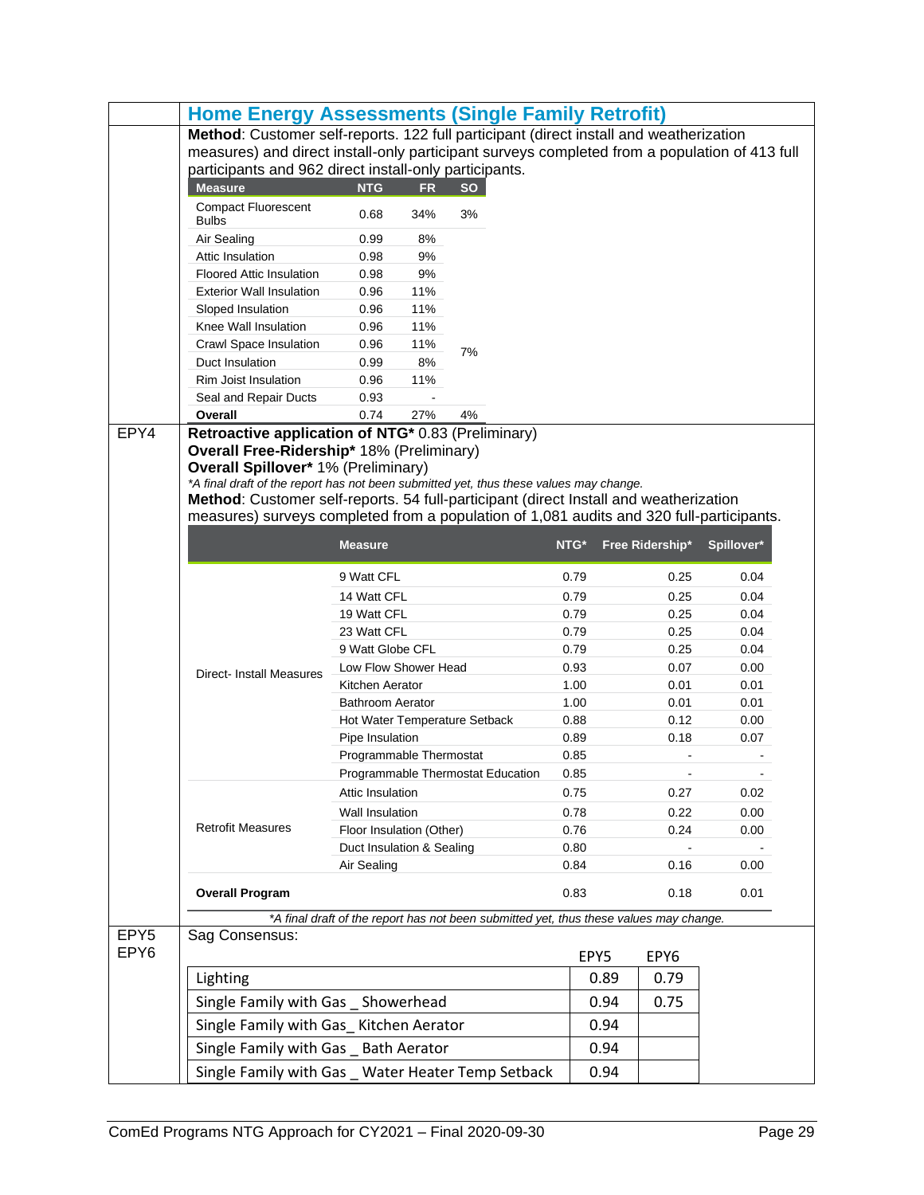## Home Energy Assessments (Single Family Retrofit)

**Method**: Customer self-reports. 122 full participant (direct install and weatherization measures) and direct install-only participant surveys completed from a population of 413 full participants and 962 direct install-only participants.

| Measure | NTG | FR | SO |
|---|---|---|---|
| Compact Fluorescent Bulbs | 0.68 | 34% | 3% |
| Air Sealing | 0.99 | 8% | 7% |
| Attic Insulation | 0.98 | 9% | |
| Floored Attic Insulation | 0.98 | 9% | |
| Exterior Wall Insulation | 0.96 | 11% | |
| Sloped Insulation | 0.96 | 11% | |
| Knee Wall Insulation | 0.96 | 11% | |
| Crawl Space Insulation | 0.96 | 11% | |
| Duct Insulation | 0.99 | 8% | |
| Rim Joist Insulation | 0.96 | 11% | |
| Seal and Repair Ducts | 0.93 | - | |
| **Overall** | 0.74 | 27% | 4% |

**EPY4**

**Retroactive application of NTG*** 0.83 (Preliminary)
**Overall Free-Ridership*** 18% (Preliminary)
**Overall Spillover*** 1% (Preliminary)

*\*A final draft of the report has not been submitted yet, thus these values may change.*

**Method**: Customer self-reports. 54 full-participant (direct Install and weatherization measures) surveys completed from a population of 1,081 audits and 320 full-participants.

| | Measure | NTG* | Free Ridership* | Spillover* |
|---|---|---|---|---|
| Direct- Install Measures | 9 Watt CFL | 0.79 | 0.25 | 0.04 |
| | 14 Watt CFL | 0.79 | 0.25 | 0.04 |
| | 19 Watt CFL | 0.79 | 0.25 | 0.04 |
| | 23 Watt CFL | 0.79 | 0.25 | 0.04 |
| | 9 Watt Globe CFL | 0.79 | 0.25 | 0.04 |
| | Low Flow Shower Head | 0.93 | 0.07 | 0.00 |
| | Kitchen Aerator | 1.00 | 0.01 | 0.01 |
| | Bathroom Aerator | 1.00 | 0.01 | 0.01 |
| | Hot Water Temperature Setback | 0.88 | 0.12 | 0.00 |
| | Pipe Insulation | 0.89 | 0.18 | 0.07 |
| | Programmable Thermostat | 0.85 | - | - |
| | Programmable Thermostat Education | 0.85 | - | - |
| Retrofit Measures | Attic Insulation | 0.75 | 0.27 | 0.02 |
| | Wall Insulation | 0.78 | 0.22 | 0.00 |
| | Floor Insulation (Other) | 0.76 | 0.24 | 0.00 |
| | Duct Insulation & Sealing | 0.80 | - | - |
| | Air Sealing | 0.84 | 0.16 | 0.00 |
| **Overall Program** | | 0.83 | 0.18 | 0.01 |

*\*A final draft of the report has not been submitted yet, thus these values may change.*

**EPY5 EPY6**

Sag Consensus:

| | EPY5 | EPY6 |
|---|---|---|
| Lighting | 0.89 | 0.79 |
| Single Family with Gas _ Showerhead | 0.94 | 0.75 |
| Single Family with Gas_ Kitchen Aerator | 0.94 | |
| Single Family with Gas _ Bath Aerator | 0.94 | |
| Single Family with Gas _ Water Heater Temp Setback | 0.94 | |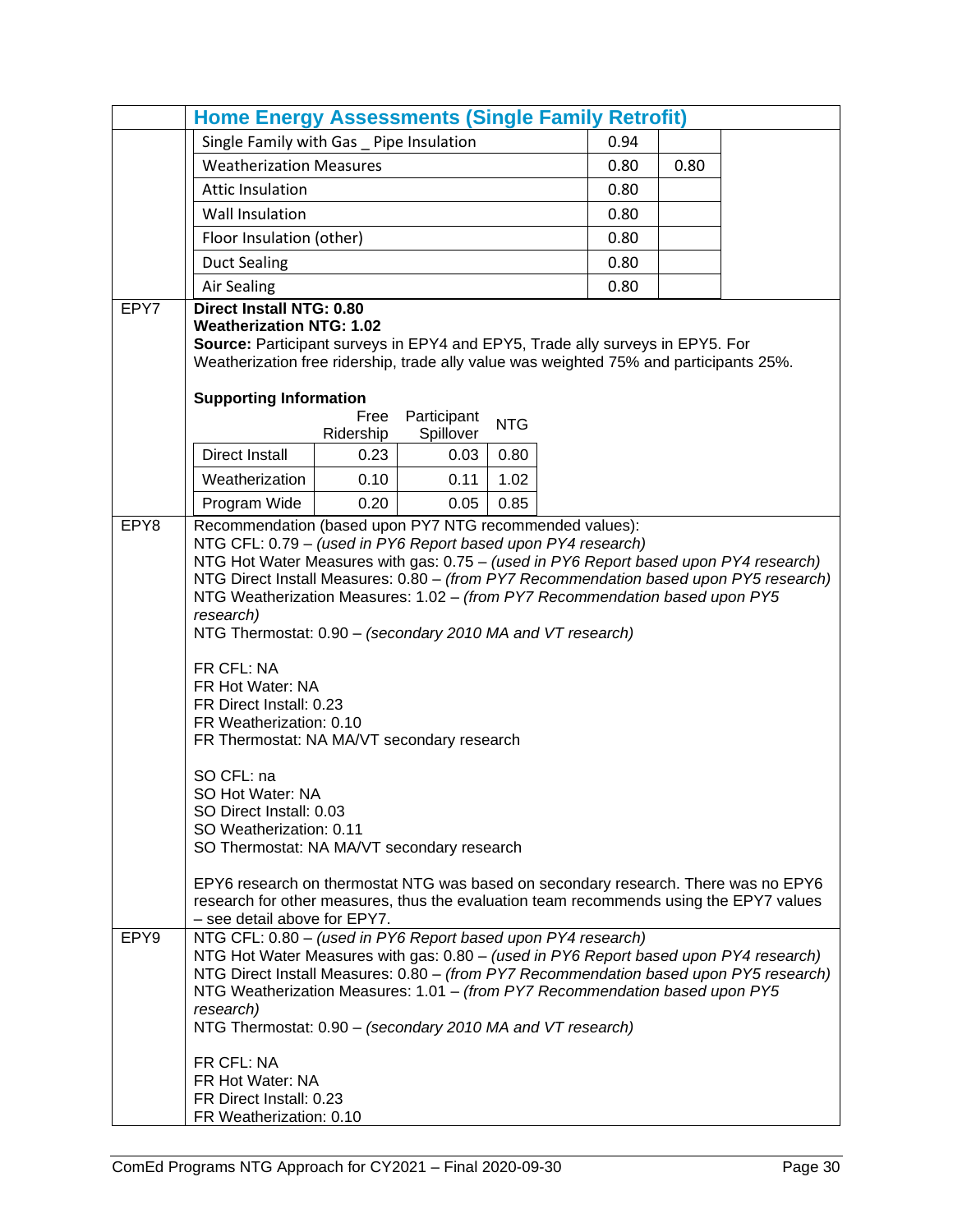| | Home Energy Assessments (Single Family Retrofit) | | | |
|---|---|---|---|---|
| | Single Family with Gas _ Pipe Insulation | 0.94 | | |
| | Weatherization Measures | 0.80 | 0.80 | |
| | Attic Insulation | 0.80 | | |
| | Wall Insulation | 0.80 | | |
| | Floor Insulation (other) | 0.80 | | |
| | Duct Sealing | 0.80 | | |
| | Air Sealing | 0.80 | | |

**EPY7**

**Direct Install NTG: 0.80**
**Weatherization NTG: 1.02**
**Source:** Participant surveys in EPY4 and EPY5, Trade ally surveys in EPY5. For Weatherization free ridership, trade ally value was weighted 75% and participants 25%.

**Supporting Information**

| | Free Ridership | Participant Spillover | NTG |
|---|---|---|---|
| Direct Install | 0.23 | 0.03 | 0.80 |
| Weatherization | 0.10 | 0.11 | 1.02 |
| Program Wide | 0.20 | 0.05 | 0.85 |

**EPY8**

Recommendation (based upon PY7 NTG recommended values):
NTG CFL: 0.79 – *(used in PY6 Report based upon PY4 research)*
NTG Hot Water Measures with gas: 0.75 – *(used in PY6 Report based upon PY4 research)*
NTG Direct Install Measures: 0.80 – *(from PY7 Recommendation based upon PY5 research)*
NTG Weatherization Measures: 1.02 – *(from PY7 Recommendation based upon PY5 research)*
NTG Thermostat: 0.90 – *(secondary 2010 MA and VT research)*

FR CFL: NA
FR Hot Water: NA
FR Direct Install: 0.23
FR Weatherization: 0.10
FR Thermostat: NA MA/VT secondary research

SO CFL: na
SO Hot Water: NA
SO Direct Install: 0.03
SO Weatherization: 0.11
SO Thermostat: NA MA/VT secondary research

EPY6 research on thermostat NTG was based on secondary research. There was no EPY6 research for other measures, thus the evaluation team recommends using the EPY7 values – see detail above for EPY7.

**EPY9**

NTG CFL: 0.80 – *(used in PY6 Report based upon PY4 research)*
NTG Hot Water Measures with gas: 0.80 – *(used in PY6 Report based upon PY4 research)*
NTG Direct Install Measures: 0.80 – *(from PY7 Recommendation based upon PY5 research)*
NTG Weatherization Measures: 1.01 – *(from PY7 Recommendation based upon PY5 research)*
NTG Thermostat: 0.90 – *(secondary 2010 MA and VT research)*

FR CFL: NA
FR Hot Water: NA
FR Direct Install: 0.23
FR Weatherization: 0.10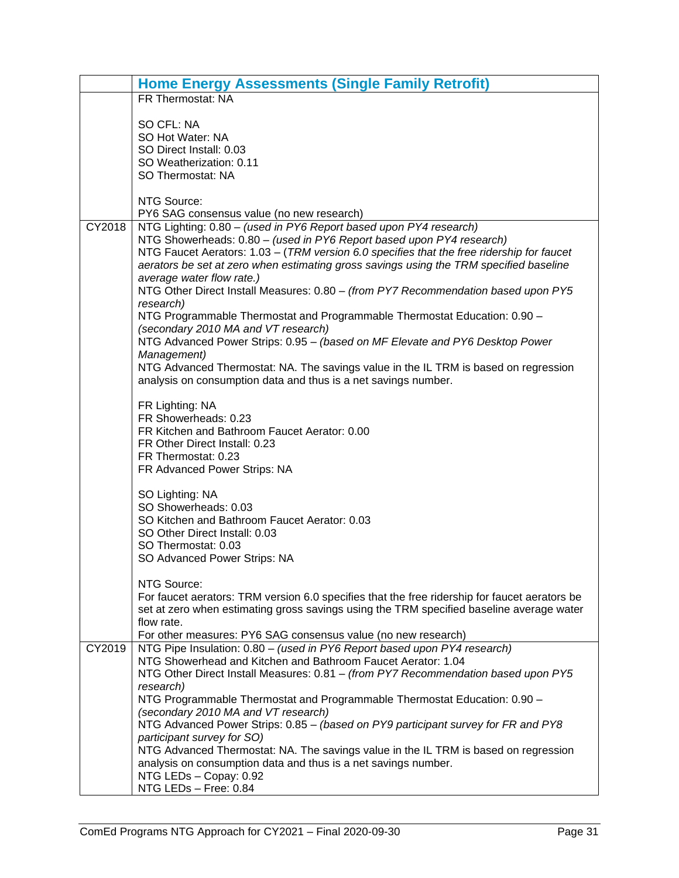| | Home Energy Assessments (Single Family Retrofit) |
|---|---|
| | FR Thermostat: NA<br><br>SO CFL: NA<br>SO Hot Water: NA<br>SO Direct Install: 0.03<br>SO Weatherization: 0.11<br>SO Thermostat: NA<br><br>NTG Source:<br>PY6 SAG consensus value (no new research) |
| CY2018 | NTG Lighting: 0.80 – *(used in PY6 Report based upon PY4 research)*<br>NTG Showerheads: 0.80 – *(used in PY6 Report based upon PY4 research)*<br>NTG Faucet Aerators: 1.03 – (*TRM version 6.0 specifies that the free ridership for faucet aerators be set at zero when estimating gross savings using the TRM specified baseline average water flow rate.)*<br>NTG Other Direct Install Measures: 0.80 – *(from PY7 Recommendation based upon PY5 research)*<br>NTG Programmable Thermostat and Programmable Thermostat Education: 0.90 – *(secondary 2010 MA and VT research)*<br>NTG Advanced Power Strips: 0.95 – *(based on MF Elevate and PY6 Desktop Power Management)*<br>NTG Advanced Thermostat: NA. The savings value in the IL TRM is based on regression analysis on consumption data and thus is a net savings number.<br><br>FR Lighting: NA<br>FR Showerheads: 0.23<br>FR Kitchen and Bathroom Faucet Aerator: 0.00<br>FR Other Direct Install: 0.23<br>FR Thermostat: 0.23<br>FR Advanced Power Strips: NA<br><br>SO Lighting: NA<br>SO Showerheads: 0.03<br>SO Kitchen and Bathroom Faucet Aerator: 0.03<br>SO Other Direct Install: 0.03<br>SO Thermostat: 0.03<br>SO Advanced Power Strips: NA<br><br>NTG Source:<br>For faucet aerators: TRM version 6.0 specifies that the free ridership for faucet aerators be set at zero when estimating gross savings using the TRM specified baseline average water flow rate.<br>For other measures: PY6 SAG consensus value (no new research) |
| CY2019 | NTG Pipe Insulation: 0.80 – *(used in PY6 Report based upon PY4 research)*<br>NTG Showerhead and Kitchen and Bathroom Faucet Aerator: 1.04<br>NTG Other Direct Install Measures: 0.81 – *(from PY7 Recommendation based upon PY5 research)*<br>NTG Programmable Thermostat and Programmable Thermostat Education: 0.90 – *(secondary 2010 MA and VT research)*<br>NTG Advanced Power Strips: 0.85 – *(based on PY9 participant survey for FR and PY8 participant survey for SO)*<br>NTG Advanced Thermostat: NA. The savings value in the IL TRM is based on regression analysis on consumption data and thus is a net savings number.<br>NTG LEDs – Copay: 0.92<br>NTG LEDs – Free: 0.84 |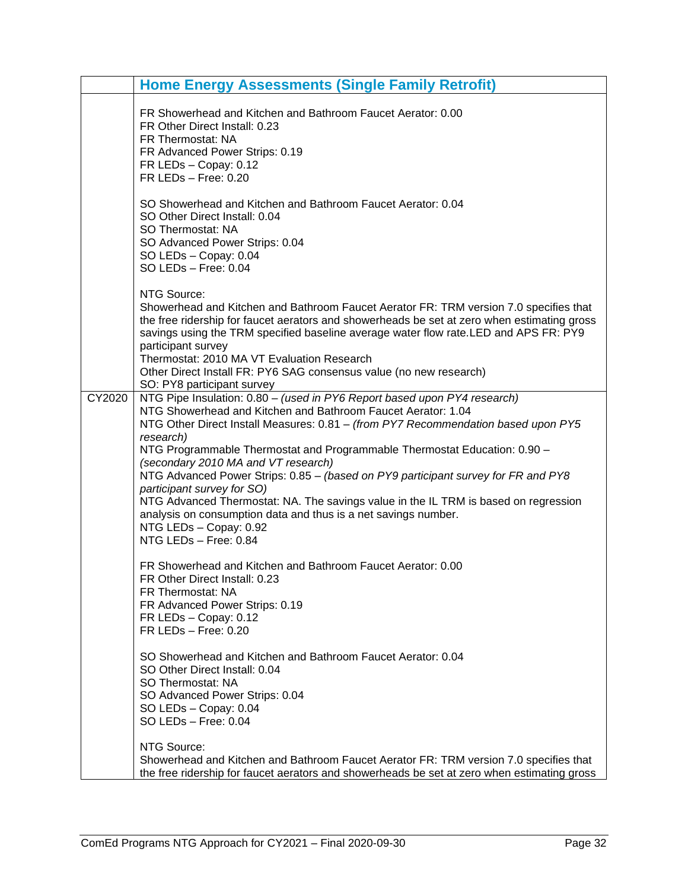|  | Home Energy Assessments (Single Family Retrofit) |
|---|---|
|  | FR Showerhead and Kitchen and Bathroom Faucet Aerator: 0.00<br>FR Other Direct Install: 0.23<br>FR Thermostat: NA<br>FR Advanced Power Strips: 0.19<br>FR LEDs – Copay: 0.12<br>FR LEDs – Free: 0.20<br><br>SO Showerhead and Kitchen and Bathroom Faucet Aerator: 0.04<br>SO Other Direct Install: 0.04<br>SO Thermostat: NA<br>SO Advanced Power Strips: 0.04<br>SO LEDs – Copay: 0.04<br>SO LEDs – Free: 0.04<br><br>NTG Source:<br>Showerhead and Kitchen and Bathroom Faucet Aerator FR: TRM version 7.0 specifies that the free ridership for faucet aerators and showerheads be set at zero when estimating gross savings using the TRM specified baseline average water flow rate.LED and APS FR: PY9 participant survey<br>Thermostat: 2010 MA VT Evaluation Research<br>Other Direct Install FR: PY6 SAG consensus value (no new research)<br>SO: PY8 participant survey |
| CY2020 | NTG Pipe Insulation: 0.80 – *(used in PY6 Report based upon PY4 research)*<br>NTG Showerhead and Kitchen and Bathroom Faucet Aerator: 1.04<br>NTG Other Direct Install Measures: 0.81 – *(from PY7 Recommendation based upon PY5 research)*<br>NTG Programmable Thermostat and Programmable Thermostat Education: 0.90 – *(secondary 2010 MA and VT research)*<br>NTG Advanced Power Strips: 0.85 – *(based on PY9 participant survey for FR and PY8 participant survey for SO)*<br>NTG Advanced Thermostat: NA. The savings value in the IL TRM is based on regression analysis on consumption data and thus is a net savings number.<br>NTG LEDs – Copay: 0.92<br>NTG LEDs – Free: 0.84<br><br>FR Showerhead and Kitchen and Bathroom Faucet Aerator: 0.00<br>FR Other Direct Install: 0.23<br>FR Thermostat: NA<br>FR Advanced Power Strips: 0.19<br>FR LEDs – Copay: 0.12<br>FR LEDs – Free: 0.20<br><br>SO Showerhead and Kitchen and Bathroom Faucet Aerator: 0.04<br>SO Other Direct Install: 0.04<br>SO Thermostat: NA<br>SO Advanced Power Strips: 0.04<br>SO LEDs – Copay: 0.04<br>SO LEDs – Free: 0.04<br><br>NTG Source:<br>Showerhead and Kitchen and Bathroom Faucet Aerator FR: TRM version 7.0 specifies that the free ridership for faucet aerators and showerheads be set at zero when estimating gross |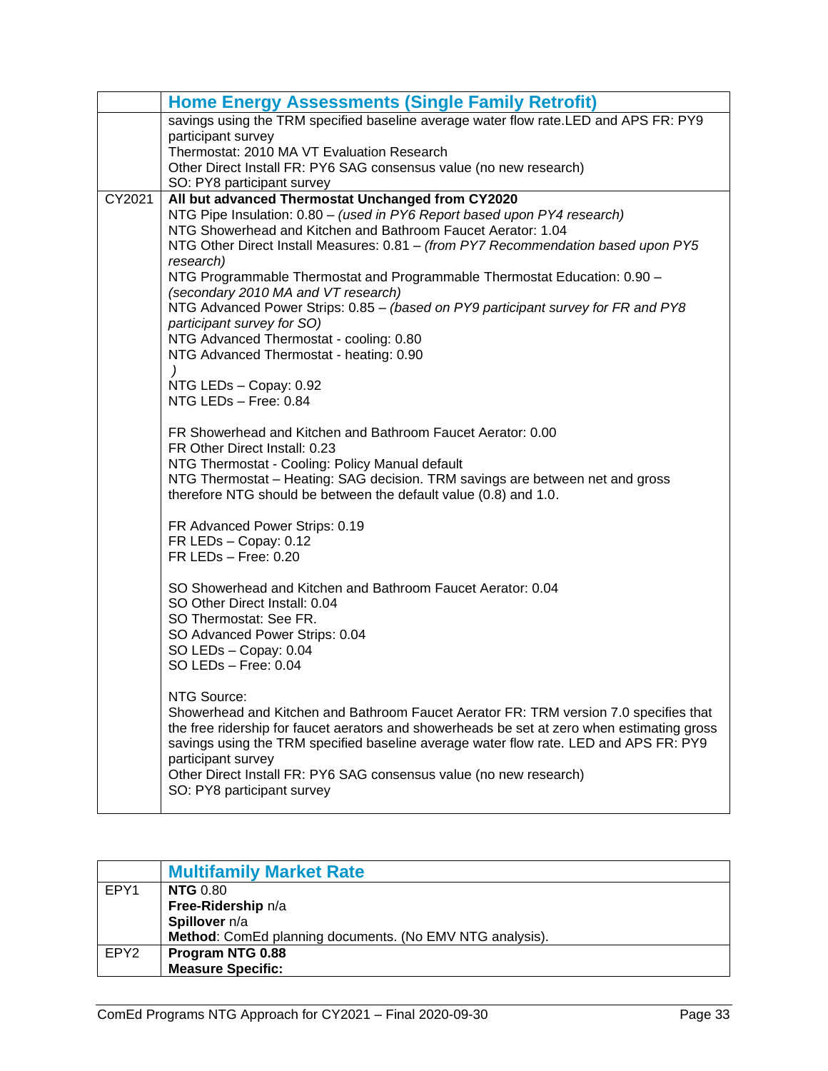| | **Home Energy Assessments (Single Family Retrofit)** |
|---|---|
| | savings using the TRM specified baseline average water flow rate.LED and APS FR: PY9 participant survey<br>Thermostat: 2010 MA VT Evaluation Research<br>Other Direct Install FR: PY6 SAG consensus value (no new research)<br>SO: PY8 participant survey |
| CY2021 | **All but advanced Thermostat Unchanged from CY2020**<br>NTG Pipe Insulation: 0.80 – *(used in PY6 Report based upon PY4 research)*<br>NTG Showerhead and Kitchen and Bathroom Faucet Aerator: 1.04<br>NTG Other Direct Install Measures: 0.81 – *(from PY7 Recommendation based upon PY5 research)*<br>NTG Programmable Thermostat and Programmable Thermostat Education: 0.90 – *(secondary 2010 MA and VT research)*<br>NTG Advanced Power Strips: 0.85 – *(based on PY9 participant survey for FR and PY8 participant survey for SO)*<br>NTG Advanced Thermostat - cooling: 0.80<br>NTG Advanced Thermostat - heating: 0.90<br>*)*<br>NTG LEDs – Copay: 0.92<br>NTG LEDs – Free: 0.84<br><br>FR Showerhead and Kitchen and Bathroom Faucet Aerator: 0.00<br>FR Other Direct Install: 0.23<br>NTG Thermostat - Cooling: Policy Manual default<br>NTG Thermostat – Heating: SAG decision. TRM savings are between net and gross therefore NTG should be between the default value (0.8) and 1.0.<br><br>FR Advanced Power Strips: 0.19<br>FR LEDs – Copay: 0.12<br>FR LEDs – Free: 0.20<br><br>SO Showerhead and Kitchen and Bathroom Faucet Aerator: 0.04<br>SO Other Direct Install: 0.04<br>SO Thermostat: See FR.<br>SO Advanced Power Strips: 0.04<br>SO LEDs – Copay: 0.04<br>SO LEDs – Free: 0.04<br><br>NTG Source:<br>Showerhead and Kitchen and Bathroom Faucet Aerator FR: TRM version 7.0 specifies that the free ridership for faucet aerators and showerheads be set at zero when estimating gross savings using the TRM specified baseline average water flow rate. LED and APS FR: PY9 participant survey<br>Other Direct Install FR: PY6 SAG consensus value (no new research)<br>SO: PY8 participant survey |

| | **Multifamily Market Rate** |
|---|---|
| EPY1 | **NTG** 0.80<br>**Free-Ridership** n/a<br>**Spillover** n/a<br>**Method**: ComEd planning documents. (No EMV NTG analysis). |
| EPY2 | **Program NTG 0.88**<br>**Measure Specific:** |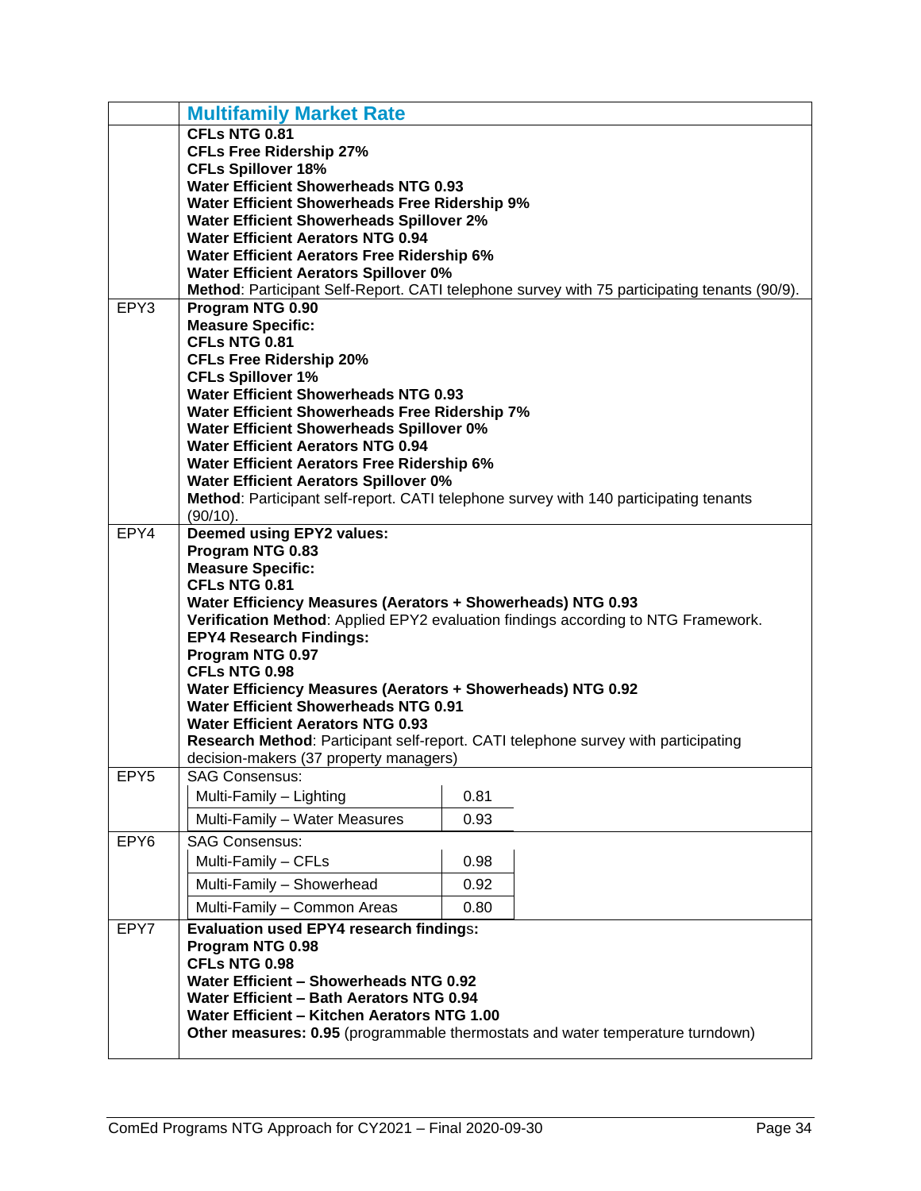| | Multifamily Market Rate |
|---|---|
| | **CFLs NTG 0.81**<br>**CFLs Free Ridership 27%**<br>**CFLs Spillover 18%**<br>**Water Efficient Showerheads NTG 0.93**<br>**Water Efficient Showerheads Free Ridership 9%**<br>**Water Efficient Showerheads Spillover 2%**<br>**Water Efficient Aerators NTG 0.94**<br>**Water Efficient Aerators Free Ridership 6%**<br>**Water Efficient Aerators Spillover 0%**<br>**Method**: Participant Self-Report. CATI telephone survey with 75 participating tenants (90/9). |
| EPY3 | **Program NTG 0.90**<br>**Measure Specific:**<br>**CFLs NTG 0.81**<br>**CFLs Free Ridership 20%**<br>**CFLs Spillover 1%**<br>**Water Efficient Showerheads NTG 0.93**<br>**Water Efficient Showerheads Free Ridership 7%**<br>**Water Efficient Showerheads Spillover 0%**<br>**Water Efficient Aerators NTG 0.94**<br>**Water Efficient Aerators Free Ridership 6%**<br>**Water Efficient Aerators Spillover 0%**<br>**Method**: Participant self-report. CATI telephone survey with 140 participating tenants (90/10). |
| EPY4 | **Deemed using EPY2 values:**<br>**Program NTG 0.83**<br>**Measure Specific:**<br>**CFLs NTG 0.81**<br>**Water Efficiency Measures (Aerators + Showerheads) NTG 0.93**<br>**Verification Method**: Applied EPY2 evaluation findings according to NTG Framework.<br>**EPY4 Research Findings:**<br>**Program NTG 0.97**<br>**CFLs NTG 0.98**<br>**Water Efficiency Measures (Aerators + Showerheads) NTG 0.92**<br>**Water Efficient Showerheads NTG 0.91**<br>**Water Efficient Aerators NTG 0.93**<br>**Research Method**: Participant self-report. CATI telephone survey with participating decision-makers (37 property managers) |
| EPY5 | SAG Consensus:<br>Multi-Family – Lighting: 0.81<br>Multi-Family – Water Measures: 0.93 |
| EPY6 | SAG Consensus:<br>Multi-Family – CFLs: 0.98<br>Multi-Family – Showerhead: 0.92<br>Multi-Family – Common Areas: 0.80 |
| EPY7 | **Evaluation used EPY4 research findings:**<br>**Program NTG 0.98**<br>**CFLs NTG 0.98**<br>**Water Efficient – Showerheads NTG 0.92**<br>**Water Efficient – Bath Aerators NTG 0.94**<br>**Water Efficient – Kitchen Aerators NTG 1.00**<br>**Other measures: 0.95** (programmable thermostats and water temperature turndown) |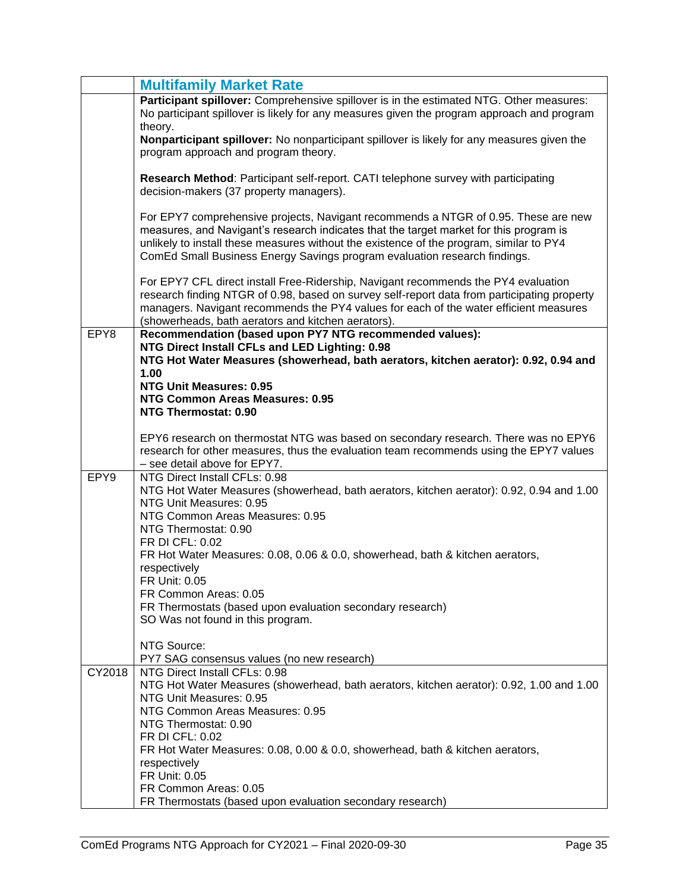| | **Multifamily Market Rate** |
|---|---|
| | **Participant spillover:** Comprehensive spillover is in the estimated NTG. Other measures: No participant spillover is likely for any measures given the program approach and program theory.<br>**Nonparticipant spillover:** No nonparticipant spillover is likely for any measures given the program approach and program theory.<br><br>**Research Method**: Participant self-report. CATI telephone survey with participating decision-makers (37 property managers).<br><br>For EPY7 comprehensive projects, Navigant recommends a NTGR of 0.95. These are new measures, and Navigant's research indicates that the target market for this program is unlikely to install these measures without the existence of the program, similar to PY4 ComEd Small Business Energy Savings program evaluation research findings.<br><br>For EPY7 CFL direct install Free-Ridership, Navigant recommends the PY4 evaluation research finding NTGR of 0.98, based on survey self-report data from participating property managers. Navigant recommends the PY4 values for each of the water efficient measures (showerheads, bath aerators and kitchen aerators). |
| EPY8 | **Recommendation (based upon PY7 NTG recommended values):**<br>**NTG Direct Install CFLs and LED Lighting: 0.98**<br>**NTG Hot Water Measures (showerhead, bath aerators, kitchen aerator): 0.92, 0.94 and 1.00**<br>**NTG Unit Measures: 0.95**<br>**NTG Common Areas Measures: 0.95**<br>**NTG Thermostat: 0.90**<br><br>EPY6 research on thermostat NTG was based on secondary research. There was no EPY6 research for other measures, thus the evaluation team recommends using the EPY7 values – see detail above for EPY7. |
| EPY9 | NTG Direct Install CFLs: 0.98<br>NTG Hot Water Measures (showerhead, bath aerators, kitchen aerator): 0.92, 0.94 and 1.00<br>NTG Unit Measures: 0.95<br>NTG Common Areas Measures: 0.95<br>NTG Thermostat: 0.90<br>FR DI CFL: 0.02<br>FR Hot Water Measures: 0.08, 0.06 & 0.0, showerhead, bath & kitchen aerators, respectively<br>FR Unit: 0.05<br>FR Common Areas: 0.05<br>FR Thermostats (based upon evaluation secondary research)<br>SO Was not found in this program.<br><br>NTG Source:<br>PY7 SAG consensus values (no new research) |
| CY2018 | NTG Direct Install CFLs: 0.98<br>NTG Hot Water Measures (showerhead, bath aerators, kitchen aerator): 0.92, 1.00 and 1.00<br>NTG Unit Measures: 0.95<br>NTG Common Areas Measures: 0.95<br>NTG Thermostat: 0.90<br>FR DI CFL: 0.02<br>FR Hot Water Measures: 0.08, 0.00 & 0.0, showerhead, bath & kitchen aerators, respectively<br>FR Unit: 0.05<br>FR Common Areas: 0.05<br>FR Thermostats (based upon evaluation secondary research) |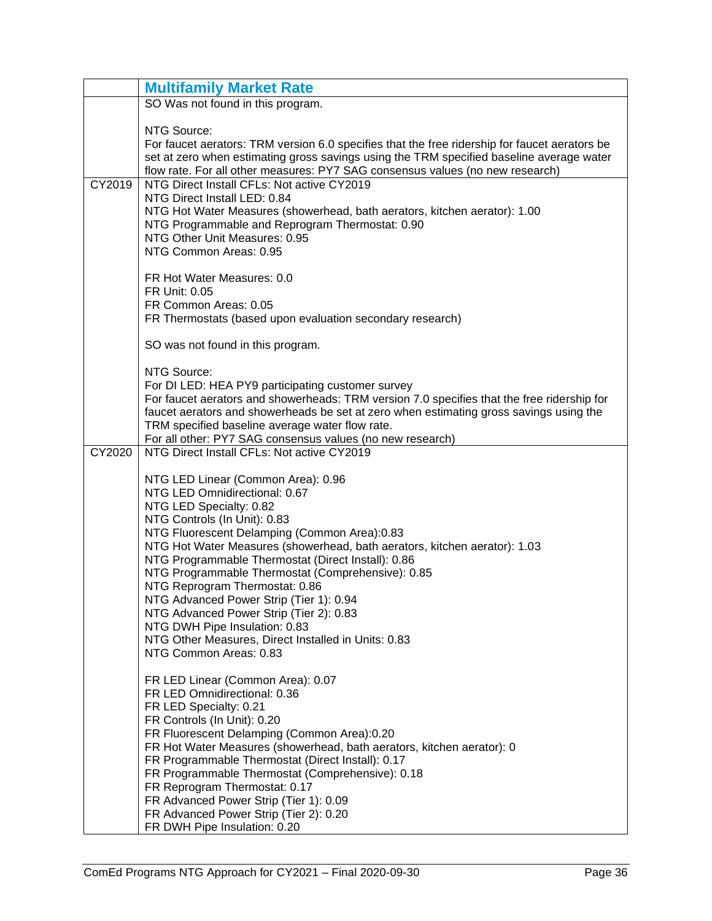| | Multifamily Market Rate |
|---|---|
| | SO Was not found in this program.<br><br>NTG Source:<br>For faucet aerators: TRM version 6.0 specifies that the free ridership for faucet aerators be set at zero when estimating gross savings using the TRM specified baseline average water flow rate. For all other measures: PY7 SAG consensus values (no new research) |
| CY2019 | NTG Direct Install CFLs: Not active CY2019<br>NTG Direct Install LED: 0.84<br>NTG Hot Water Measures (showerhead, bath aerators, kitchen aerator): 1.00<br>NTG Programmable and Reprogram Thermostat: 0.90<br>NTG Other Unit Measures: 0.95<br>NTG Common Areas: 0.95<br><br>FR Hot Water Measures: 0.0<br>FR Unit: 0.05<br>FR Common Areas: 0.05<br>FR Thermostats (based upon evaluation secondary research)<br><br>SO was not found in this program.<br><br>NTG Source:<br>For DI LED: HEA PY9 participating customer survey<br>For faucet aerators and showerheads: TRM version 7.0 specifies that the free ridership for faucet aerators and showerheads be set at zero when estimating gross savings using the TRM specified baseline average water flow rate.<br>For all other: PY7 SAG consensus values (no new research) |
| CY2020 | NTG Direct Install CFLs: Not active CY2019<br><br>NTG LED Linear (Common Area): 0.96<br>NTG LED Omnidirectional: 0.67<br>NTG LED Specialty: 0.82<br>NTG Controls (In Unit): 0.83<br>NTG Fluorescent Delamping (Common Area):0.83<br>NTG Hot Water Measures (showerhead, bath aerators, kitchen aerator): 1.03<br>NTG Programmable Thermostat (Direct Install): 0.86<br>NTG Programmable Thermostat (Comprehensive): 0.85<br>NTG Reprogram Thermostat: 0.86<br>NTG Advanced Power Strip (Tier 1): 0.94<br>NTG Advanced Power Strip (Tier 2): 0.83<br>NTG DWH Pipe Insulation: 0.83<br>NTG Other Measures, Direct Installed in Units: 0.83<br>NTG Common Areas: 0.83<br><br>FR LED Linear (Common Area): 0.07<br>FR LED Omnidirectional: 0.36<br>FR LED Specialty: 0.21<br>FR Controls (In Unit): 0.20<br>FR Fluorescent Delamping (Common Area):0.20<br>FR Hot Water Measures (showerhead, bath aerators, kitchen aerator): 0<br>FR Programmable Thermostat (Direct Install): 0.17<br>FR Programmable Thermostat (Comprehensive): 0.18<br>FR Reprogram Thermostat: 0.17<br>FR Advanced Power Strip (Tier 1): 0.09<br>FR Advanced Power Strip (Tier 2): 0.20<br>FR DWH Pipe Insulation: 0.20 |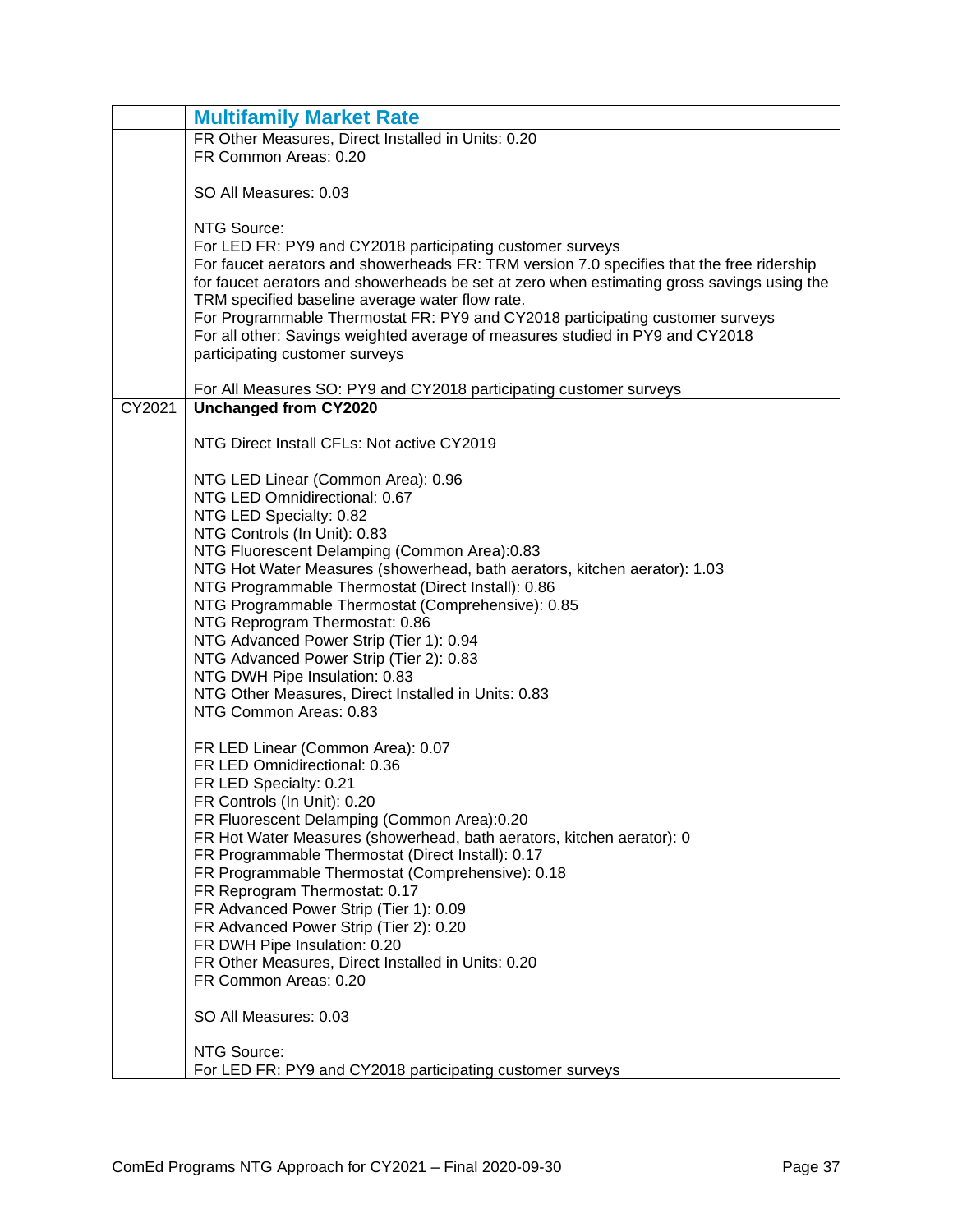|  | **Multifamily Market Rate** |
| --- | --- |
|  | FR Other Measures, Direct Installed in Units: 0.20<br>FR Common Areas: 0.20<br><br>SO All Measures: 0.03<br><br>NTG Source:<br>For LED FR: PY9 and CY2018 participating customer surveys<br>For faucet aerators and showerheads FR: TRM version 7.0 specifies that the free ridership for faucet aerators and showerheads be set at zero when estimating gross savings using the TRM specified baseline average water flow rate.<br>For Programmable Thermostat FR: PY9 and CY2018 participating customer surveys<br>For all other: Savings weighted average of measures studied in PY9 and CY2018 participating customer surveys<br><br>For All Measures SO: PY9 and CY2018 participating customer surveys |
| CY2021 | **Unchanged from CY2020**<br><br>NTG Direct Install CFLs: Not active CY2019<br><br>NTG LED Linear (Common Area): 0.96<br>NTG LED Omnidirectional: 0.67<br>NTG LED Specialty: 0.82<br>NTG Controls (In Unit): 0.83<br>NTG Fluorescent Delamping (Common Area):0.83<br>NTG Hot Water Measures (showerhead, bath aerators, kitchen aerator): 1.03<br>NTG Programmable Thermostat (Direct Install): 0.86<br>NTG Programmable Thermostat (Comprehensive): 0.85<br>NTG Reprogram Thermostat: 0.86<br>NTG Advanced Power Strip (Tier 1): 0.94<br>NTG Advanced Power Strip (Tier 2): 0.83<br>NTG DWH Pipe Insulation: 0.83<br>NTG Other Measures, Direct Installed in Units: 0.83<br>NTG Common Areas: 0.83<br><br>FR LED Linear (Common Area): 0.07<br>FR LED Omnidirectional: 0.36<br>FR LED Specialty: 0.21<br>FR Controls (In Unit): 0.20<br>FR Fluorescent Delamping (Common Area):0.20<br>FR Hot Water Measures (showerhead, bath aerators, kitchen aerator): 0<br>FR Programmable Thermostat (Direct Install): 0.17<br>FR Programmable Thermostat (Comprehensive): 0.18<br>FR Reprogram Thermostat: 0.17<br>FR Advanced Power Strip (Tier 1): 0.09<br>FR Advanced Power Strip (Tier 2): 0.20<br>FR DWH Pipe Insulation: 0.20<br>FR Other Measures, Direct Installed in Units: 0.20<br>FR Common Areas: 0.20<br><br>SO All Measures: 0.03<br><br>NTG Source:<br>For LED FR: PY9 and CY2018 participating customer surveys |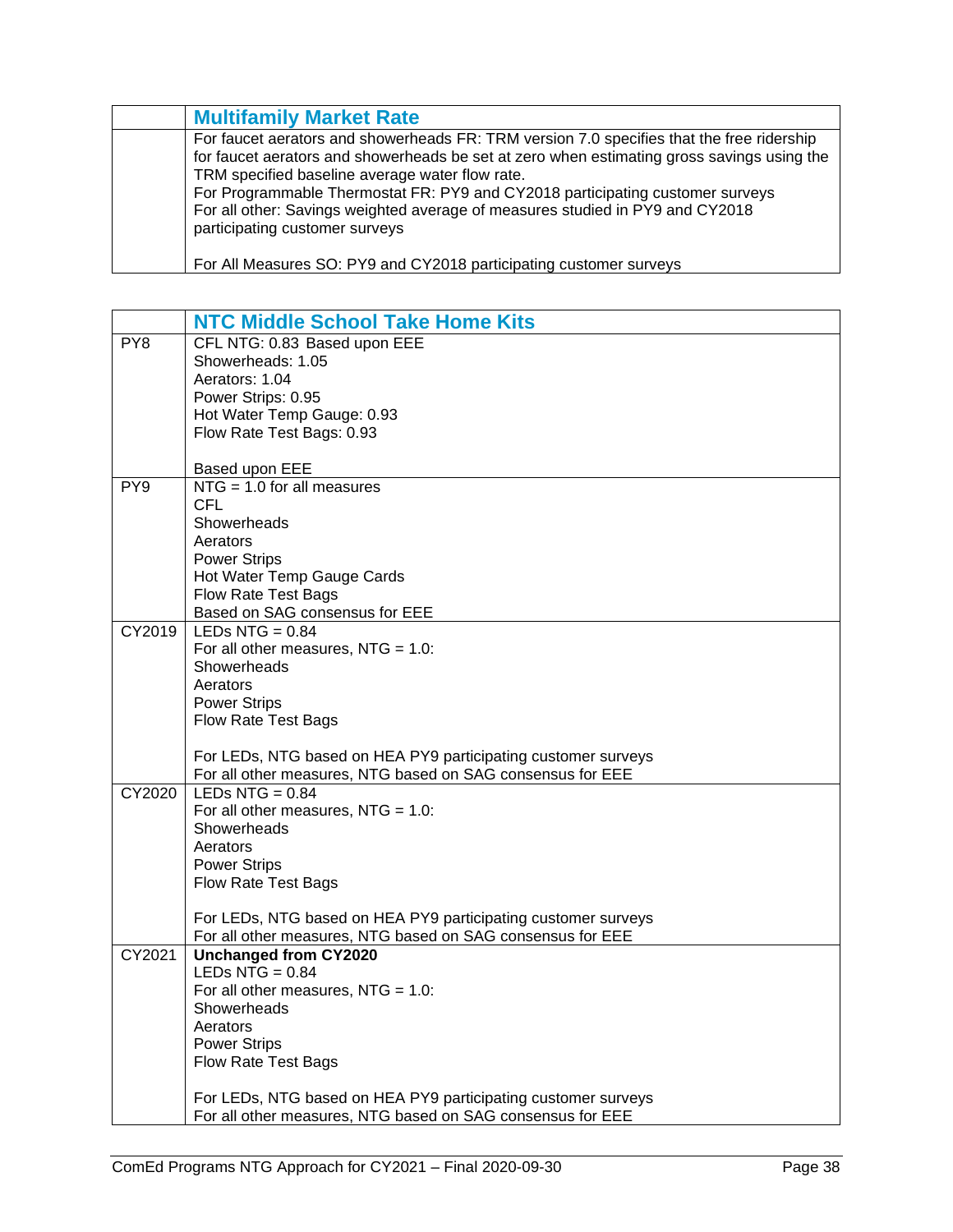| | Multifamily Market Rate |
|---|---|
| | For faucet aerators and showerheads FR: TRM version 7.0 specifies that the free ridership for faucet aerators and showerheads be set at zero when estimating gross savings using the TRM specified baseline average water flow rate.<br>For Programmable Thermostat FR: PY9 and CY2018 participating customer surveys<br>For all other: Savings weighted average of measures studied in PY9 and CY2018 participating customer surveys<br><br>For All Measures SO: PY9 and CY2018 participating customer surveys |

| | NTC Middle School Take Home Kits |
|---|---|
| PY8 | CFL NTG: 0.83 Based upon EEE<br>Showerheads: 1.05<br>Aerators: 1.04<br>Power Strips: 0.95<br>Hot Water Temp Gauge: 0.93<br>Flow Rate Test Bags: 0.93<br><br>Based upon EEE |
| PY9 | NTG = 1.0 for all measures<br>CFL<br>Showerheads<br>Aerators<br>Power Strips<br>Hot Water Temp Gauge Cards<br>Flow Rate Test Bags<br>Based on SAG consensus for EEE |
| CY2019 | LEDs NTG = 0.84<br>For all other measures, NTG = 1.0:<br>Showerheads<br>Aerators<br>Power Strips<br>Flow Rate Test Bags<br><br>For LEDs, NTG based on HEA PY9 participating customer surveys<br>For all other measures, NTG based on SAG consensus for EEE |
| CY2020 | LEDs NTG = 0.84<br>For all other measures, NTG = 1.0:<br>Showerheads<br>Aerators<br>Power Strips<br>Flow Rate Test Bags<br><br>For LEDs, NTG based on HEA PY9 participating customer surveys<br>For all other measures, NTG based on SAG consensus for EEE |
| CY2021 | **Unchanged from CY2020**<br>LEDs NTG = 0.84<br>For all other measures, NTG = 1.0:<br>Showerheads<br>Aerators<br>Power Strips<br>Flow Rate Test Bags<br><br>For LEDs, NTG based on HEA PY9 participating customer surveys<br>For all other measures, NTG based on SAG consensus for EEE |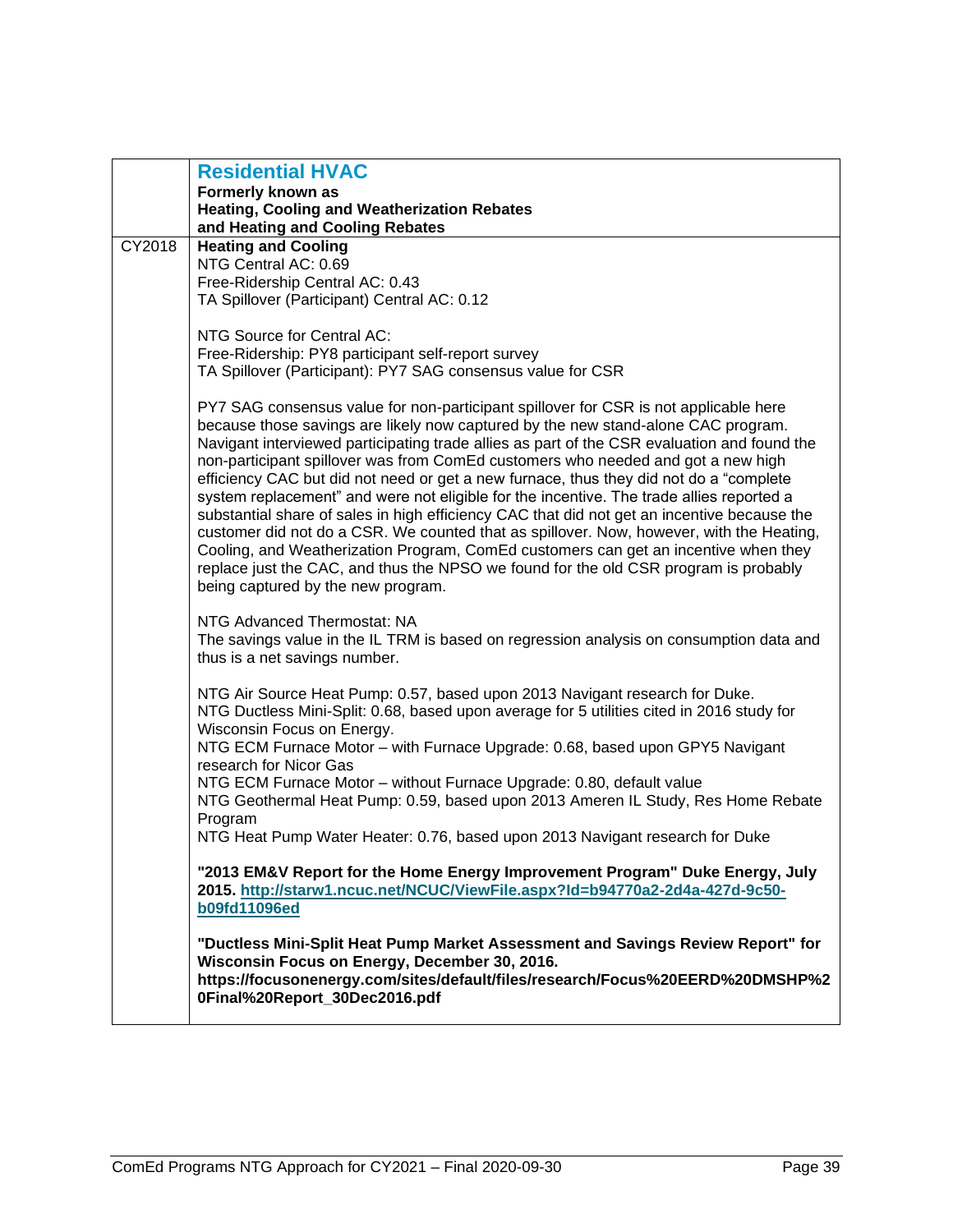| | **Residential HVAC**<br>**Formerly known as**<br>**Heating, Cooling and Weatherization Rebates**<br>**and Heating and Cooling Rebates** |
|---|---|
| CY2018 | **Heating and Cooling**<br>NTG Central AC: 0.69<br>Free-Ridership Central AC: 0.43<br>TA Spillover (Participant) Central AC: 0.12<br><br>NTG Source for Central AC:<br>Free-Ridership: PY8 participant self-report survey<br>TA Spillover (Participant): PY7 SAG consensus value for CSR<br><br>PY7 SAG consensus value for non-participant spillover for CSR is not applicable here because those savings are likely now captured by the new stand-alone CAC program. Navigant interviewed participating trade allies as part of the CSR evaluation and found the non-participant spillover was from ComEd customers who needed and got a new high efficiency CAC but did not need or get a new furnace, thus they did not do a "complete system replacement" and were not eligible for the incentive. The trade allies reported a substantial share of sales in high efficiency CAC that did not get an incentive because the customer did not do a CSR. We counted that as spillover. Now, however, with the Heating, Cooling, and Weatherization Program, ComEd customers can get an incentive when they replace just the CAC, and thus the NPSO we found for the old CSR program is probably being captured by the new program.<br><br>NTG Advanced Thermostat: NA<br>The savings value in the IL TRM is based on regression analysis on consumption data and thus is a net savings number.<br><br>NTG Air Source Heat Pump: 0.57, based upon 2013 Navigant research for Duke.<br>NTG Ductless Mini-Split: 0.68, based upon average for 5 utilities cited in 2016 study for Wisconsin Focus on Energy.<br>NTG ECM Furnace Motor – with Furnace Upgrade: 0.68, based upon GPY5 Navigant research for Nicor Gas<br>NTG ECM Furnace Motor – without Furnace Upgrade: 0.80, default value<br>NTG Geothermal Heat Pump: 0.59, based upon 2013 Ameren IL Study, Res Home Rebate Program<br>NTG Heat Pump Water Heater: 0.76, based upon 2013 Navigant research for Duke<br><br>**"2013 EM&V Report for the Home Energy Improvement Program" Duke Energy, July 2015. http://starw1.ncuc.net/NCUC/ViewFile.aspx?Id=b94770a2-2d4a-427d-9c50-b09fd11096ed**<br><br>**"Ductless Mini-Split Heat Pump Market Assessment and Savings Review Report" for Wisconsin Focus on Energy, December 30, 2016.**<br>**https://focusonenergy.com/sites/default/files/research/Focus%20EERD%20DMSHP%20Final%20Report_30Dec2016.pdf** |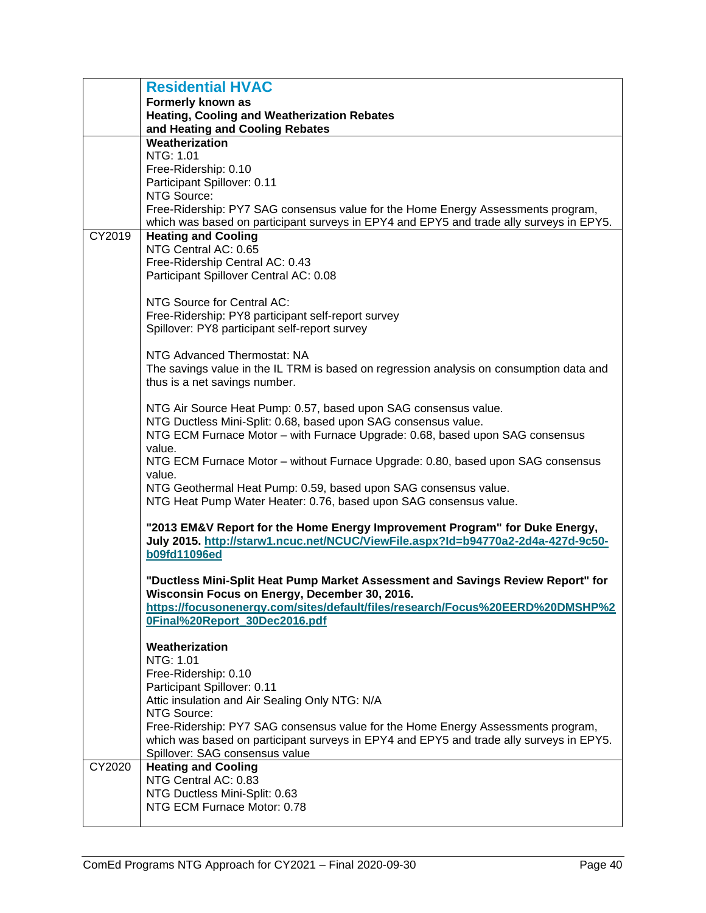| | **Residential HVAC**<br>**Formerly known as**<br>**Heating, Cooling and Weatherization Rebates**<br>**and Heating and Cooling Rebates** |
|---|---|
| | **Weatherization**<br>NTG: 1.01<br>Free-Ridership: 0.10<br>Participant Spillover: 0.11<br>NTG Source:<br>Free-Ridership: PY7 SAG consensus value for the Home Energy Assessments program, which was based on participant surveys in EPY4 and EPY5 and trade ally surveys in EPY5. |
| CY2019 | **Heating and Cooling**<br>NTG Central AC: 0.65<br>Free-Ridership Central AC: 0.43<br>Participant Spillover Central AC: 0.08<br><br>NTG Source for Central AC:<br>Free-Ridership: PY8 participant self-report survey<br>Spillover: PY8 participant self-report survey<br><br>NTG Advanced Thermostat: NA<br>The savings value in the IL TRM is based on regression analysis on consumption data and thus is a net savings number.<br><br>NTG Air Source Heat Pump: 0.57, based upon SAG consensus value.<br>NTG Ductless Mini-Split: 0.68, based upon SAG consensus value.<br>NTG ECM Furnace Motor – with Furnace Upgrade: 0.68, based upon SAG consensus value.<br>NTG ECM Furnace Motor – without Furnace Upgrade: 0.80, based upon SAG consensus value.<br>NTG Geothermal Heat Pump: 0.59, based upon SAG consensus value.<br>NTG Heat Pump Water Heater: 0.76, based upon SAG consensus value.<br><br>**"2013 EM&V Report for the Home Energy Improvement Program" for Duke Energy, July 2015.** [http://starw1.ncuc.net/NCUC/ViewFile.aspx?Id=b94770a2-2d4a-427d-9c50-b09fd11096ed](http://starw1.ncuc.net/NCUC/ViewFile.aspx?Id=b94770a2-2d4a-427d-9c50-b09fd11096ed)<br><br>**"Ductless Mini-Split Heat Pump Market Assessment and Savings Review Report" for Wisconsin Focus on Energy, December 30, 2016.** [https://focusonenergy.com/sites/default/files/research/Focus%20EERD%20DMSHP%20Final%20Report_30Dec2016.pdf](https://focusonenergy.com/sites/default/files/research/Focus%20EERD%20DMSHP%20Final%20Report_30Dec2016.pdf)<br><br>**Weatherization**<br>NTG: 1.01<br>Free-Ridership: 0.10<br>Participant Spillover: 0.11<br>Attic insulation and Air Sealing Only NTG: N/A<br>NTG Source:<br>Free-Ridership: PY7 SAG consensus value for the Home Energy Assessments program, which was based on participant surveys in EPY4 and EPY5 and trade ally surveys in EPY5.<br>Spillover: SAG consensus value |
| CY2020 | **Heating and Cooling**<br>NTG Central AC: 0.83<br>NTG Ductless Mini-Split: 0.63<br>NTG ECM Furnace Motor: 0.78 |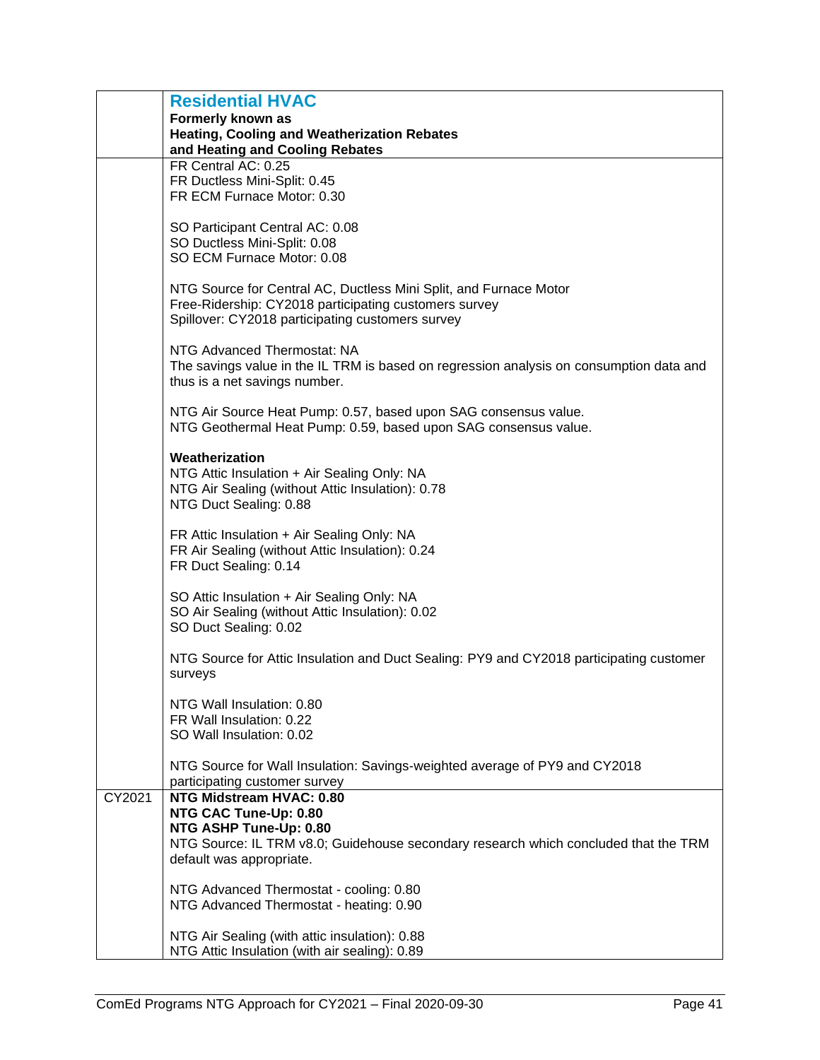| | **Residential HVAC**<br>**Formerly known as**<br>**Heating, Cooling and Weatherization Rebates**<br>**and Heating and Cooling Rebates** |
|---|---|
| | FR Central AC: 0.25<br>FR Ductless Mini-Split: 0.45<br>FR ECM Furnace Motor: 0.30<br><br>SO Participant Central AC: 0.08<br>SO Ductless Mini-Split: 0.08<br>SO ECM Furnace Motor: 0.08<br><br>NTG Source for Central AC, Ductless Mini Split, and Furnace Motor<br>Free-Ridership: CY2018 participating customers survey<br>Spillover: CY2018 participating customers survey<br><br>NTG Advanced Thermostat: NA<br>The savings value in the IL TRM is based on regression analysis on consumption data and thus is a net savings number.<br><br>NTG Air Source Heat Pump: 0.57, based upon SAG consensus value.<br>NTG Geothermal Heat Pump: 0.59, based upon SAG consensus value.<br><br>**Weatherization**<br>NTG Attic Insulation + Air Sealing Only: NA<br>NTG Air Sealing (without Attic Insulation): 0.78<br>NTG Duct Sealing: 0.88<br><br>FR Attic Insulation + Air Sealing Only: NA<br>FR Air Sealing (without Attic Insulation): 0.24<br>FR Duct Sealing: 0.14<br><br>SO Attic Insulation + Air Sealing Only: NA<br>SO Air Sealing (without Attic Insulation): 0.02<br>SO Duct Sealing: 0.02<br><br>NTG Source for Attic Insulation and Duct Sealing: PY9 and CY2018 participating customer surveys<br><br>NTG Wall Insulation: 0.80<br>FR Wall Insulation: 0.22<br>SO Wall Insulation: 0.02<br><br>NTG Source for Wall Insulation: Savings-weighted average of PY9 and CY2018 participating customer survey |
| CY2021 | **NTG Midstream HVAC: 0.80**<br>**NTG CAC Tune-Up: 0.80**<br>**NTG ASHP Tune-Up: 0.80**<br>NTG Source: IL TRM v8.0; Guidehouse secondary research which concluded that the TRM default was appropriate.<br><br>NTG Advanced Thermostat - cooling: 0.80<br>NTG Advanced Thermostat - heating: 0.90<br><br>NTG Air Sealing (with attic insulation): 0.88<br>NTG Attic Insulation (with air sealing): 0.89 |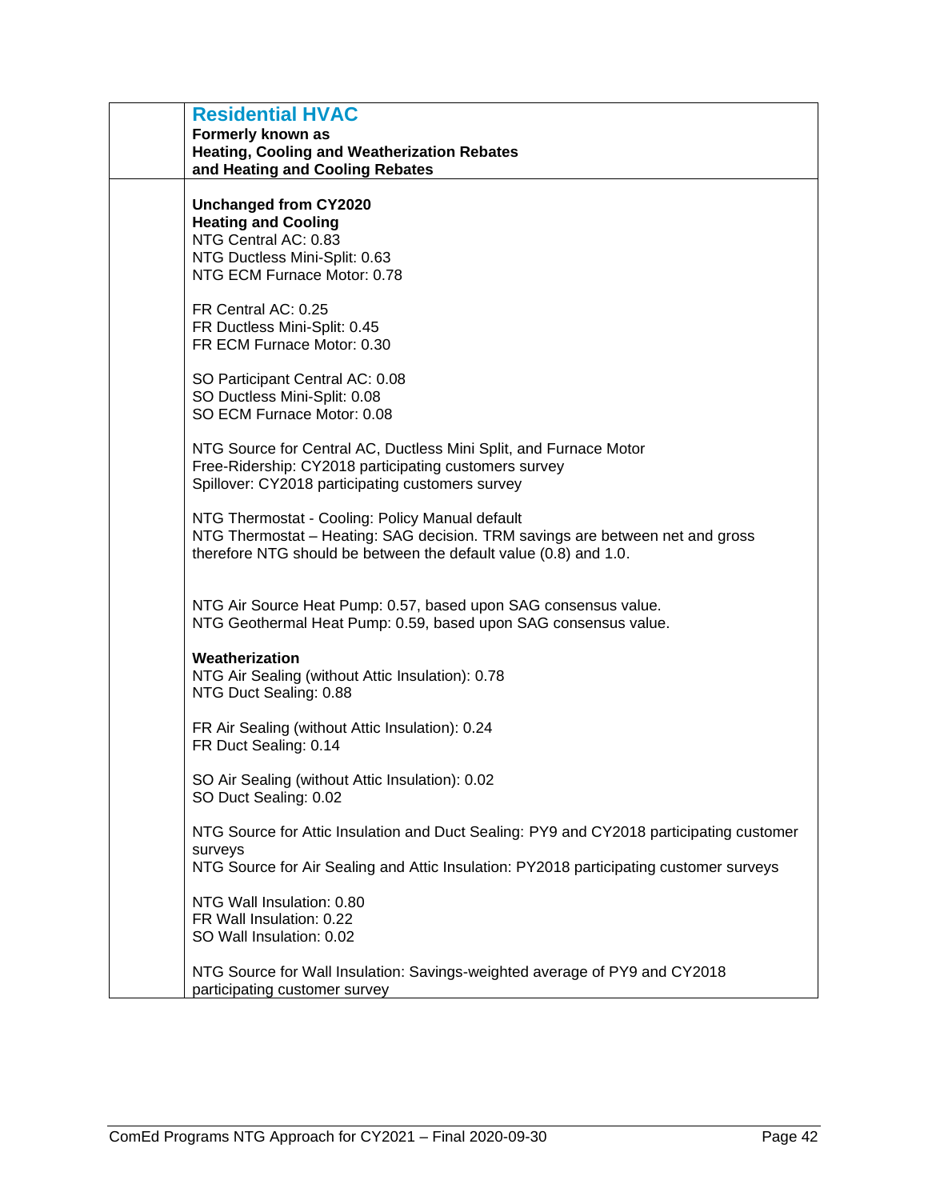## Residential HVAC

**Formerly known as**
**Heating, Cooling and Weatherization Rebates**
**and Heating and Cooling Rebates**

**Unchanged from CY2020**
**Heating and Cooling**
NTG Central AC: 0.83
NTG Ductless Mini-Split: 0.63
NTG ECM Furnace Motor: 0.78

FR Central AC: 0.25
FR Ductless Mini-Split: 0.45
FR ECM Furnace Motor: 0.30

SO Participant Central AC: 0.08
SO Ductless Mini-Split: 0.08
SO ECM Furnace Motor: 0.08

NTG Source for Central AC, Ductless Mini Split, and Furnace Motor
Free-Ridership: CY2018 participating customers survey
Spillover: CY2018 participating customers survey

NTG Thermostat - Cooling: Policy Manual default
NTG Thermostat – Heating: SAG decision. TRM savings are between net and gross therefore NTG should be between the default value (0.8) and 1.0.

NTG Air Source Heat Pump: 0.57, based upon SAG consensus value.
NTG Geothermal Heat Pump: 0.59, based upon SAG consensus value.

**Weatherization**
NTG Air Sealing (without Attic Insulation): 0.78
NTG Duct Sealing: 0.88

FR Air Sealing (without Attic Insulation): 0.24
FR Duct Sealing: 0.14

SO Air Sealing (without Attic Insulation): 0.02
SO Duct Sealing: 0.02

NTG Source for Attic Insulation and Duct Sealing: PY9 and CY2018 participating customer surveys
NTG Source for Air Sealing and Attic Insulation: PY2018 participating customer surveys

NTG Wall Insulation: 0.80
FR Wall Insulation: 0.22
SO Wall Insulation: 0.02

NTG Source for Wall Insulation: Savings-weighted average of PY9 and CY2018 participating customer survey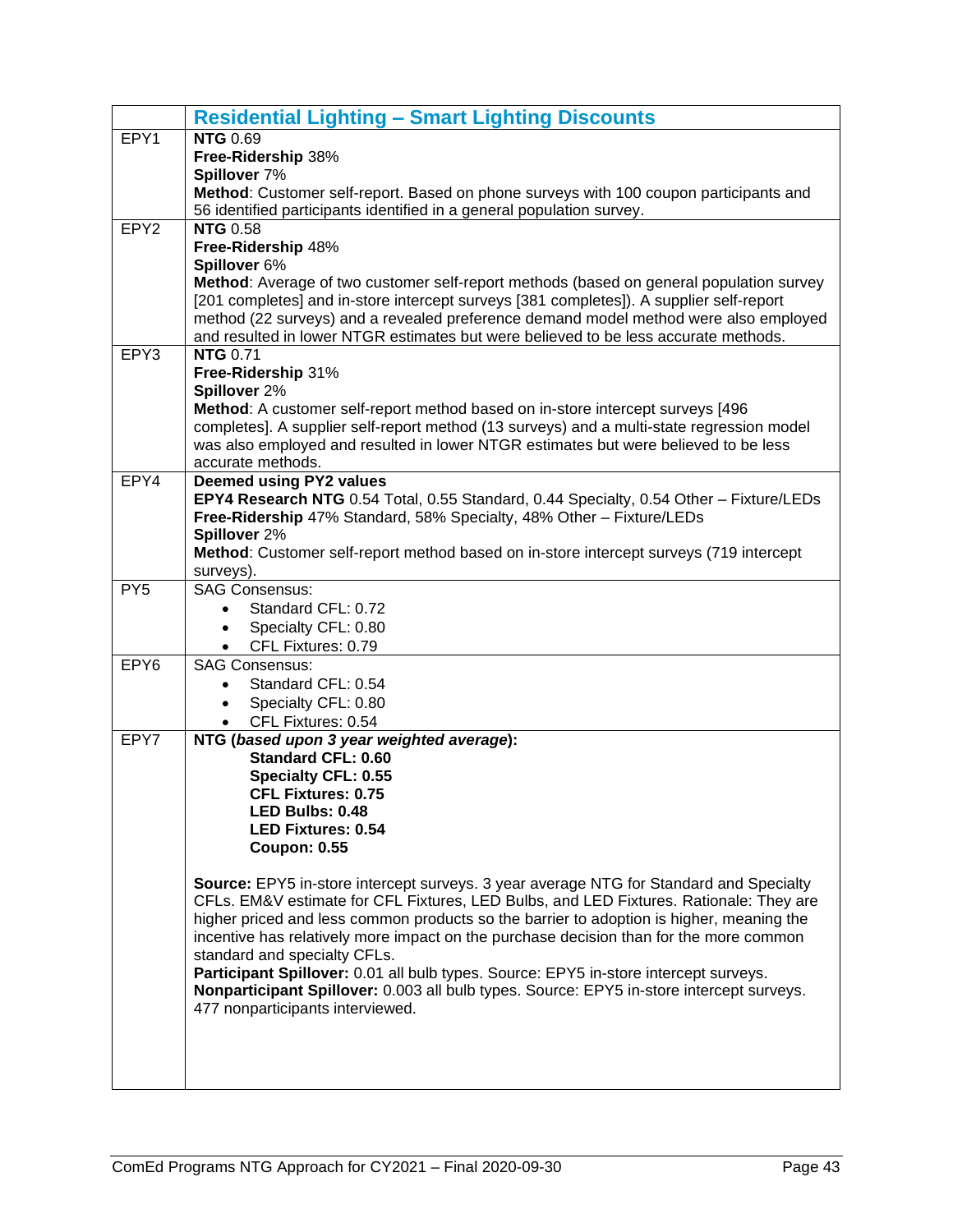| | Residential Lighting – Smart Lighting Discounts |
|---|---|
| EPY1 | **NTG** 0.69<br>**Free-Ridership** 38%<br>**Spillover** 7%<br>**Method**: Customer self-report. Based on phone surveys with 100 coupon participants and 56 identified participants identified in a general population survey. |
| EPY2 | **NTG** 0.58<br>**Free-Ridership** 48%<br>**Spillover** 6%<br>**Method**: Average of two customer self-report methods (based on general population survey [201 completes] and in-store intercept surveys [381 completes]). A supplier self-report method (22 surveys) and a revealed preference demand model method were also employed and resulted in lower NTGR estimates but were believed to be less accurate methods. |
| EPY3 | **NTG** 0.71<br>**Free-Ridership** 31%<br>**Spillover** 2%<br>**Method**: A customer self-report method based on in-store intercept surveys [496 completes]. A supplier self-report method (13 surveys) and a multi-state regression model was also employed and resulted in lower NTGR estimates but were believed to be less accurate methods. |
| EPY4 | **Deemed using PY2 values**<br>**EPY4 Research NTG** 0.54 Total, 0.55 Standard, 0.44 Specialty, 0.54 Other – Fixture/LEDs<br>**Free-Ridership** 47% Standard, 58% Specialty, 48% Other – Fixture/LEDs<br>**Spillover** 2%<br>**Method**: Customer self-report method based on in-store intercept surveys (719 intercept surveys). |
| PY5 | SAG Consensus:<br>• Standard CFL: 0.72<br>• Specialty CFL: 0.80<br>• CFL Fixtures: 0.79 |
| EPY6 | SAG Consensus:<br>• Standard CFL: 0.54<br>• Specialty CFL: 0.80<br>• CFL Fixtures: 0.54 |
| EPY7 | **NTG (*based upon 3 year weighted average*):**<br>**Standard CFL: 0.60**<br>**Specialty CFL: 0.55**<br>**CFL Fixtures: 0.75**<br>**LED Bulbs: 0.48**<br>**LED Fixtures: 0.54**<br>**Coupon: 0.55**<br><br>**Source:** EPY5 in-store intercept surveys. 3 year average NTG for Standard and Specialty CFLs. EM&V estimate for CFL Fixtures, LED Bulbs, and LED Fixtures. Rationale: They are higher priced and less common products so the barrier to adoption is higher, meaning the incentive has relatively more impact on the purchase decision than for the more common standard and specialty CFLs.<br>**Participant Spillover:** 0.01 all bulb types. Source: EPY5 in-store intercept surveys.<br>**Nonparticipant Spillover:** 0.003 all bulb types. Source: EPY5 in-store intercept surveys. 477 nonparticipants interviewed. |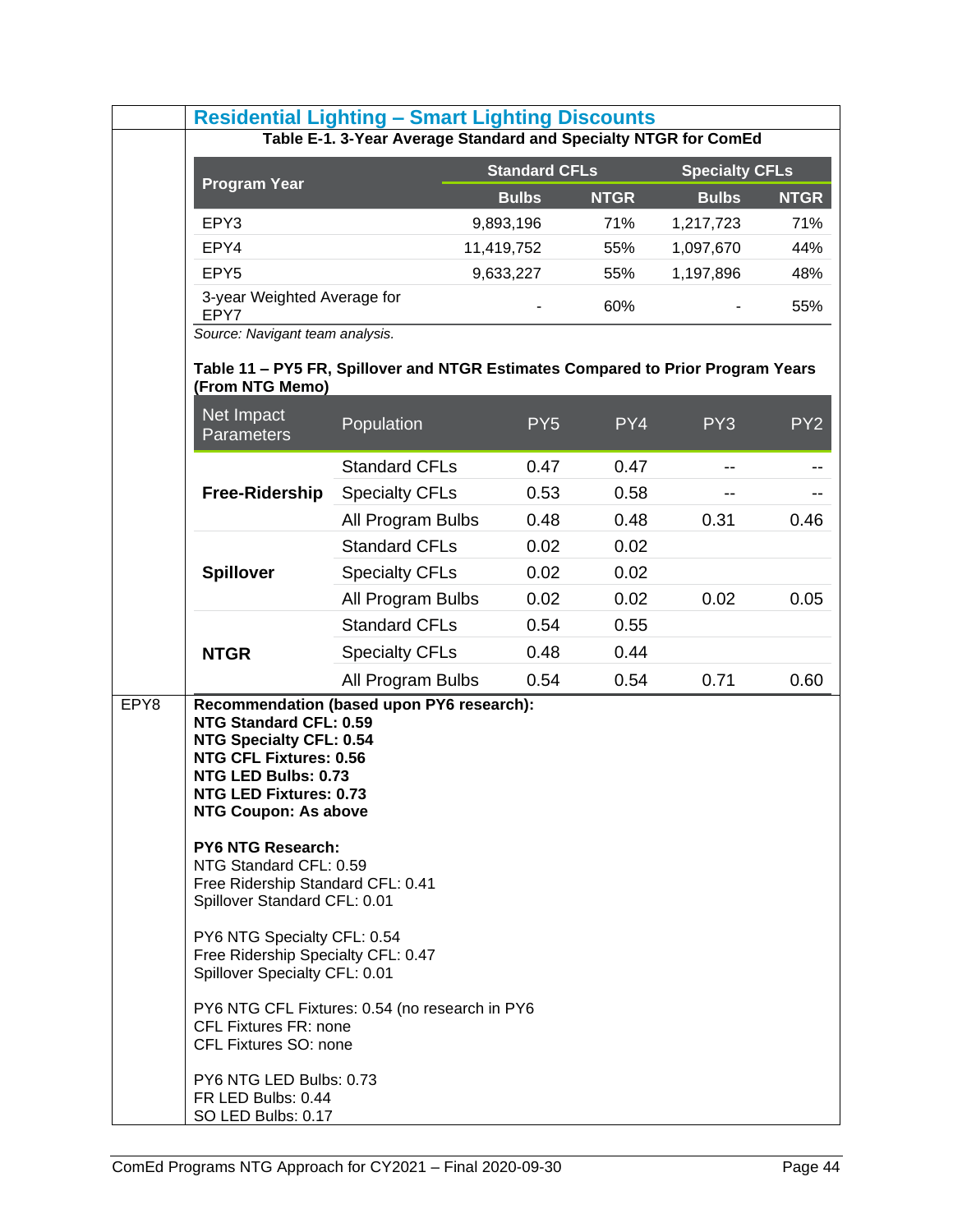## Residential Lighting – Smart Lighting Discounts

**Table E-1. 3-Year Average Standard and Specialty NTGR for ComEd**

| Program Year | Standard CFLs | | Specialty CFLs | |
|---|---|---|---|---|
| | Bulbs | NTGR | Bulbs | NTGR |
| EPY3 | 9,893,196 | 71% | 1,217,723 | 71% |
| EPY4 | 11,419,752 | 55% | 1,097,670 | 44% |
| EPY5 | 9,633,227 | 55% | 1,197,896 | 48% |
| 3-year Weighted Average for EPY7 | - | 60% | - | 55% |

*Source: Navigant team analysis.*

**Table 11 – PY5 FR, Spillover and NTGR Estimates Compared to Prior Program Years (From NTG Memo)**

| Net Impact Parameters | Population | PY5 | PY4 | PY3 | PY2 |
|---|---|---|---|---|---|
| **Free-Ridership** | Standard CFLs | 0.47 | 0.47 | -- | -- |
| | Specialty CFLs | 0.53 | 0.58 | -- | -- |
| | All Program Bulbs | 0.48 | 0.48 | 0.31 | 0.46 |
| **Spillover** | Standard CFLs | 0.02 | 0.02 | | |
| | Specialty CFLs | 0.02 | 0.02 | | |
| | All Program Bulbs | 0.02 | 0.02 | 0.02 | 0.05 |
| **NTGR** | Standard CFLs | 0.54 | 0.55 | | |
| | Specialty CFLs | 0.48 | 0.44 | | |
| | All Program Bulbs | 0.54 | 0.54 | 0.71 | 0.60 |

EPY8

**Recommendation (based upon PY6 research):**
**NTG Standard CFL: 0.59**
**NTG Specialty CFL: 0.54**
**NTG CFL Fixtures: 0.56**
**NTG LED Bulbs: 0.73**
**NTG LED Fixtures: 0.73**
**NTG Coupon: As above**

**PY6 NTG Research:**
NTG Standard CFL: 0.59
Free Ridership Standard CFL: 0.41
Spillover Standard CFL: 0.01

PY6 NTG Specialty CFL: 0.54
Free Ridership Specialty CFL: 0.47
Spillover Specialty CFL: 0.01

PY6 NTG CFL Fixtures: 0.54 (no research in PY6
CFL Fixtures FR: none
CFL Fixtures SO: none

PY6 NTG LED Bulbs: 0.73
FR LED Bulbs: 0.44
SO LED Bulbs: 0.17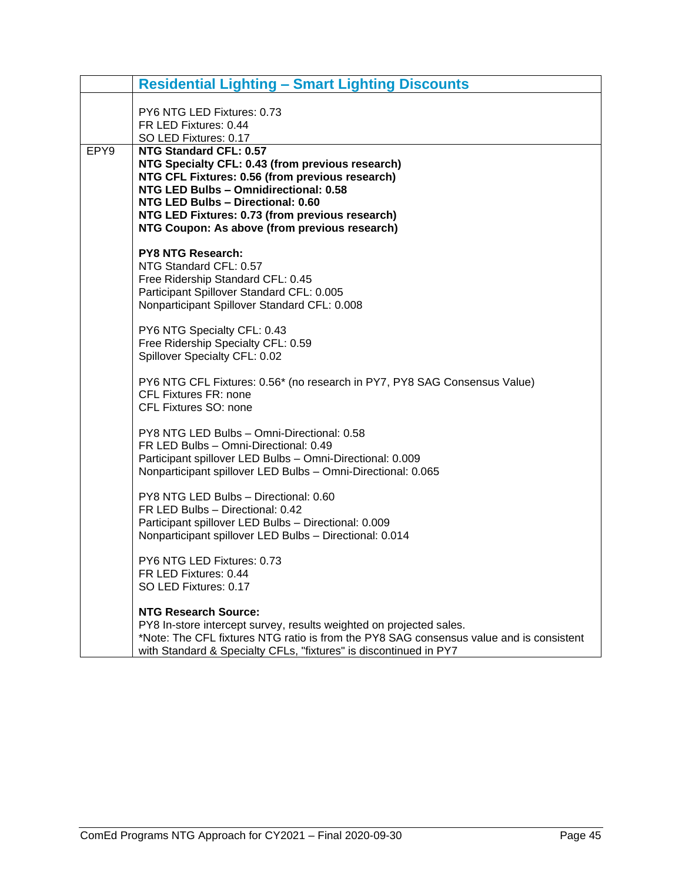|  | Residential Lighting – Smart Lighting Discounts |
|---|---|
|  | PY6 NTG LED Fixtures: 0.73<br>FR LED Fixtures: 0.44<br>SO LED Fixtures: 0.17 |
| EPY9 | **NTG Standard CFL: 0.57**<br>**NTG Specialty CFL: 0.43 (from previous research)**<br>**NTG CFL Fixtures: 0.56 (from previous research)**<br>**NTG LED Bulbs – Omnidirectional: 0.58**<br>**NTG LED Bulbs – Directional: 0.60**<br>**NTG LED Fixtures: 0.73 (from previous research)**<br>**NTG Coupon: As above (from previous research)**<br><br>**PY8 NTG Research:**<br>NTG Standard CFL: 0.57<br>Free Ridership Standard CFL: 0.45<br>Participant Spillover Standard CFL: 0.005<br>Nonparticipant Spillover Standard CFL: 0.008<br><br>PY6 NTG Specialty CFL: 0.43<br>Free Ridership Specialty CFL: 0.59<br>Spillover Specialty CFL: 0.02<br><br>PY6 NTG CFL Fixtures: 0.56* (no research in PY7, PY8 SAG Consensus Value)<br>CFL Fixtures FR: none<br>CFL Fixtures SO: none<br><br>PY8 NTG LED Bulbs – Omni-Directional: 0.58<br>FR LED Bulbs – Omni-Directional: 0.49<br>Participant spillover LED Bulbs – Omni-Directional: 0.009<br>Nonparticipant spillover LED Bulbs – Omni-Directional: 0.065<br><br>PY8 NTG LED Bulbs – Directional: 0.60<br>FR LED Bulbs – Directional: 0.42<br>Participant spillover LED Bulbs – Directional: 0.009<br>Nonparticipant spillover LED Bulbs – Directional: 0.014<br><br>PY6 NTG LED Fixtures: 0.73<br>FR LED Fixtures: 0.44<br>SO LED Fixtures: 0.17<br><br>**NTG Research Source:**<br>PY8 In-store intercept survey, results weighted on projected sales.<br>*Note: The CFL fixtures NTG ratio is from the PY8 SAG consensus value and is consistent with Standard & Specialty CFLs, "fixtures" is discontinued in PY7 |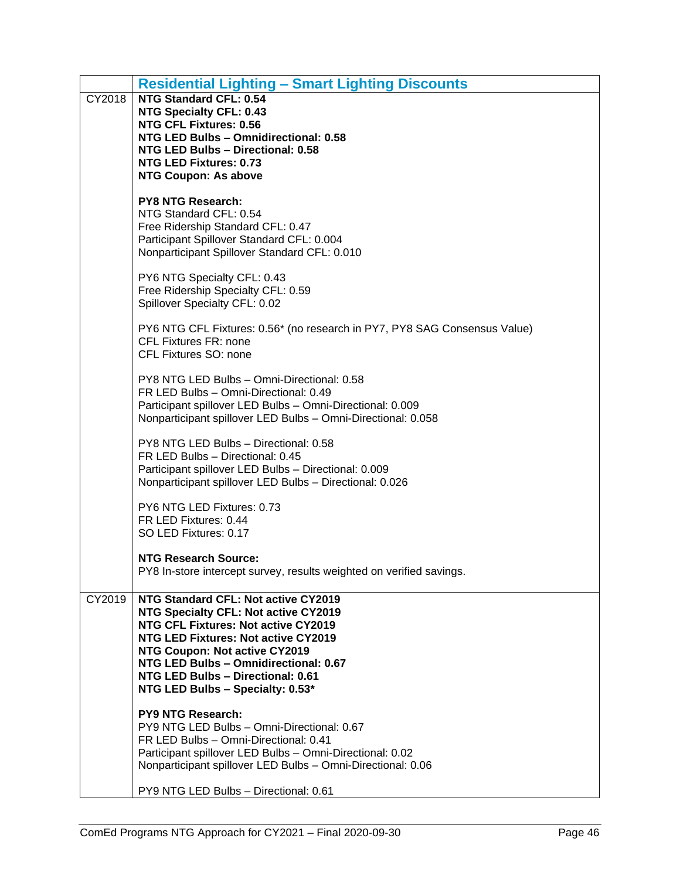| | Residential Lighting – Smart Lighting Discounts |
|---|---|
| CY2018 | **NTG Standard CFL: 0.54**<br>**NTG Specialty CFL: 0.43**<br>**NTG CFL Fixtures: 0.56**<br>**NTG LED Bulbs – Omnidirectional: 0.58**<br>**NTG LED Bulbs – Directional: 0.58**<br>**NTG LED Fixtures: 0.73**<br>**NTG Coupon: As above**<br><br>**PY8 NTG Research:**<br>NTG Standard CFL: 0.54<br>Free Ridership Standard CFL: 0.47<br>Participant Spillover Standard CFL: 0.004<br>Nonparticipant Spillover Standard CFL: 0.010<br><br>PY6 NTG Specialty CFL: 0.43<br>Free Ridership Specialty CFL: 0.59<br>Spillover Specialty CFL: 0.02<br><br>PY6 NTG CFL Fixtures: 0.56* (no research in PY7, PY8 SAG Consensus Value)<br>CFL Fixtures FR: none<br>CFL Fixtures SO: none<br><br>PY8 NTG LED Bulbs – Omni-Directional: 0.58<br>FR LED Bulbs – Omni-Directional: 0.49<br>Participant spillover LED Bulbs – Omni-Directional: 0.009<br>Nonparticipant spillover LED Bulbs – Omni-Directional: 0.058<br><br>PY8 NTG LED Bulbs – Directional: 0.58<br>FR LED Bulbs – Directional: 0.45<br>Participant spillover LED Bulbs – Directional: 0.009<br>Nonparticipant spillover LED Bulbs – Directional: 0.026<br><br>PY6 NTG LED Fixtures: 0.73<br>FR LED Fixtures: 0.44<br>SO LED Fixtures: 0.17<br><br>**NTG Research Source:**<br>PY8 In-store intercept survey, results weighted on verified savings. |
| CY2019 | **NTG Standard CFL: Not active CY2019**<br>**NTG Specialty CFL: Not active CY2019**<br>**NTG CFL Fixtures: Not active CY2019**<br>**NTG LED Fixtures: Not active CY2019**<br>**NTG Coupon: Not active CY2019**<br>**NTG LED Bulbs – Omnidirectional: 0.67**<br>**NTG LED Bulbs – Directional: 0.61**<br>**NTG LED Bulbs – Specialty: 0.53***<br><br>**PY9 NTG Research:**<br>PY9 NTG LED Bulbs – Omni-Directional: 0.67<br>FR LED Bulbs – Omni-Directional: 0.41<br>Participant spillover LED Bulbs – Omni-Directional: 0.02<br>Nonparticipant spillover LED Bulbs – Omni-Directional: 0.06<br><br>PY9 NTG LED Bulbs – Directional: 0.61 |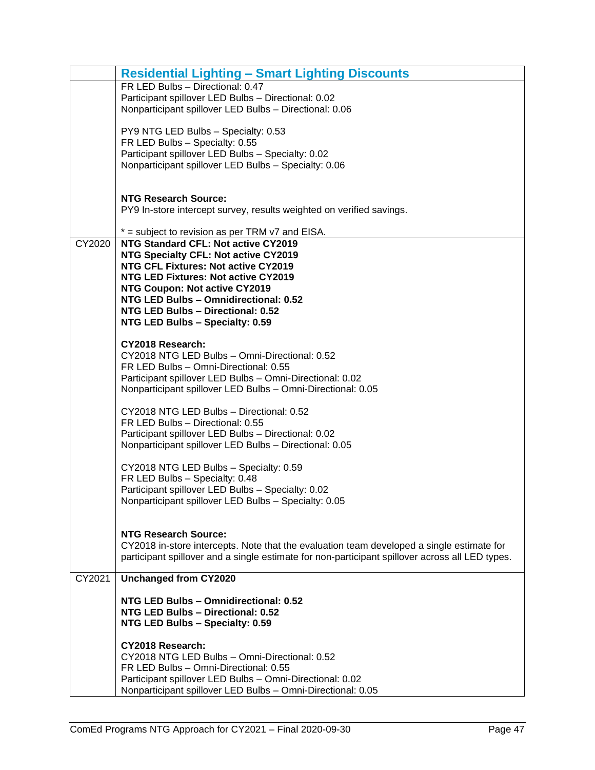| | Residential Lighting – Smart Lighting Discounts |
|---|---|
| | FR LED Bulbs – Directional: 0.47<br>Participant spillover LED Bulbs – Directional: 0.02<br>Nonparticipant spillover LED Bulbs – Directional: 0.06<br><br>PY9 NTG LED Bulbs – Specialty: 0.53<br>FR LED Bulbs – Specialty: 0.55<br>Participant spillover LED Bulbs – Specialty: 0.02<br>Nonparticipant spillover LED Bulbs – Specialty: 0.06<br><br>**NTG Research Source:**<br>PY9 In-store intercept survey, results weighted on verified savings.<br><br>* = subject to revision as per TRM v7 and EISA. |
| CY2020 | **NTG Standard CFL: Not active CY2019**<br>**NTG Specialty CFL: Not active CY2019**<br>**NTG CFL Fixtures: Not active CY2019**<br>**NTG LED Fixtures: Not active CY2019**<br>**NTG Coupon: Not active CY2019**<br>**NTG LED Bulbs – Omnidirectional: 0.52**<br>**NTG LED Bulbs – Directional: 0.52**<br>**NTG LED Bulbs – Specialty: 0.59**<br><br>**CY2018 Research:**<br>CY2018 NTG LED Bulbs – Omni-Directional: 0.52<br>FR LED Bulbs – Omni-Directional: 0.55<br>Participant spillover LED Bulbs – Omni-Directional: 0.02<br>Nonparticipant spillover LED Bulbs – Omni-Directional: 0.05<br><br>CY2018 NTG LED Bulbs – Directional: 0.52<br>FR LED Bulbs – Directional: 0.55<br>Participant spillover LED Bulbs – Directional: 0.02<br>Nonparticipant spillover LED Bulbs – Directional: 0.05<br><br>CY2018 NTG LED Bulbs – Specialty: 0.59<br>FR LED Bulbs – Specialty: 0.48<br>Participant spillover LED Bulbs – Specialty: 0.02<br>Nonparticipant spillover LED Bulbs – Specialty: 0.05<br><br>**NTG Research Source:**<br>CY2018 in-store intercepts. Note that the evaluation team developed a single estimate for participant spillover and a single estimate for non-participant spillover across all LED types. |
| CY2021 | **Unchanged from CY2020**<br><br>**NTG LED Bulbs – Omnidirectional: 0.52**<br>**NTG LED Bulbs – Directional: 0.52**<br>**NTG LED Bulbs – Specialty: 0.59**<br><br>**CY2018 Research:**<br>CY2018 NTG LED Bulbs – Omni-Directional: 0.52<br>FR LED Bulbs – Omni-Directional: 0.55<br>Participant spillover LED Bulbs – Omni-Directional: 0.02<br>Nonparticipant spillover LED Bulbs – Omni-Directional: 0.05 |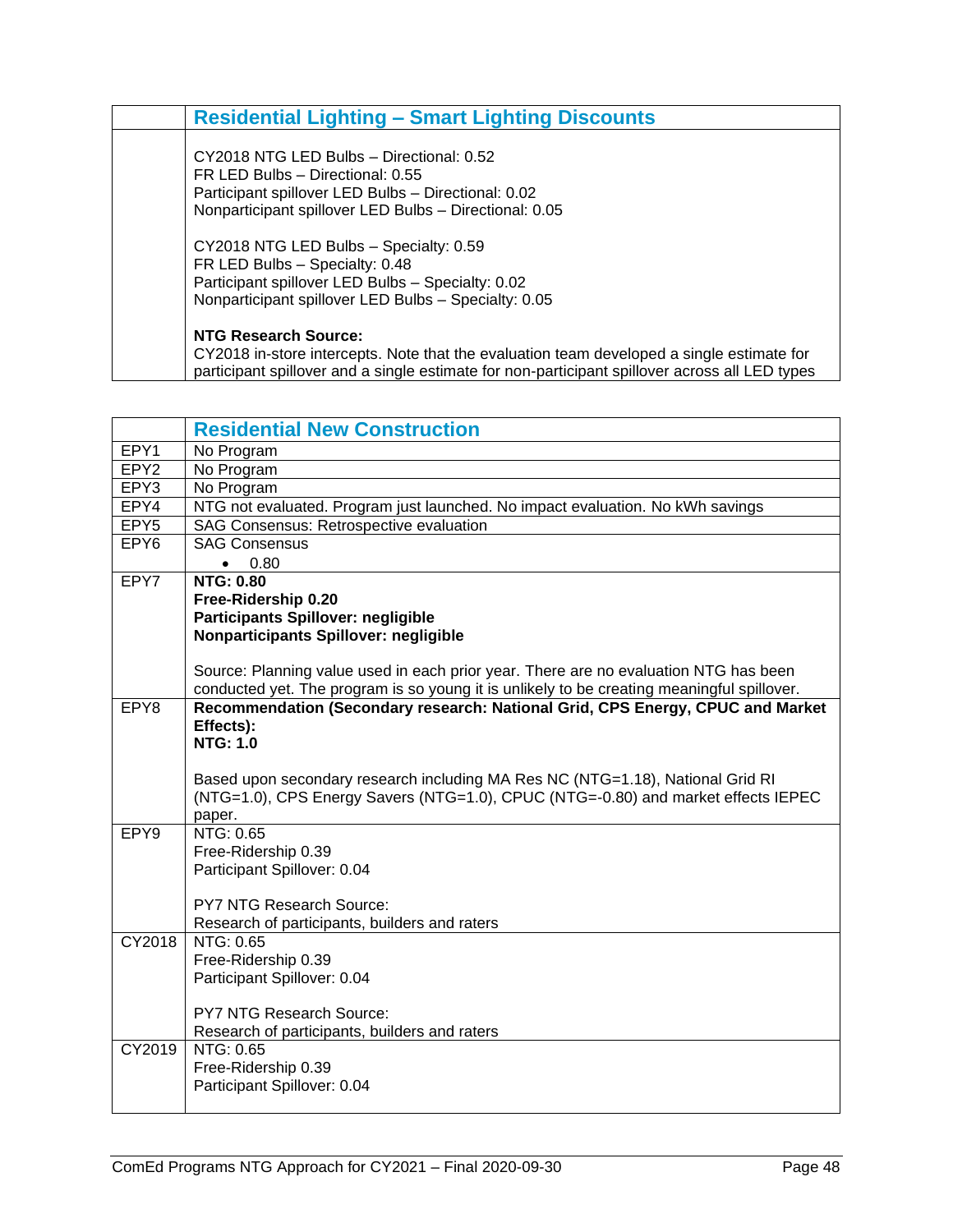| | Residential Lighting – Smart Lighting Discounts |
|---|---|
| | CY2018 NTG LED Bulbs – Directional: 0.52<br>FR LED Bulbs – Directional: 0.55<br>Participant spillover LED Bulbs – Directional: 0.02<br>Nonparticipant spillover LED Bulbs – Directional: 0.05<br><br>CY2018 NTG LED Bulbs – Specialty: 0.59<br>FR LED Bulbs – Specialty: 0.48<br>Participant spillover LED Bulbs – Specialty: 0.02<br>Nonparticipant spillover LED Bulbs – Specialty: 0.05<br><br>**NTG Research Source:**<br>CY2018 in-store intercepts. Note that the evaluation team developed a single estimate for participant spillover and a single estimate for non-participant spillover across all LED types |

| | Residential New Construction |
|---|---|
| EPY1 | No Program |
| EPY2 | No Program |
| EPY3 | No Program |
| EPY4 | NTG not evaluated. Program just launched. No impact evaluation. No kWh savings |
| EPY5 | SAG Consensus: Retrospective evaluation |
| EPY6 | SAG Consensus<br>• 0.80 |
| EPY7 | **NTG: 0.80**<br>**Free-Ridership 0.20**<br>**Participants Spillover: negligible**<br>**Nonparticipants Spillover: negligible**<br><br>Source: Planning value used in each prior year. There are no evaluation NTG has been conducted yet. The program is so young it is unlikely to be creating meaningful spillover. |
| EPY8 | **Recommendation (Secondary research: National Grid, CPS Energy, CPUC and Market Effects):**<br>**NTG: 1.0**<br><br>Based upon secondary research including MA Res NC (NTG=1.18), National Grid RI (NTG=1.0), CPS Energy Savers (NTG=1.0), CPUC (NTG=-0.80) and market effects IEPEC paper. |
| EPY9 | NTG: 0.65<br>Free-Ridership 0.39<br>Participant Spillover: 0.04<br><br>PY7 NTG Research Source:<br>Research of participants, builders and raters |
| CY2018 | NTG: 0.65<br>Free-Ridership 0.39<br>Participant Spillover: 0.04<br><br>PY7 NTG Research Source:<br>Research of participants, builders and raters |
| CY2019 | NTG: 0.65<br>Free-Ridership 0.39<br>Participant Spillover: 0.04 |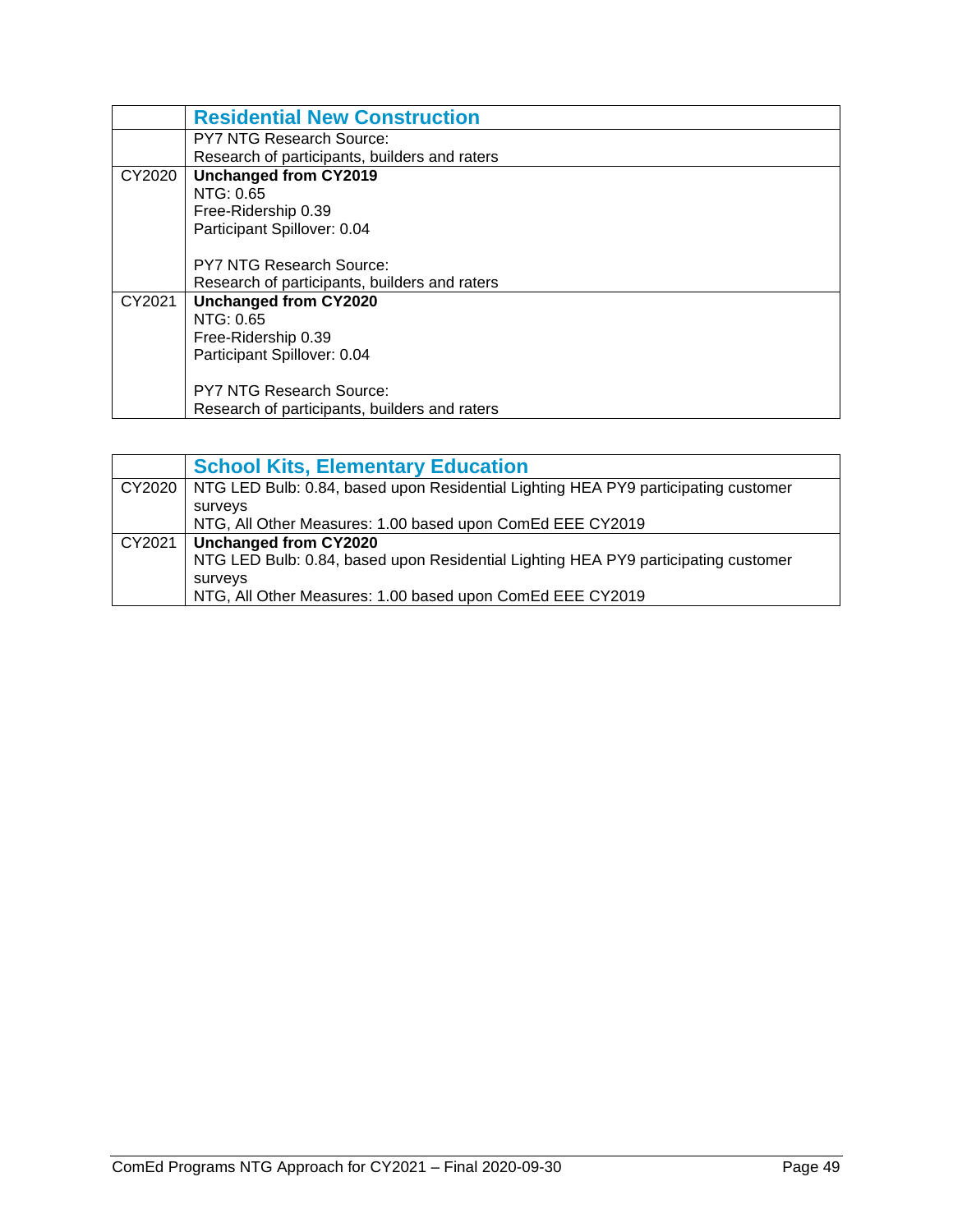| | **Residential New Construction** |
|---|---|
| | PY7 NTG Research Source:<br>Research of participants, builders and raters |
| CY2020 | **Unchanged from CY2019**<br>NTG: 0.65<br>Free-Ridership 0.39<br>Participant Spillover: 0.04<br><br>PY7 NTG Research Source:<br>Research of participants, builders and raters |
| CY2021 | **Unchanged from CY2020**<br>NTG: 0.65<br>Free-Ridership 0.39<br>Participant Spillover: 0.04<br><br>PY7 NTG Research Source:<br>Research of participants, builders and raters |

| | **School Kits, Elementary Education** |
|---|---|
| CY2020 | NTG LED Bulb: 0.84, based upon Residential Lighting HEA PY9 participating customer surveys<br>NTG, All Other Measures: 1.00 based upon ComEd EEE CY2019 |
| CY2021 | **Unchanged from CY2020**<br>NTG LED Bulb: 0.84, based upon Residential Lighting HEA PY9 participating customer surveys<br>NTG, All Other Measures: 1.00 based upon ComEd EEE CY2019 |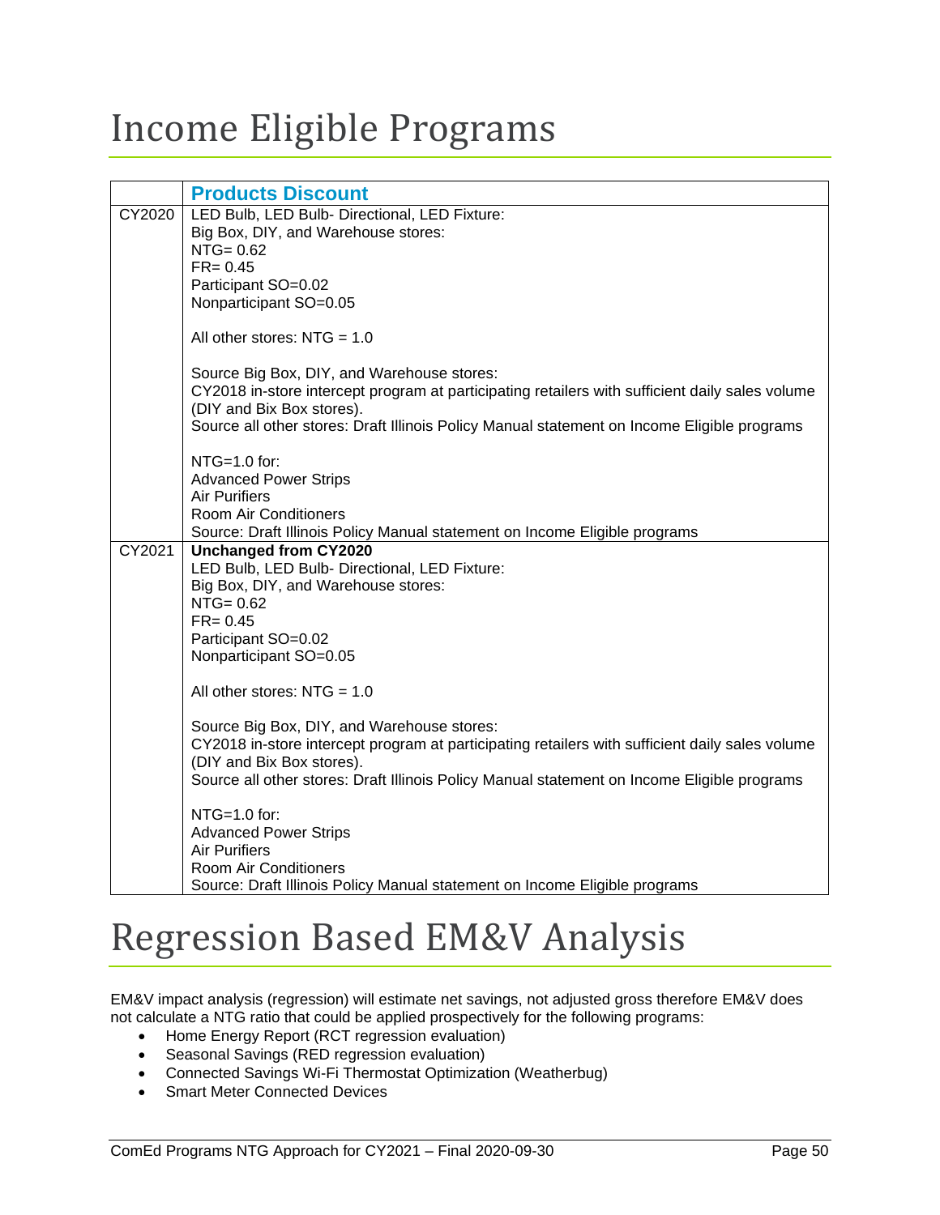# Income Eligible Programs

| | **Products Discount** |
|---|---|
| CY2020 | LED Bulb, LED Bulb- Directional, LED Fixture:<br>Big Box, DIY, and Warehouse stores:<br>NTG= 0.62<br>FR= 0.45<br>Participant SO=0.02<br>Nonparticipant SO=0.05<br><br>All other stores: NTG = 1.0<br><br>Source Big Box, DIY, and Warehouse stores:<br>CY2018 in-store intercept program at participating retailers with sufficient daily sales volume (DIY and Bix Box stores).<br>Source all other stores: Draft Illinois Policy Manual statement on Income Eligible programs<br><br>NTG=1.0 for:<br>Advanced Power Strips<br>Air Purifiers<br>Room Air Conditioners<br>Source: Draft Illinois Policy Manual statement on Income Eligible programs |
| CY2021 | **Unchanged from CY2020**<br>LED Bulb, LED Bulb- Directional, LED Fixture:<br>Big Box, DIY, and Warehouse stores:<br>NTG= 0.62<br>FR= 0.45<br>Participant SO=0.02<br>Nonparticipant SO=0.05<br><br>All other stores: NTG = 1.0<br><br>Source Big Box, DIY, and Warehouse stores:<br>CY2018 in-store intercept program at participating retailers with sufficient daily sales volume (DIY and Bix Box stores).<br>Source all other stores: Draft Illinois Policy Manual statement on Income Eligible programs<br><br>NTG=1.0 for:<br>Advanced Power Strips<br>Air Purifiers<br>Room Air Conditioners<br>Source: Draft Illinois Policy Manual statement on Income Eligible programs |

# Regression Based EM&V Analysis

EM&V impact analysis (regression) will estimate net savings, not adjusted gross therefore EM&V does not calculate a NTG ratio that could be applied prospectively for the following programs:

- Home Energy Report (RCT regression evaluation)
- Seasonal Savings (RED regression evaluation)
- Connected Savings Wi-Fi Thermostat Optimization (Weatherbug)
- Smart Meter Connected Devices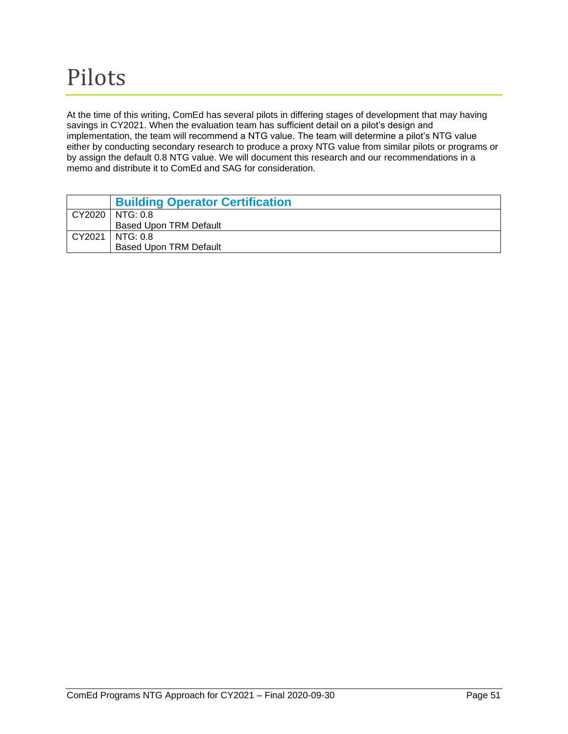# Pilots

At the time of this writing, ComEd has several pilots in differing stages of development that may having savings in CY2021. When the evaluation team has sufficient detail on a pilot's design and implementation, the team will recommend a NTG value. The team will determine a pilot's NTG value either by conducting secondary research to produce a proxy NTG value from similar pilots or programs or by assign the default 0.8 NTG value. We will document this research and our recommendations in a memo and distribute it to ComEd and SAG for consideration.

| | **Building Operator Certification** |
|---|---|
| CY2020 | NTG: 0.8<br>Based Upon TRM Default |
| CY2021 | NTG: 0.8<br>Based Upon TRM Default |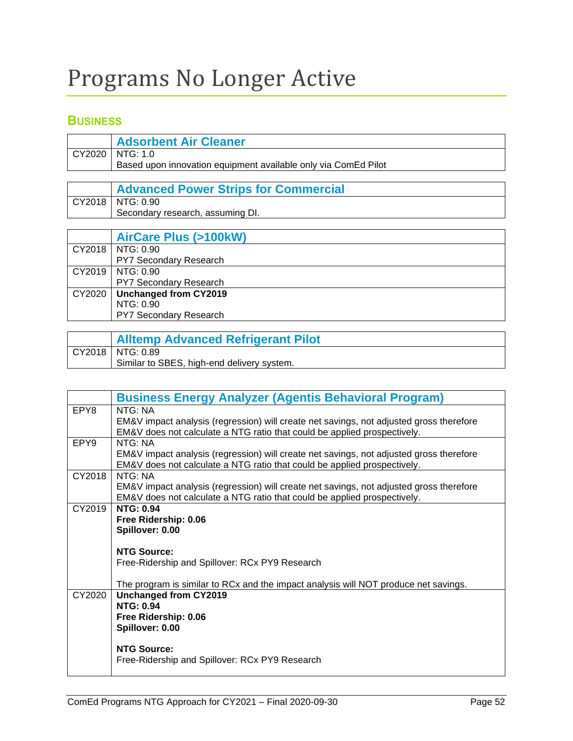# Programs No Longer Active

## Business

| | Adsorbent Air Cleaner |
|---|---|
| CY2020 | NTG: 1.0<br>Based upon innovation equipment available only via ComEd Pilot |

| | Advanced Power Strips for Commercial |
|---|---|
| CY2018 | NTG: 0.90<br>Secondary research, assuming DI. |

| | AirCare Plus (>100kW) |
|---|---|
| CY2018 | NTG: 0.90<br>PY7 Secondary Research |
| CY2019 | NTG: 0.90<br>PY7 Secondary Research |
| CY2020 | **Unchanged from CY2019**<br>NTG: 0.90<br>PY7 Secondary Research |

| | Alltemp Advanced Refrigerant Pilot |
|---|---|
| CY2018 | NTG: 0.89<br>Similar to SBES, high-end delivery system. |

| | Business Energy Analyzer (Agentis Behavioral Program) |
|---|---|
| EPY8 | NTG: NA<br>EM&V impact analysis (regression) will create net savings, not adjusted gross therefore EM&V does not calculate a NTG ratio that could be applied prospectively. |
| EPY9 | NTG: NA<br>EM&V impact analysis (regression) will create net savings, not adjusted gross therefore EM&V does not calculate a NTG ratio that could be applied prospectively. |
| CY2018 | NTG: NA<br>EM&V impact analysis (regression) will create net savings, not adjusted gross therefore EM&V does not calculate a NTG ratio that could be applied prospectively. |
| CY2019 | **NTG: 0.94**<br>**Free Ridership: 0.06**<br>**Spillover: 0.00**<br><br>**NTG Source:**<br>Free-Ridership and Spillover: RCx PY9 Research<br><br>The program is similar to RCx and the impact analysis will NOT produce net savings. |
| CY2020 | **Unchanged from CY2019**<br>**NTG: 0.94**<br>**Free Ridership: 0.06**<br>**Spillover: 0.00**<br><br>**NTG Source:**<br>Free-Ridership and Spillover: RCx PY9 Research |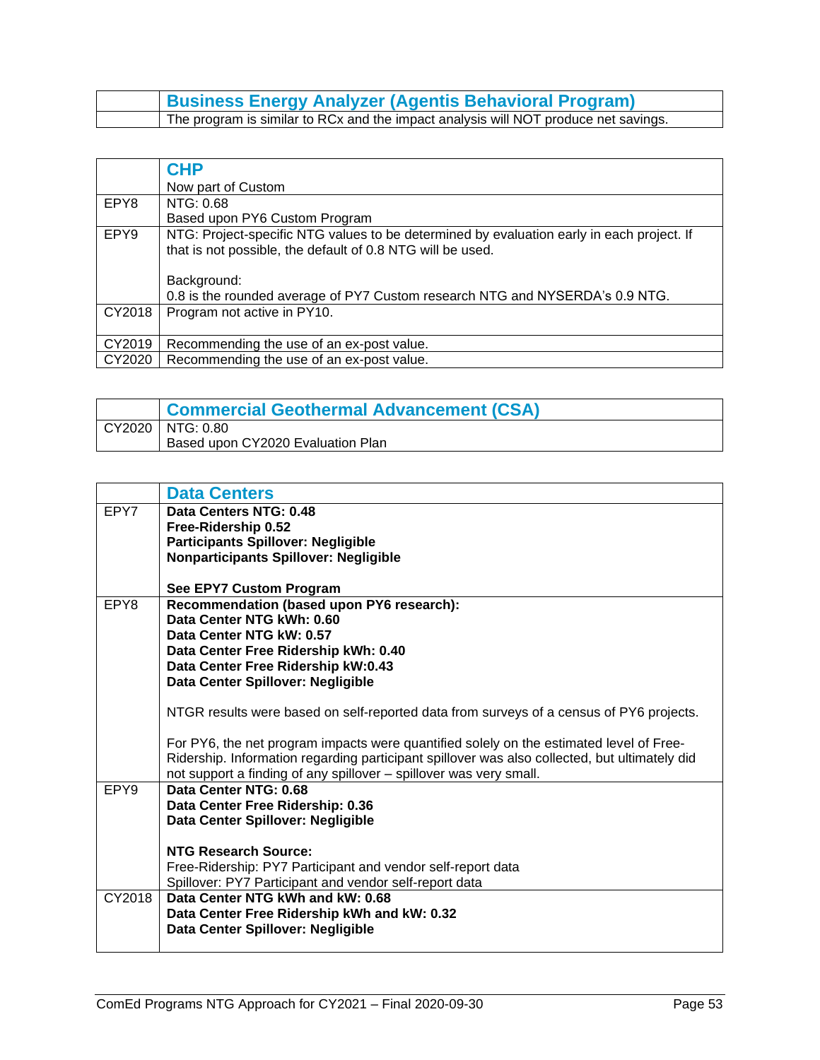| | Business Energy Analyzer (Agentis Behavioral Program) |
|---|---|
| | The program is similar to RCx and the impact analysis will NOT produce net savings. |

| | CHP<br>Now part of Custom |
|---|---|
| EPY8 | NTG: 0.68<br>Based upon PY6 Custom Program |
| EPY9 | NTG: Project-specific NTG values to be determined by evaluation early in each project. If that is not possible, the default of 0.8 NTG will be used.<br><br>Background:<br>0.8 is the rounded average of PY7 Custom research NTG and NYSERDA's 0.9 NTG. |
| CY2018 | Program not active in PY10. |
| CY2019 | Recommending the use of an ex-post value. |
| CY2020 | Recommending the use of an ex-post value. |

| | Commercial Geothermal Advancement (CSA) |
|---|---|
| CY2020 | NTG: 0.80<br>Based upon CY2020 Evaluation Plan |

| | Data Centers |
|---|---|
| EPY7 | **Data Centers NTG: 0.48**<br>**Free-Ridership 0.52**<br>**Participants Spillover: Negligible**<br>**Nonparticipants Spillover: Negligible**<br><br>**See EPY7 Custom Program** |
| EPY8 | **Recommendation (based upon PY6 research):**<br>**Data Center NTG kWh: 0.60**<br>**Data Center NTG kW: 0.57**<br>**Data Center Free Ridership kWh: 0.40**<br>**Data Center Free Ridership kW:0.43**<br>**Data Center Spillover: Negligible**<br><br>NTGR results were based on self-reported data from surveys of a census of PY6 projects.<br><br>For PY6, the net program impacts were quantified solely on the estimated level of Free-Ridership. Information regarding participant spillover was also collected, but ultimately did not support a finding of any spillover – spillover was very small. |
| EPY9 | **Data Center NTG: 0.68**<br>**Data Center Free Ridership: 0.36**<br>**Data Center Spillover: Negligible**<br><br>**NTG Research Source:**<br>Free-Ridership: PY7 Participant and vendor self-report data<br>Spillover: PY7 Participant and vendor self-report data |
| CY2018 | **Data Center NTG kWh and kW: 0.68**<br>**Data Center Free Ridership kWh and kW: 0.32**<br>**Data Center Spillover: Negligible** |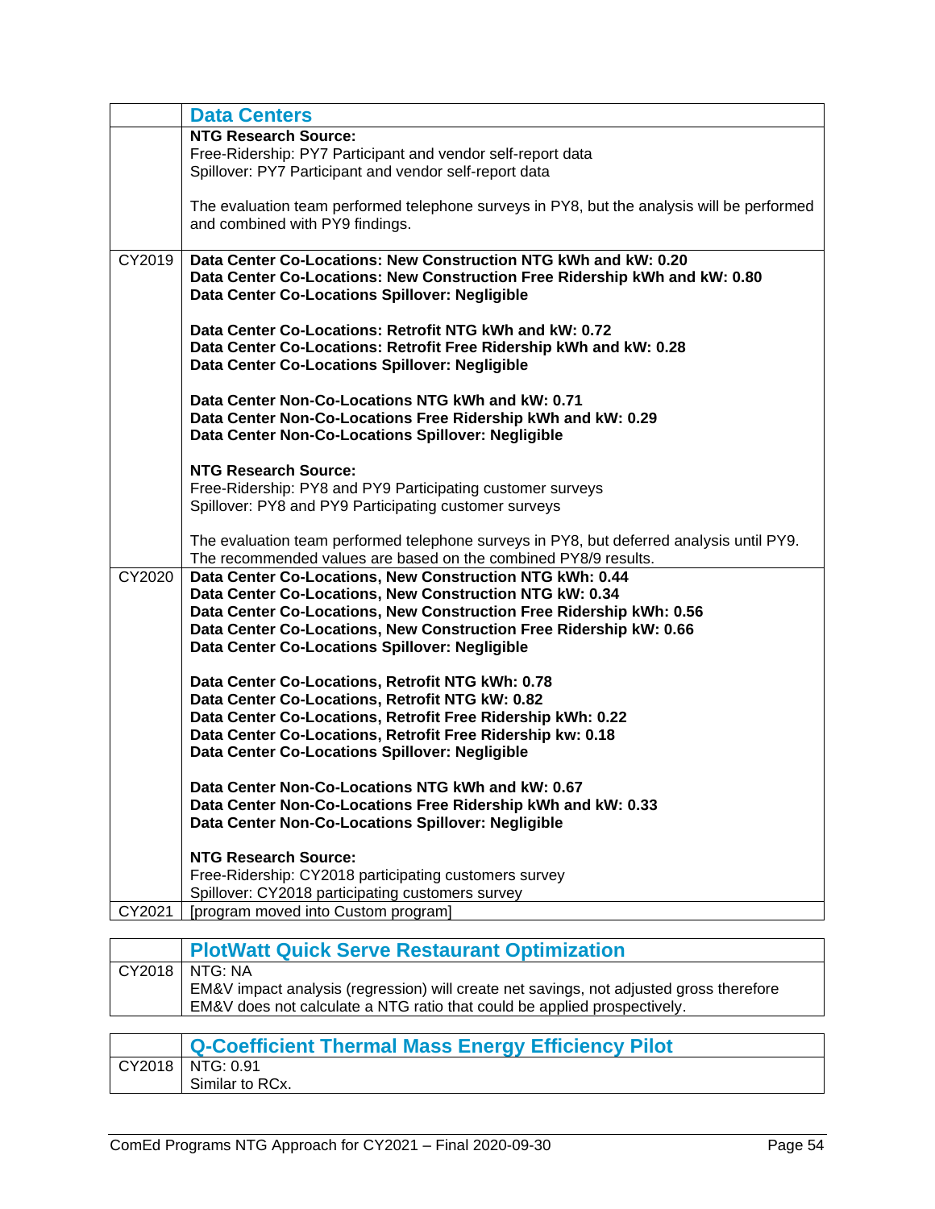| | Data Centers |
|---|---|
| | **NTG Research Source:**<br>Free-Ridership: PY7 Participant and vendor self-report data<br>Spillover: PY7 Participant and vendor self-report data<br><br>The evaluation team performed telephone surveys in PY8, but the analysis will be performed and combined with PY9 findings. |
| CY2019 | **Data Center Co-Locations: New Construction NTG kWh and kW: 0.20**<br>**Data Center Co-Locations: New Construction Free Ridership kWh and kW: 0.80**<br>**Data Center Co-Locations Spillover: Negligible**<br><br>**Data Center Co-Locations: Retrofit NTG kWh and kW: 0.72**<br>**Data Center Co-Locations: Retrofit Free Ridership kWh and kW: 0.28**<br>**Data Center Co-Locations Spillover: Negligible**<br><br>**Data Center Non-Co-Locations NTG kWh and kW: 0.71**<br>**Data Center Non-Co-Locations Free Ridership kWh and kW: 0.29**<br>**Data Center Non-Co-Locations Spillover: Negligible**<br><br>**NTG Research Source:**<br>Free-Ridership: PY8 and PY9 Participating customer surveys<br>Spillover: PY8 and PY9 Participating customer surveys<br><br>The evaluation team performed telephone surveys in PY8, but deferred analysis until PY9. The recommended values are based on the combined PY8/9 results. |
| CY2020 | **Data Center Co-Locations, New Construction NTG kWh: 0.44**<br>**Data Center Co-Locations, New Construction NTG kW: 0.34**<br>**Data Center Co-Locations, New Construction Free Ridership kWh: 0.56**<br>**Data Center Co-Locations, New Construction Free Ridership kW: 0.66**<br>**Data Center Co-Locations Spillover: Negligible**<br><br>**Data Center Co-Locations, Retrofit NTG kWh: 0.78**<br>**Data Center Co-Locations, Retrofit NTG kW: 0.82**<br>**Data Center Co-Locations, Retrofit Free Ridership kWh: 0.22**<br>**Data Center Co-Locations, Retrofit Free Ridership kw: 0.18**<br>**Data Center Co-Locations Spillover: Negligible**<br><br>**Data Center Non-Co-Locations NTG kWh and kW: 0.67**<br>**Data Center Non-Co-Locations Free Ridership kWh and kW: 0.33**<br>**Data Center Non-Co-Locations Spillover: Negligible**<br><br>**NTG Research Source:**<br>Free-Ridership: CY2018 participating customers survey<br>Spillover: CY2018 participating customers survey |
| CY2021 | [program moved into Custom program] |

| | PlotWatt Quick Serve Restaurant Optimization |
|---|---|
| CY2018 | NTG: NA<br>EM&V impact analysis (regression) will create net savings, not adjusted gross therefore EM&V does not calculate a NTG ratio that could be applied prospectively. |

| | Q-Coefficient Thermal Mass Energy Efficiency Pilot |
|---|---|
| CY2018 | NTG: 0.91<br>Similar to RCx. |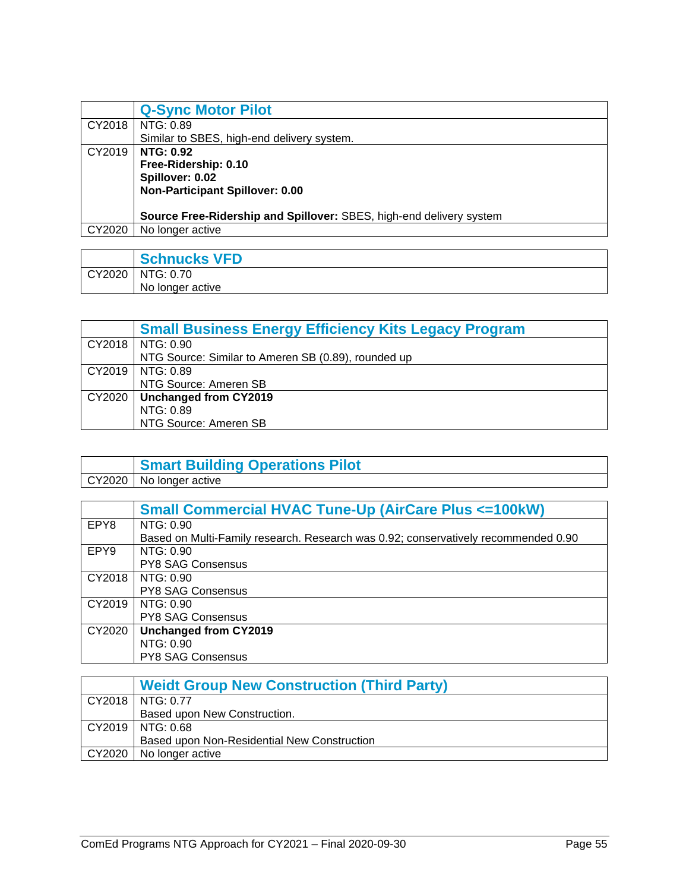| | **Q-Sync Motor Pilot** |
|---|---|
| CY2018 | NTG: 0.89<br>Similar to SBES, high-end delivery system. |
| CY2019 | **NTG: 0.92**<br>**Free-Ridership: 0.10**<br>**Spillover: 0.02**<br>**Non-Participant Spillover: 0.00**<br><br>**Source Free-Ridership and Spillover:** SBES, high-end delivery system |
| CY2020 | No longer active |

| | **Schnucks VFD** |
|---|---|
| CY2020 | NTG: 0.70<br>No longer active |

| | **Small Business Energy Efficiency Kits Legacy Program** |
|---|---|
| CY2018 | NTG: 0.90<br>NTG Source: Similar to Ameren SB (0.89), rounded up |
| CY2019 | NTG: 0.89<br>NTG Source: Ameren SB |
| CY2020 | **Unchanged from CY2019**<br>NTG: 0.89<br>NTG Source: Ameren SB |

| | **Smart Building Operations Pilot** |
|---|---|
| CY2020 | No longer active |

| | **Small Commercial HVAC Tune-Up (AirCare Plus <=100kW)** |
|---|---|
| EPY8 | NTG: 0.90<br>Based on Multi-Family research. Research was 0.92; conservatively recommended 0.90 |
| EPY9 | NTG: 0.90<br>PY8 SAG Consensus |
| CY2018 | NTG: 0.90<br>PY8 SAG Consensus |
| CY2019 | NTG: 0.90<br>PY8 SAG Consensus |
| CY2020 | **Unchanged from CY2019**<br>NTG: 0.90<br>PY8 SAG Consensus |

| | **Weidt Group New Construction (Third Party)** |
|---|---|
| CY2018 | NTG: 0.77<br>Based upon New Construction. |
| CY2019 | NTG: 0.68<br>Based upon Non-Residential New Construction |
| CY2020 | No longer active |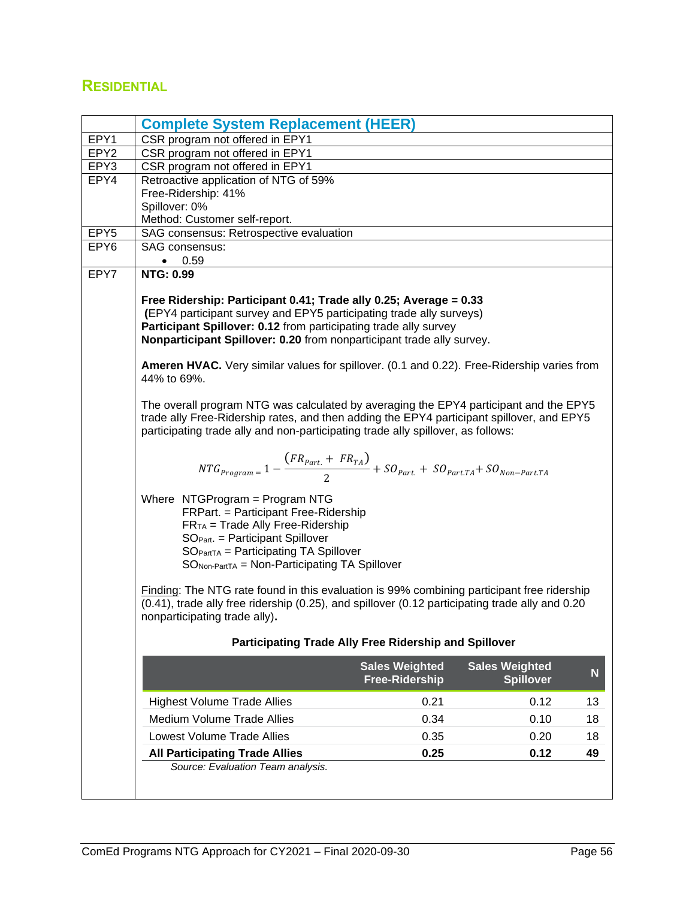## RESIDENTIAL

| | Complete System Replacement (HEER) |
|---|---|
| EPY1 | CSR program not offered in EPY1 |
| EPY2 | CSR program not offered in EPY1 |
| EPY3 | CSR program not offered in EPY1 |
| EPY4 | Retroactive application of NTG of 59%<br>Free-Ridership: 41%<br>Spillover: 0%<br>Method: Customer self-report. |
| EPY5 | SAG consensus: Retrospective evaluation |
| EPY6 | SAG consensus:<br>• 0.59 |
| EPY7 | **NTG: 0.99**<br><br>**Free Ridership: Participant 0.41; Trade ally 0.25; Average = 0.33**<br>**(**EPY4 participant survey and EPY5 participating trade ally surveys)<br>**Participant Spillover: 0.12** from participating trade ally survey<br>**Nonparticipant Spillover: 0.20** from nonparticipant trade ally survey.<br><br>**Ameren HVAC.** Very similar values for spillover. (0.1 and 0.22). Free-Ridership varies from 44% to 69%.<br><br>The overall program NTG was calculated by averaging the EPY4 participant and the EPY5 trade ally Free-Ridership rates, and then adding the EPY4 participant spillover, and EPY5 participating trade ally and non-participating trade ally spillover, as follows:<br><br>$NTG_{Program} = 1 - \frac{(FR_{Part.} + FR_{TA})}{2} + SO_{Part.} + SO_{Part.TA} + SO_{Non-Part.TA}$<br><br>Where NTGProgram = Program NTG<br>FRPart. = Participant Free-Ridership<br>$FR_{TA}$ = Trade Ally Free-Ridership<br>$SO_{Part.}$ = Participant Spillover<br>$SO_{PartTA}$ = Participating TA Spillover<br>$SO_{Non-PartTA}$ = Non-Participating TA Spillover<br><br>Finding: The NTG rate found in this evaluation is 99% combining participant free ridership (0.41), trade ally free ridership (0.25), and spillover (0.12 participating trade ally and 0.20 nonparticipating trade ally). |

**Participating Trade Ally Free Ridership and Spillover**

| | Sales Weighted Free-Ridership | Sales Weighted Spillover | N |
|---|---|---|---|
| Highest Volume Trade Allies | 0.21 | 0.12 | 13 |
| Medium Volume Trade Allies | 0.34 | 0.10 | 18 |
| Lowest Volume Trade Allies | 0.35 | 0.20 | 18 |
| **All Participating Trade Allies** | **0.25** | **0.12** | **49** |

*Source: Evaluation Team analysis.*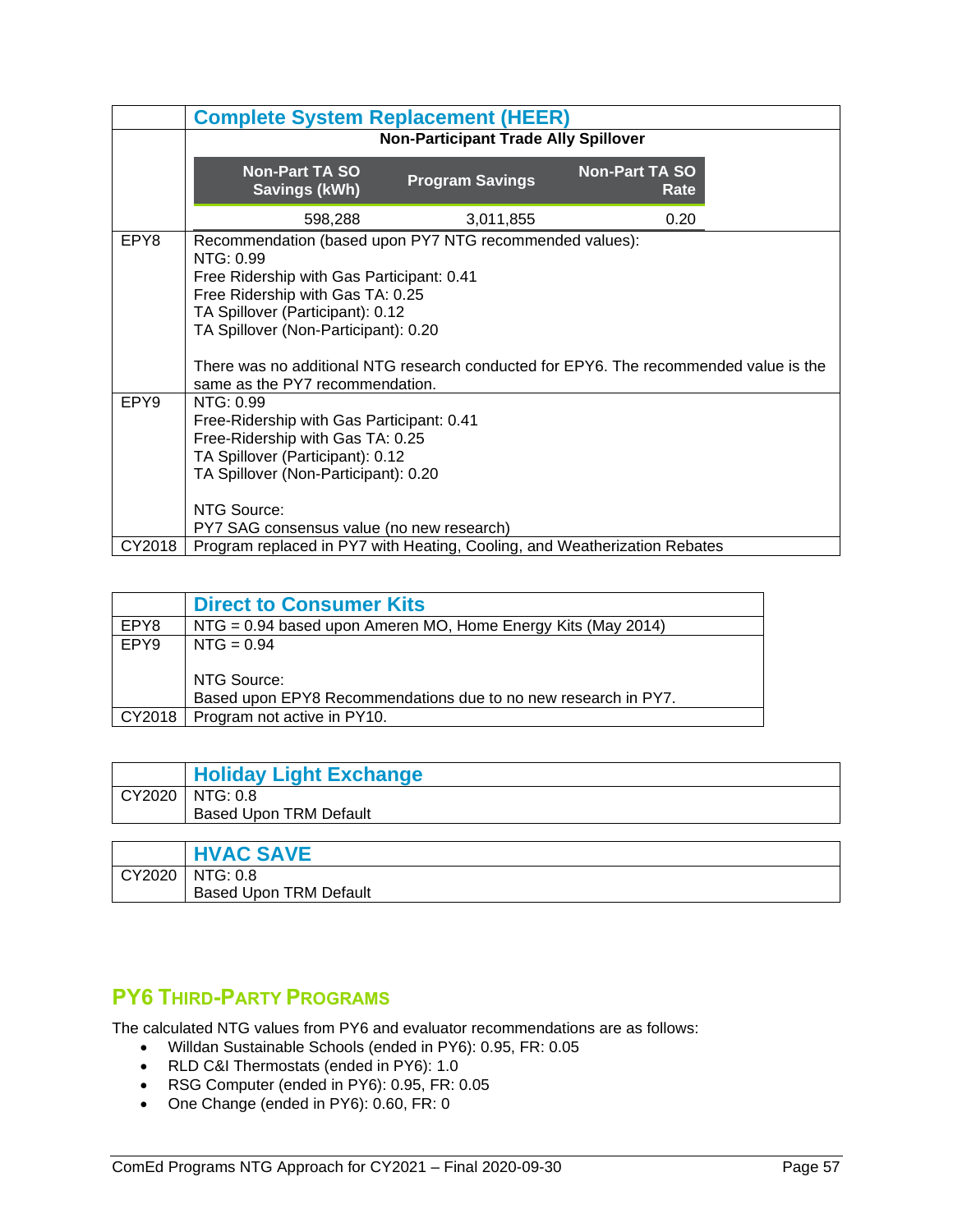| | Complete System Replacement (HEER) |
|---|---|
| | **Non-Participant Trade Ally Spillover**<br><br>\| Non-Part TA SO Savings (kWh) \| Program Savings \| Non-Part TA SO Rate \|<br>\|---\|---\|---\|<br>\| 598,288 \| 3,011,855 \| 0.20 \| |
| EPY8 | Recommendation (based upon PY7 NTG recommended values):<br>NTG: 0.99<br>Free Ridership with Gas Participant: 0.41<br>Free Ridership with Gas TA: 0.25<br>TA Spillover (Participant): 0.12<br>TA Spillover (Non-Participant): 0.20<br><br>There was no additional NTG research conducted for EPY6. The recommended value is the same as the PY7 recommendation. |
| EPY9 | NTG: 0.99<br>Free-Ridership with Gas Participant: 0.41<br>Free-Ridership with Gas TA: 0.25<br>TA Spillover (Participant): 0.12<br>TA Spillover (Non-Participant): 0.20<br><br>NTG Source:<br>PY7 SAG consensus value (no new research) |
| CY2018 | Program replaced in PY7 with Heating, Cooling, and Weatherization Rebates |

| | Direct to Consumer Kits |
|---|---|
| EPY8 | NTG = 0.94 based upon Ameren MO, Home Energy Kits (May 2014) |
| EPY9 | NTG = 0.94<br><br>NTG Source:<br>Based upon EPY8 Recommendations due to no new research in PY7. |
| CY2018 | Program not active in PY10. |

| | Holiday Light Exchange |
|---|---|
| CY2020 | NTG: 0.8<br>Based Upon TRM Default |

| | HVAC SAVE |
|---|---|
| CY2020 | NTG: 0.8<br>Based Upon TRM Default |

## PY6 Third-Party Programs

The calculated NTG values from PY6 and evaluator recommendations are as follows:

- Willdan Sustainable Schools (ended in PY6): 0.95, FR: 0.05
- RLD C&I Thermostats (ended in PY6): 1.0
- RSG Computer (ended in PY6): 0.95, FR: 0.05
- One Change (ended in PY6): 0.60, FR: 0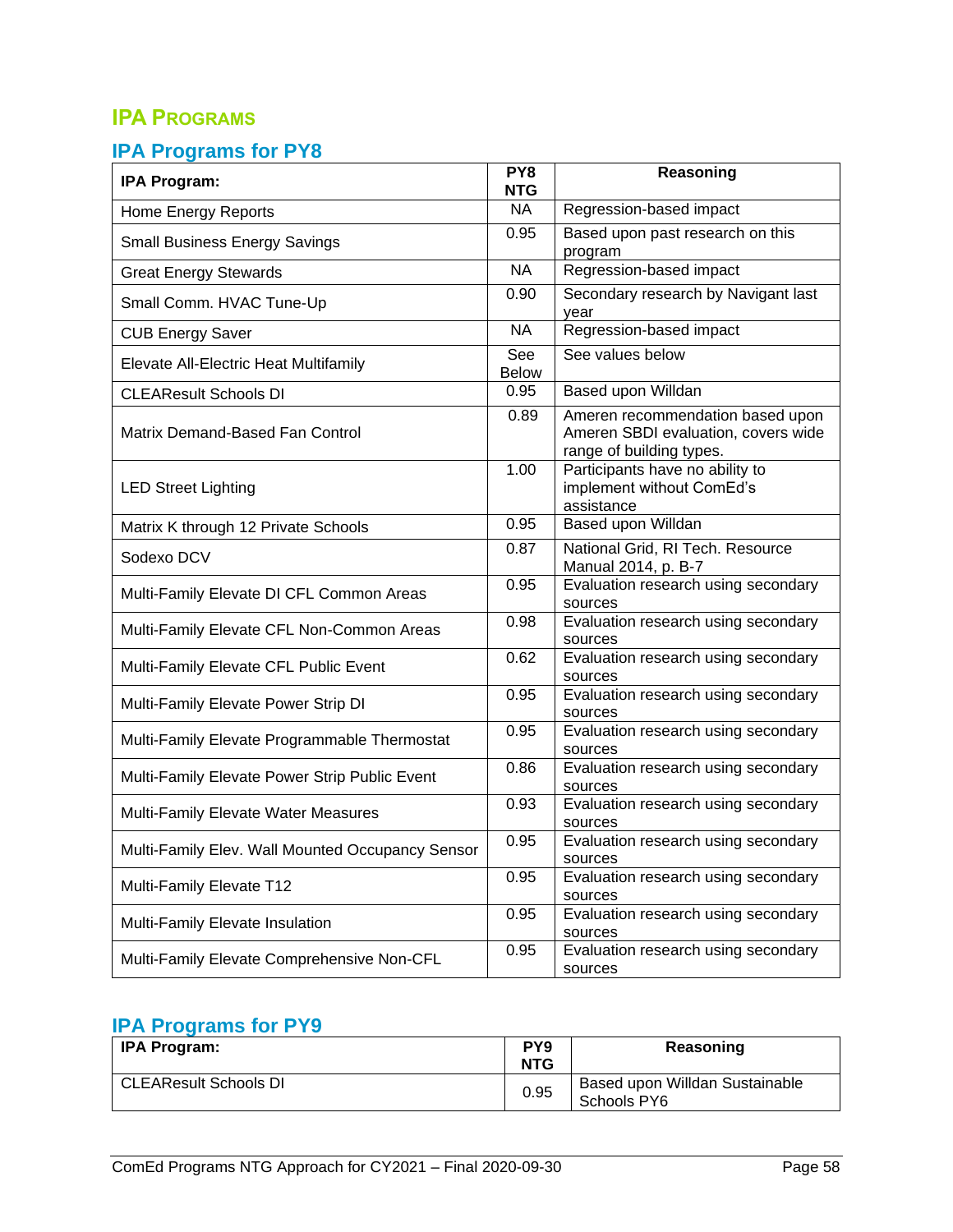## IPA Programs

### IPA Programs for PY8

| IPA Program: | PY8 NTG | Reasoning |
|---|---|---|
| Home Energy Reports | NA | Regression-based impact |
| Small Business Energy Savings | 0.95 | Based upon past research on this program |
| Great Energy Stewards | NA | Regression-based impact |
| Small Comm. HVAC Tune-Up | 0.90 | Secondary research by Navigant last year |
| CUB Energy Saver | NA | Regression-based impact |
| Elevate All-Electric Heat Multifamily | See Below | See values below |
| CLEAResult Schools DI | 0.95 | Based upon Willdan |
| Matrix Demand-Based Fan Control | 0.89 | Ameren recommendation based upon Ameren SBDI evaluation, covers wide range of building types. |
| LED Street Lighting | 1.00 | Participants have no ability to implement without ComEd's assistance |
| Matrix K through 12 Private Schools | 0.95 | Based upon Willdan |
| Sodexo DCV | 0.87 | National Grid, RI Tech. Resource Manual 2014, p. B-7 |
| Multi-Family Elevate DI CFL Common Areas | 0.95 | Evaluation research using secondary sources |
| Multi-Family Elevate CFL Non-Common Areas | 0.98 | Evaluation research using secondary sources |
| Multi-Family Elevate CFL Public Event | 0.62 | Evaluation research using secondary sources |
| Multi-Family Elevate Power Strip DI | 0.95 | Evaluation research using secondary sources |
| Multi-Family Elevate Programmable Thermostat | 0.95 | Evaluation research using secondary sources |
| Multi-Family Elevate Power Strip Public Event | 0.86 | Evaluation research using secondary sources |
| Multi-Family Elevate Water Measures | 0.93 | Evaluation research using secondary sources |
| Multi-Family Elev. Wall Mounted Occupancy Sensor | 0.95 | Evaluation research using secondary sources |
| Multi-Family Elevate T12 | 0.95 | Evaluation research using secondary sources |
| Multi-Family Elevate Insulation | 0.95 | Evaluation research using secondary sources |
| Multi-Family Elevate Comprehensive Non-CFL | 0.95 | Evaluation research using secondary sources |

### IPA Programs for PY9

| IPA Program: | PY9 NTG | Reasoning |
|---|---|---|
| CLEAResult Schools DI | 0.95 | Based upon Willdan Sustainable Schools PY6 |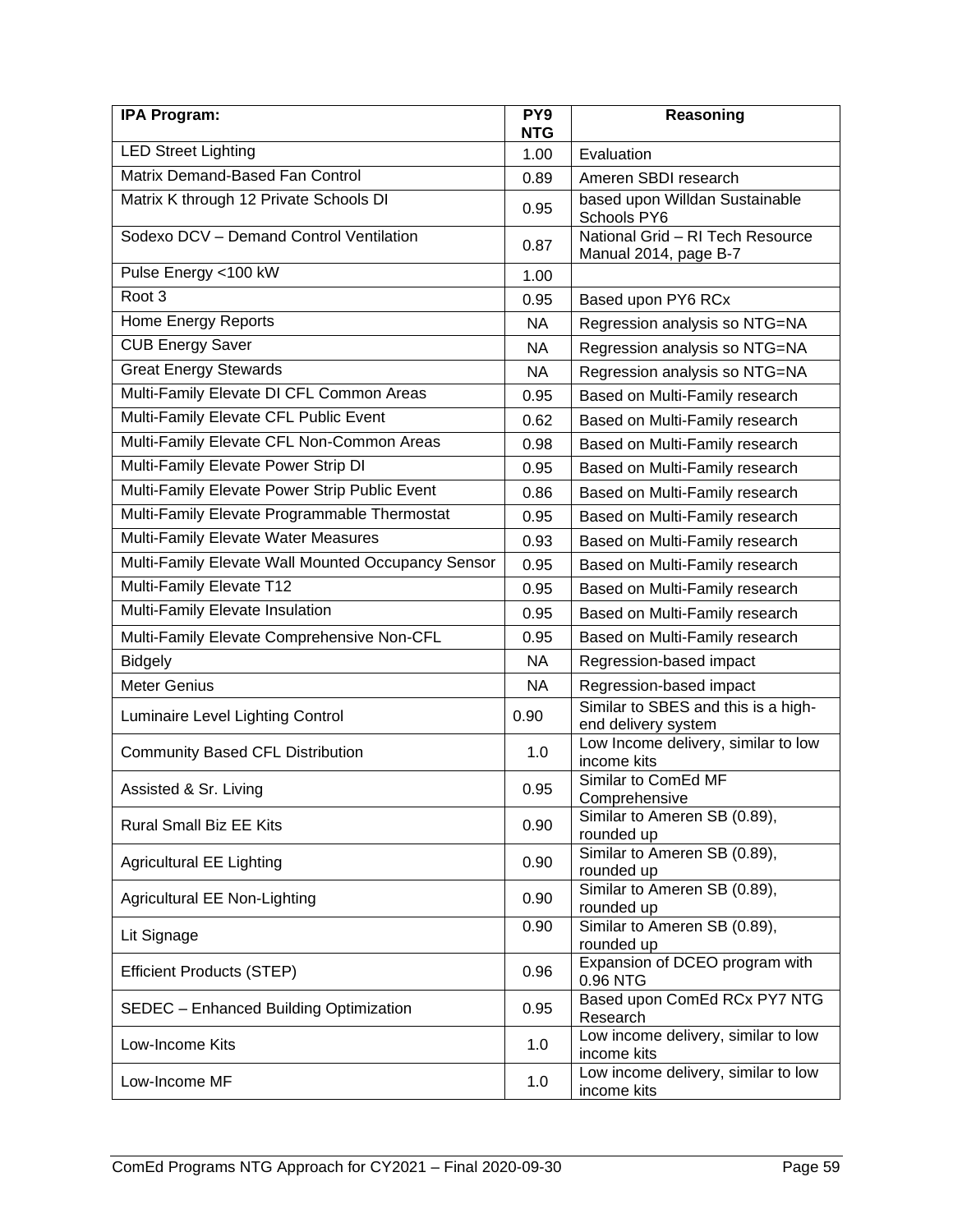| IPA Program: | PY9 NTG | Reasoning |
|---|---|---|
| LED Street Lighting | 1.00 | Evaluation |
| Matrix Demand-Based Fan Control | 0.89 | Ameren SBDI research |
| Matrix K through 12 Private Schools DI | 0.95 | based upon Willdan Sustainable Schools PY6 |
| Sodexo DCV – Demand Control Ventilation | 0.87 | National Grid – RI Tech Resource Manual 2014, page B-7 |
| Pulse Energy <100 kW | 1.00 | |
| Root 3 | 0.95 | Based upon PY6 RCx |
| Home Energy Reports | NA | Regression analysis so NTG=NA |
| CUB Energy Saver | NA | Regression analysis so NTG=NA |
| Great Energy Stewards | NA | Regression analysis so NTG=NA |
| Multi-Family Elevate DI CFL Common Areas | 0.95 | Based on Multi-Family research |
| Multi-Family Elevate CFL Public Event | 0.62 | Based on Multi-Family research |
| Multi-Family Elevate CFL Non-Common Areas | 0.98 | Based on Multi-Family research |
| Multi-Family Elevate Power Strip DI | 0.95 | Based on Multi-Family research |
| Multi-Family Elevate Power Strip Public Event | 0.86 | Based on Multi-Family research |
| Multi-Family Elevate Programmable Thermostat | 0.95 | Based on Multi-Family research |
| Multi-Family Elevate Water Measures | 0.93 | Based on Multi-Family research |
| Multi-Family Elevate Wall Mounted Occupancy Sensor | 0.95 | Based on Multi-Family research |
| Multi-Family Elevate T12 | 0.95 | Based on Multi-Family research |
| Multi-Family Elevate Insulation | 0.95 | Based on Multi-Family research |
| Multi-Family Elevate Comprehensive Non-CFL | 0.95 | Based on Multi-Family research |
| Bidgely | NA | Regression-based impact |
| Meter Genius | NA | Regression-based impact |
| Luminaire Level Lighting Control | 0.90 | Similar to SBES and this is a high-end delivery system |
| Community Based CFL Distribution | 1.0 | Low Income delivery, similar to low income kits |
| Assisted & Sr. Living | 0.95 | Similar to ComEd MF Comprehensive |
| Rural Small Biz EE Kits | 0.90 | Similar to Ameren SB (0.89), rounded up |
| Agricultural EE Lighting | 0.90 | Similar to Ameren SB (0.89), rounded up |
| Agricultural EE Non-Lighting | 0.90 | Similar to Ameren SB (0.89), rounded up |
| Lit Signage | 0.90 | Similar to Ameren SB (0.89), rounded up |
| Efficient Products (STEP) | 0.96 | Expansion of DCEO program with 0.96 NTG |
| SEDEC – Enhanced Building Optimization | 0.95 | Based upon ComEd RCx PY7 NTG Research |
| Low-Income Kits | 1.0 | Low income delivery, similar to low income kits |
| Low-Income MF | 1.0 | Low income delivery, similar to low income kits |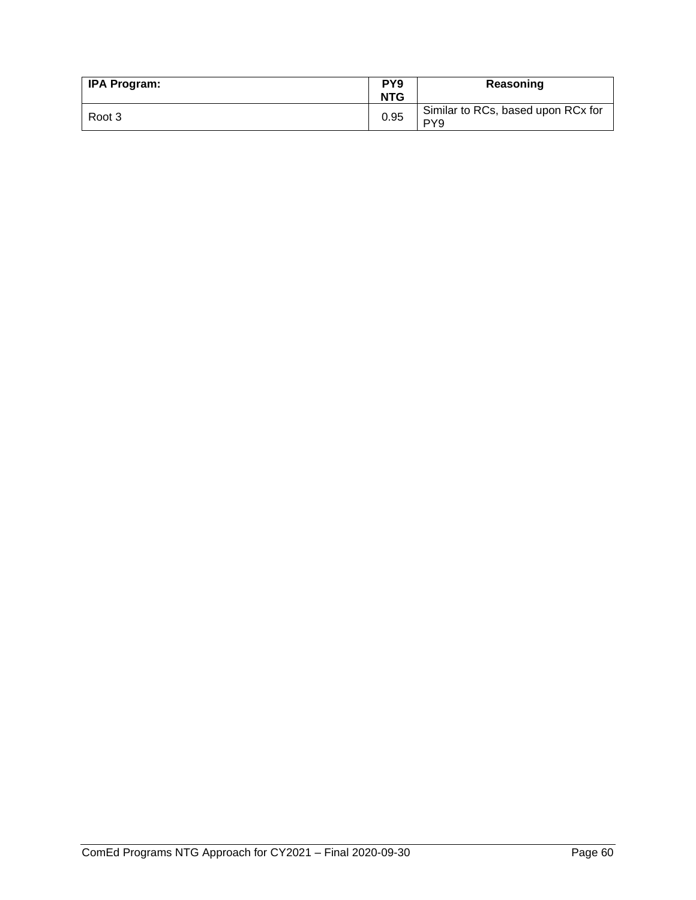| IPA Program: | PY9 NTG | Reasoning |
| --- | --- | --- |
| Root 3 | 0.95 | Similar to RCs, based upon RCx for PY9 |